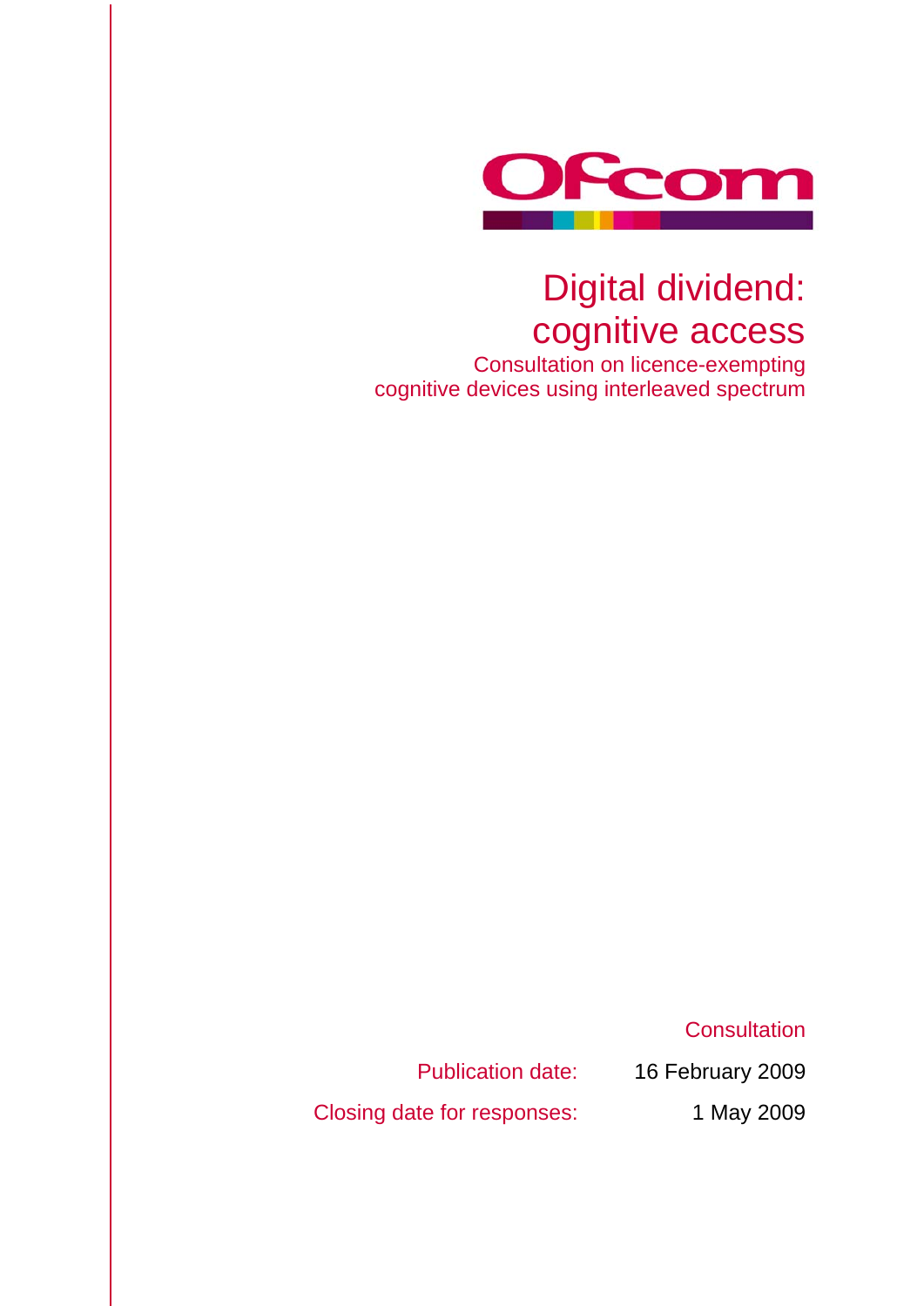Ofcom

# Digital dividend: cognitive access

## Consultation on licence-exempting cognitive devices using interleaved spectrum

Consultation

Publication date: 16 February 2009

Closing date for responses: 1 May 2009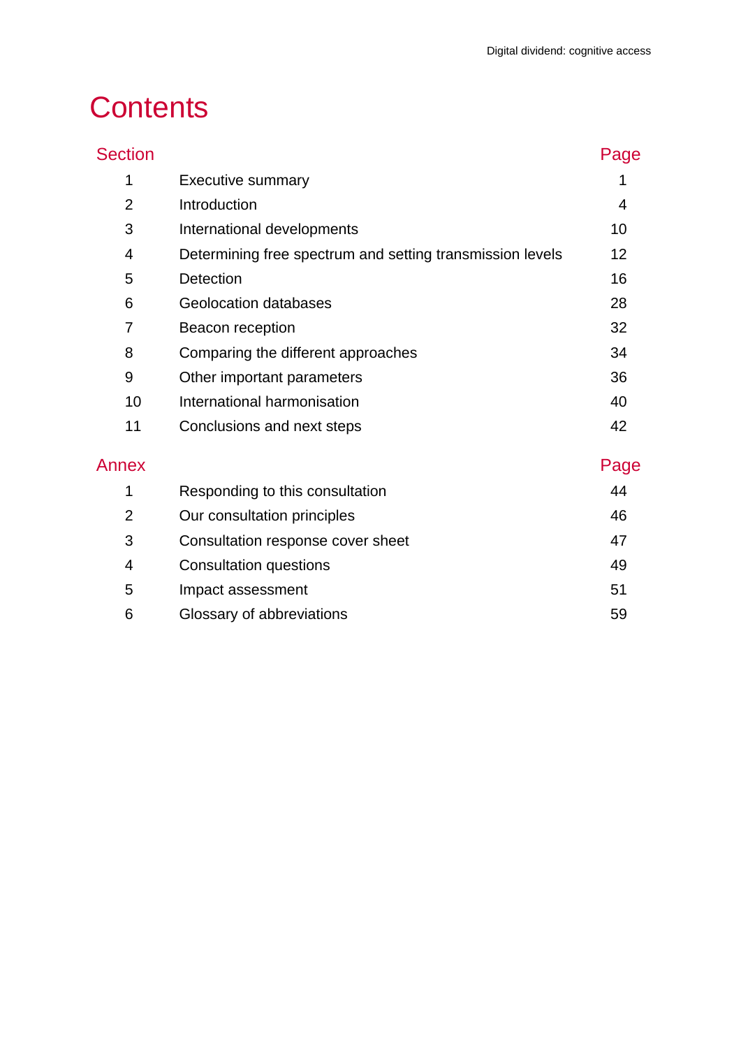# Contents

| Section | | Page |
|---|---|---|
| 1 | Executive summary | 1 |
| 2 | Introduction | 4 |
| 3 | International developments | 10 |
| 4 | Determining free spectrum and setting transmission levels | 12 |
| 5 | Detection | 16 |
| 6 | Geolocation databases | 28 |
| 7 | Beacon reception | 32 |
| 8 | Comparing the different approaches | 34 |
| 9 | Other important parameters | 36 |
| 10 | International harmonisation | 40 |
| 11 | Conclusions and next steps | 42 |

| Annex | | Page |
|---|---|---|
| 1 | Responding to this consultation | 44 |
| 2 | Our consultation principles | 46 |
| 3 | Consultation response cover sheet | 47 |
| 4 | Consultation questions | 49 |
| 5 | Impact assessment | 51 |
| 6 | Glossary of abbreviations | 59 |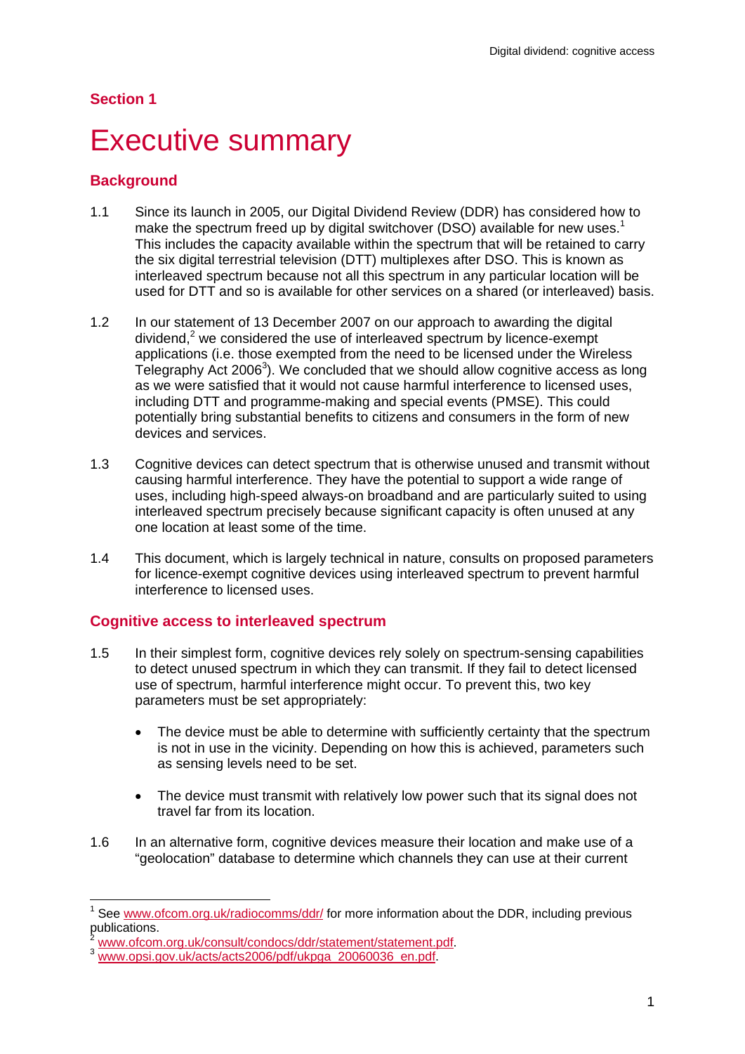## Section 1

# Executive summary

### Background

1.1 Since its launch in 2005, our Digital Dividend Review (DDR) has considered how to make the spectrum freed up by digital switchover (DSO) available for new uses.[1] This includes the capacity available within the spectrum that will be retained to carry the six digital terrestrial television (DTT) multiplexes after DSO. This is known as interleaved spectrum because not all this spectrum in any particular location will be used for DTT and so is available for other services on a shared (or interleaved) basis.

1.2 In our statement of 13 December 2007 on our approach to awarding the digital dividend,[2] we considered the use of interleaved spectrum by licence-exempt applications (i.e. those exempted from the need to be licensed under the Wireless Telegraphy Act 2006[3]). We concluded that we should allow cognitive access as long as we were satisfied that it would not cause harmful interference to licensed uses, including DTT and programme-making and special events (PMSE). This could potentially bring substantial benefits to citizens and consumers in the form of new devices and services.

1.3 Cognitive devices can detect spectrum that is otherwise unused and transmit without causing harmful interference. They have the potential to support a wide range of uses, including high-speed always-on broadband and are particularly suited to using interleaved spectrum precisely because significant capacity is often unused at any one location at least some of the time.

1.4 This document, which is largely technical in nature, consults on proposed parameters for licence-exempt cognitive devices using interleaved spectrum to prevent harmful interference to licensed uses.

### Cognitive access to interleaved spectrum

1.5 In their simplest form, cognitive devices rely solely on spectrum-sensing capabilities to detect unused spectrum in which they can transmit. If they fail to detect licensed use of spectrum, harmful interference might occur. To prevent this, two key parameters must be set appropriately:

- The device must be able to determine with sufficiently certainty that the spectrum is not in use in the vicinity. Depending on how this is achieved, parameters such as sensing levels need to be set.
- The device must transmit with relatively low power such that its signal does not travel far from its location.

1.6 In an alternative form, cognitive devices measure their location and make use of a "geolocation" database to determine which channels they can use at their current

---

[1] See www.ofcom.org.uk/radiocomms/ddr/ for more information about the DDR, including previous publications.

[2] www.ofcom.org.uk/consult/condocs/ddr/statement/statement.pdf.

[3] www.opsi.gov.uk/acts/acts2006/pdf/ukpga_20060036_en.pdf.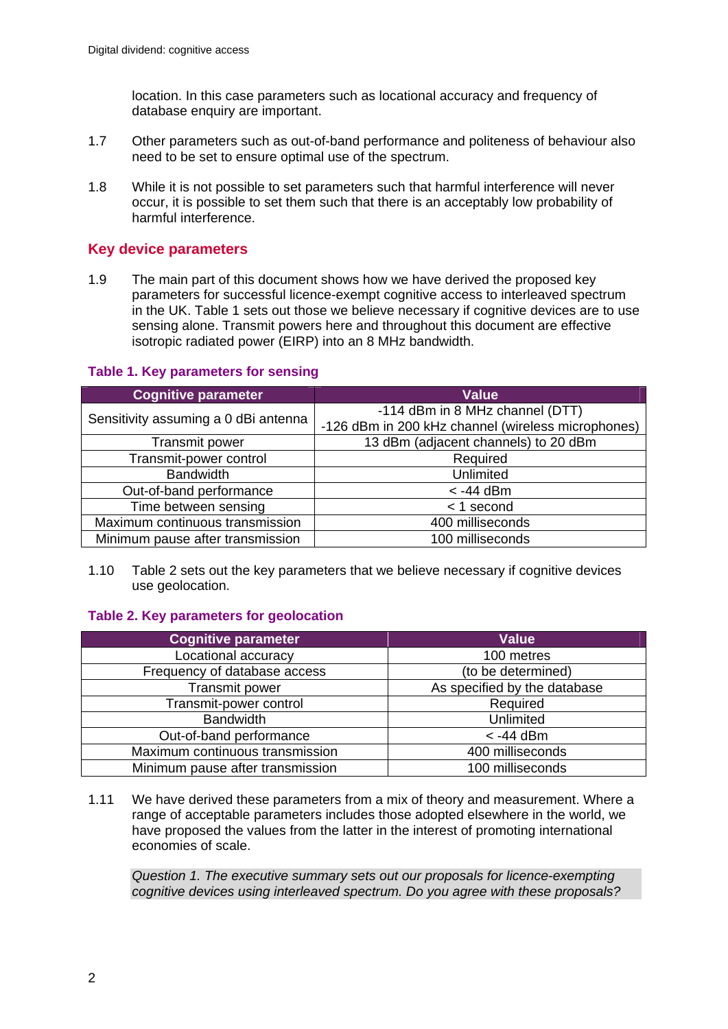location. In this case parameters such as locational accuracy and frequency of database enquiry are important.

1.7 Other parameters such as out-of-band performance and politeness of behaviour also need to be set to ensure optimal use of the spectrum.

1.8 While it is not possible to set parameters such that harmful interference will never occur, it is possible to set them such that there is an acceptably low probability of harmful interference.

## Key device parameters

1.9 The main part of this document shows how we have derived the proposed key parameters for successful licence-exempt cognitive access to interleaved spectrum in the UK. Table 1 sets out those we believe necessary if cognitive devices are to use sensing alone. Transmit powers here and throughout this document are effective isotropic radiated power (EIRP) into an 8 MHz bandwidth.

### Table 1. Key parameters for sensing

| Cognitive parameter | Value |
| --- | --- |
| Sensitivity assuming a 0 dBi antenna | -114 dBm in 8 MHz channel (DTT)<br>-126 dBm in 200 kHz channel (wireless microphones) |
| Transmit power | 13 dBm (adjacent channels) to 20 dBm |
| Transmit-power control | Required |
| Bandwidth | Unlimited |
| Out-of-band performance | < -44 dBm |
| Time between sensing | < 1 second |
| Maximum continuous transmission | 400 milliseconds |
| Minimum pause after transmission | 100 milliseconds |

1.10 Table 2 sets out the key parameters that we believe necessary if cognitive devices use geolocation.

### Table 2. Key parameters for geolocation

| Cognitive parameter | Value |
| --- | --- |
| Locational accuracy | 100 metres |
| Frequency of database access | (to be determined) |
| Transmit power | As specified by the database |
| Transmit-power control | Required |
| Bandwidth | Unlimited |
| Out-of-band performance | < -44 dBm |
| Maximum continuous transmission | 400 milliseconds |
| Minimum pause after transmission | 100 milliseconds |

1.11 We have derived these parameters from a mix of theory and measurement. Where a range of acceptable parameters includes those adopted elsewhere in the world, we have proposed the values from the latter in the interest of promoting international economies of scale.

*Question 1. The executive summary sets out our proposals for licence-exempting cognitive devices using interleaved spectrum. Do you agree with these proposals?*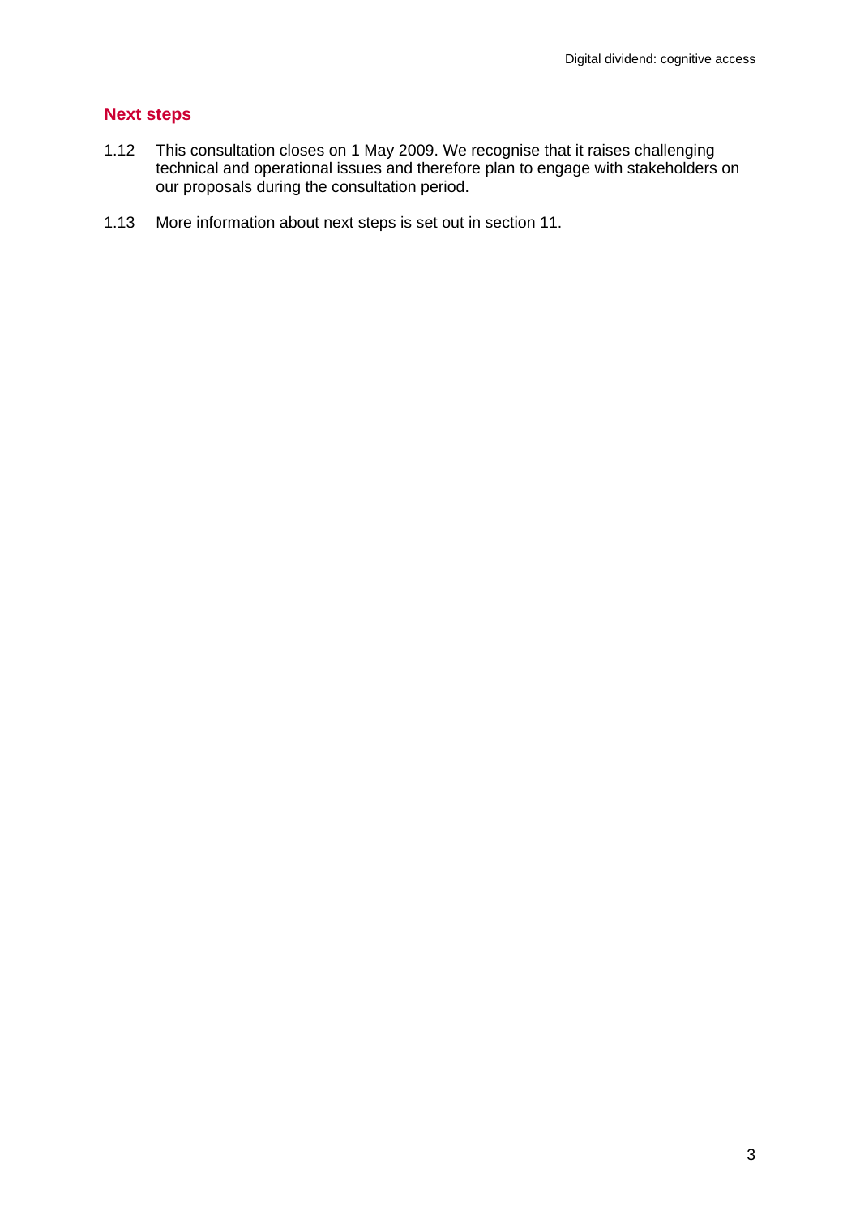## Next steps

1.12 This consultation closes on 1 May 2009. We recognise that it raises challenging technical and operational issues and therefore plan to engage with stakeholders on our proposals during the consultation period.

1.13 More information about next steps is set out in section 11.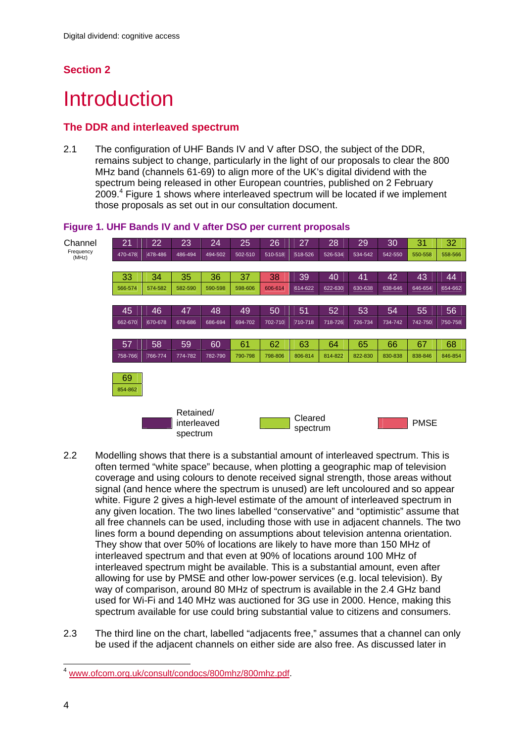## Section 2

# Introduction

### The DDR and interleaved spectrum

2.1 The configuration of UHF Bands IV and V after DSO, the subject of the DDR, remains subject to change, particularly in the light of our proposals to clear the 800 MHz band (channels 61-69) to align more of the UK's digital dividend with the spectrum being released in other European countries, published on 2 February 2009.[4] Figure 1 shows where interleaved spectrum will be located if we implement those proposals as set out in our consultation document.

**Figure 1. UHF Bands IV and V after DSO per current proposals**

| Channel | Frequency (MHz) | Status |
|---|---|---|
| 21 | 470-478 | Retained/interleaved spectrum |
| 22 | 478-486 | Retained/interleaved spectrum |
| 23 | 486-494 | Retained/interleaved spectrum |
| 24 | 494-502 | Retained/interleaved spectrum |
| 25 | 502-510 | Retained/interleaved spectrum |
| 26 | 510-518 | Retained/interleaved spectrum |
| 27 | 518-526 | Retained/interleaved spectrum |
| 28 | 526-534 | Retained/interleaved spectrum |
| 29 | 534-542 | Retained/interleaved spectrum |
| 30 | 542-550 | Retained/interleaved spectrum |
| 31 | 550-558 | Cleared spectrum |
| 32 | 558-566 | Cleared spectrum |
| 33 | 566-574 | Cleared spectrum |
| 34 | 574-582 | Cleared spectrum |
| 35 | 582-590 | Cleared spectrum |
| 36 | 590-598 | Cleared spectrum |
| 37 | 598-606 | Cleared spectrum |
| 38 | 606-614 | PMSE |
| 39 | 614-622 | Retained/interleaved spectrum |
| 40 | 622-630 | Retained/interleaved spectrum |
| 41 | 630-638 | Retained/interleaved spectrum |
| 42 | 638-646 | Retained/interleaved spectrum |
| 43 | 646-654 | Retained/interleaved spectrum |
| 44 | 654-662 | Retained/interleaved spectrum |
| 45 | 662-670 | Retained/interleaved spectrum |
| 46 | 670-678 | Retained/interleaved spectrum |
| 47 | 678-686 | Retained/interleaved spectrum |
| 48 | 686-694 | Retained/interleaved spectrum |
| 49 | 694-702 | Retained/interleaved spectrum |
| 50 | 702-710 | Retained/interleaved spectrum |
| 51 | 710-718 | Retained/interleaved spectrum |
| 52 | 718-726 | Retained/interleaved spectrum |
| 53 | 726-734 | Retained/interleaved spectrum |
| 54 | 734-742 | Retained/interleaved spectrum |
| 55 | 742-750 | Retained/interleaved spectrum |
| 56 | 750-758 | Retained/interleaved spectrum |
| 57 | 758-766 | Retained/interleaved spectrum |
| 58 | 766-774 | Retained/interleaved spectrum |
| 59 | 774-782 | Retained/interleaved spectrum |
| 60 | 782-790 | Retained/interleaved spectrum |
| 61 | 790-798 | Cleared spectrum |
| 62 | 798-806 | Cleared spectrum |
| 63 | 806-814 | Cleared spectrum |
| 64 | 814-822 | Cleared spectrum |
| 65 | 822-830 | Cleared spectrum |
| 66 | 830-838 | Cleared spectrum |
| 67 | 838-846 | Cleared spectrum |
| 68 | 846-854 | Cleared spectrum |
| 69 | 854-862 | Cleared spectrum |

2.2 Modelling shows that there is a substantial amount of interleaved spectrum. This is often termed "white space" because, when plotting a geographic map of television coverage and using colours to denote received signal strength, those areas without signal (and hence where the spectrum is unused) are left uncoloured and so appear white. Figure 2 gives a high-level estimate of the amount of interleaved spectrum in any given location. The two lines labelled "conservative" and "optimistic" assume that all free channels can be used, including those with use in adjacent channels. The two lines form a bound depending on assumptions about television antenna orientation. They show that over 50% of locations are likely to have more than 150 MHz of interleaved spectrum and that even at 90% of locations around 100 MHz of interleaved spectrum might be available. This is a substantial amount, even after allowing for use by PMSE and other low-power services (e.g. local television). By way of comparison, around 80 MHz of spectrum is available in the 2.4 GHz band used for Wi-Fi and 140 MHz was auctioned for 3G use in 2000. Hence, making this spectrum available for use could bring substantial value to citizens and consumers.

2.3 The third line on the chart, labelled "adjacents free," assumes that a channel can only be used if the adjacent channels on either side are also free. As discussed later in

[4] www.ofcom.org.uk/consult/condocs/800mhz/800mhz.pdf.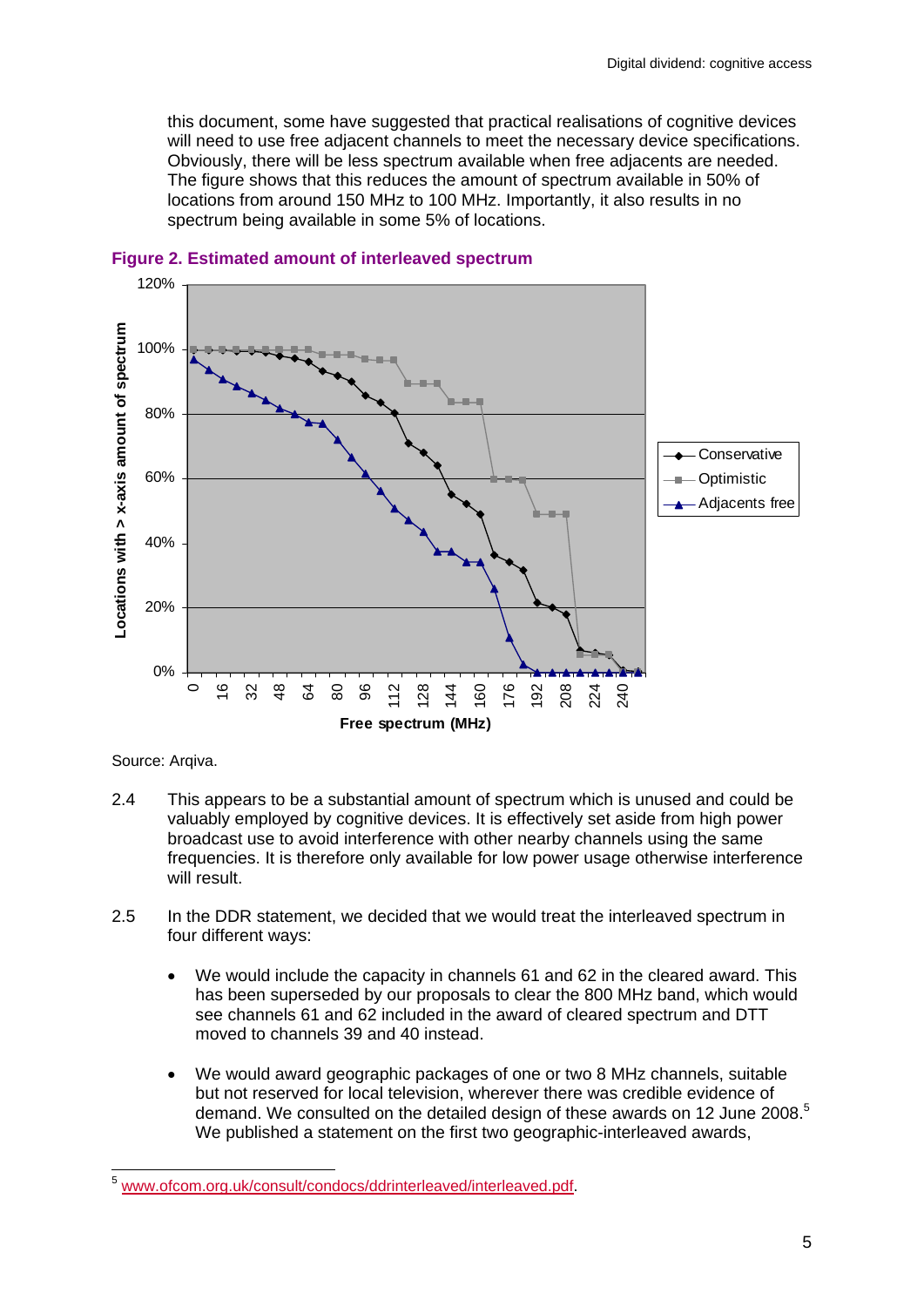this document, some have suggested that practical realisations of cognitive devices will need to use free adjacent channels to meet the necessary device specifications. Obviously, there will be less spectrum available when free adjacents are needed. The figure shows that this reduces the amount of spectrum available in 50% of locations from around 150 MHz to 100 MHz. Importantly, it also results in no spectrum being available in some 5% of locations.

**Figure 2. Estimated amount of interleaved spectrum**

Source: Arqiva.

2.4 This appears to be a substantial amount of spectrum which is unused and could be valuably employed by cognitive devices. It is effectively set aside from high power broadcast use to avoid interference with other nearby channels using the same frequencies. It is therefore only available for low power usage otherwise interference will result.

2.5 In the DDR statement, we decided that we would treat the interleaved spectrum in four different ways:

- We would include the capacity in channels 61 and 62 in the cleared award. This has been superseded by our proposals to clear the 800 MHz band, which would see channels 61 and 62 included in the award of cleared spectrum and DTT moved to channels 39 and 40 instead.

- We would award geographic packages of one or two 8 MHz channels, suitable but not reserved for local television, wherever there was credible evidence of demand. We consulted on the detailed design of these awards on 12 June 2008.[5] We published a statement on the first two geographic-interleaved awards,

[5] www.ofcom.org.uk/consult/condocs/ddrinterleaved/interleaved.pdf.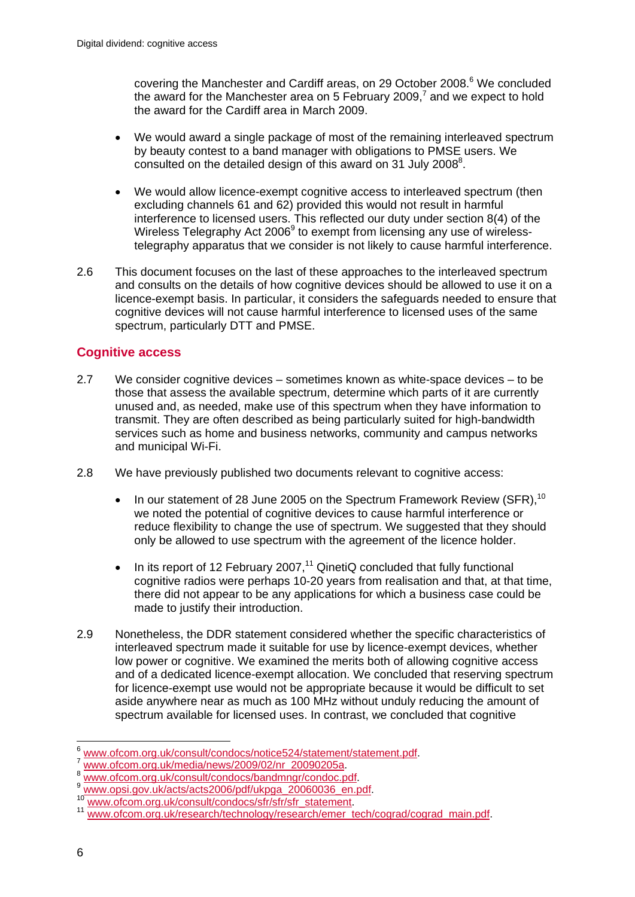covering the Manchester and Cardiff areas, on 29 October 2008.[6] We concluded the award for the Manchester area on 5 February 2009,[7] and we expect to hold the award for the Cardiff area in March 2009.

- We would award a single package of most of the remaining interleaved spectrum by beauty contest to a band manager with obligations to PMSE users. We consulted on the detailed design of this award on 31 July 2008[8].
- We would allow licence-exempt cognitive access to interleaved spectrum (then excluding channels 61 and 62) provided this would not result in harmful interference to licensed users. This reflected our duty under section 8(4) of the Wireless Telegraphy Act 2006[9] to exempt from licensing any use of wireless-telegraphy apparatus that we consider is not likely to cause harmful interference.

2.6 This document focuses on the last of these approaches to the interleaved spectrum and consults on the details of how cognitive devices should be allowed to use it on a licence-exempt basis. In particular, it considers the safeguards needed to ensure that cognitive devices will not cause harmful interference to licensed uses of the same spectrum, particularly DTT and PMSE.

## Cognitive access

2.7 We consider cognitive devices – sometimes known as white-space devices – to be those that assess the available spectrum, determine which parts of it are currently unused and, as needed, make use of this spectrum when they have information to transmit. They are often described as being particularly suited for high-bandwidth services such as home and business networks, community and campus networks and municipal Wi-Fi.

2.8 We have previously published two documents relevant to cognitive access:

- In our statement of 28 June 2005 on the Spectrum Framework Review (SFR),[10] we noted the potential of cognitive devices to cause harmful interference or reduce flexibility to change the use of spectrum. We suggested that they should only be allowed to use spectrum with the agreement of the licence holder.
- In its report of 12 February 2007,[11] QinetiQ concluded that fully functional cognitive radios were perhaps 10-20 years from realisation and that, at that time, there did not appear to be any applications for which a business case could be made to justify their introduction.

2.9 Nonetheless, the DDR statement considered whether the specific characteristics of interleaved spectrum made it suitable for use by licence-exempt devices, whether low power or cognitive. We examined the merits both of allowing cognitive access and of a dedicated licence-exempt allocation. We concluded that reserving spectrum for licence-exempt use would not be appropriate because it would be difficult to set aside anywhere near as much as 100 MHz without unduly reducing the amount of spectrum available for licensed uses. In contrast, we concluded that cognitive

[6] www.ofcom.org.uk/consult/condocs/notice524/statement/statement.pdf.
[7] www.ofcom.org.uk/media/news/2009/02/nr_20090205a.
[8] www.ofcom.org.uk/consult/condocs/bandmngr/condoc.pdf.
[9] www.opsi.gov.uk/acts/acts2006/pdf/ukpga_20060036_en.pdf.
[10] www.ofcom.org.uk/consult/condocs/sfr/sfr/sfr_statement.
[11] www.ofcom.org.uk/research/technology/research/emer_tech/cograd/cograd_main.pdf.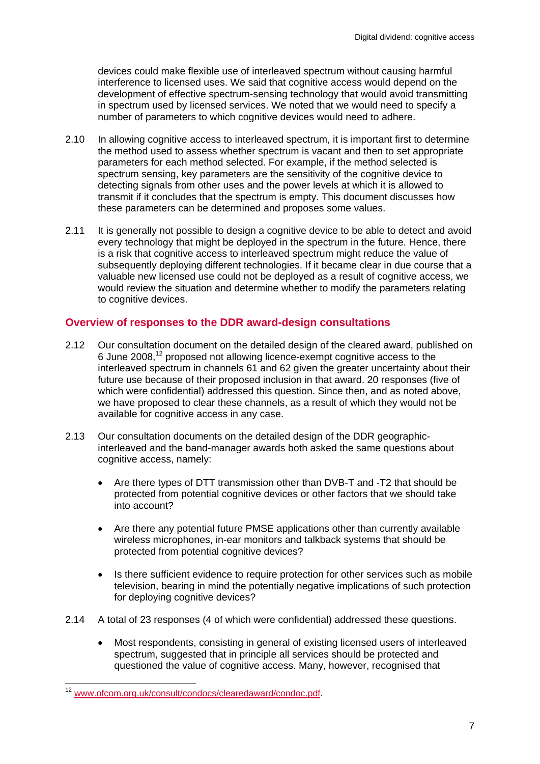devices could make flexible use of interleaved spectrum without causing harmful interference to licensed uses. We said that cognitive access would depend on the development of effective spectrum-sensing technology that would avoid transmitting in spectrum used by licensed services. We noted that we would need to specify a number of parameters to which cognitive devices would need to adhere.

2.10 In allowing cognitive access to interleaved spectrum, it is important first to determine the method used to assess whether spectrum is vacant and then to set appropriate parameters for each method selected. For example, if the method selected is spectrum sensing, key parameters are the sensitivity of the cognitive device to detecting signals from other uses and the power levels at which it is allowed to transmit if it concludes that the spectrum is empty. This document discusses how these parameters can be determined and proposes some values.

2.11 It is generally not possible to design a cognitive device to be able to detect and avoid every technology that might be deployed in the spectrum in the future. Hence, there is a risk that cognitive access to interleaved spectrum might reduce the value of subsequently deploying different technologies. If it became clear in due course that a valuable new licensed use could not be deployed as a result of cognitive access, we would review the situation and determine whether to modify the parameters relating to cognitive devices.

## Overview of responses to the DDR award-design consultations

2.12 Our consultation document on the detailed design of the cleared award, published on 6 June 2008,[12] proposed not allowing licence-exempt cognitive access to the interleaved spectrum in channels 61 and 62 given the greater uncertainty about their future use because of their proposed inclusion in that award. 20 responses (five of which were confidential) addressed this question. Since then, and as noted above, we have proposed to clear these channels, as a result of which they would not be available for cognitive access in any case.

2.13 Our consultation documents on the detailed design of the DDR geographic-interleaved and the band-manager awards both asked the same questions about cognitive access, namely:

- Are there types of DTT transmission other than DVB-T and -T2 that should be protected from potential cognitive devices or other factors that we should take into account?
- Are there any potential future PMSE applications other than currently available wireless microphones, in-ear monitors and talkback systems that should be protected from potential cognitive devices?
- Is there sufficient evidence to require protection for other services such as mobile television, bearing in mind the potentially negative implications of such protection for deploying cognitive devices?

2.14 A total of 23 responses (4 of which were confidential) addressed these questions.

- Most respondents, consisting in general of existing licensed users of interleaved spectrum, suggested that in principle all services should be protected and questioned the value of cognitive access. Many, however, recognised that

[12] www.ofcom.org.uk/consult/condocs/clearedaward/condoc.pdf.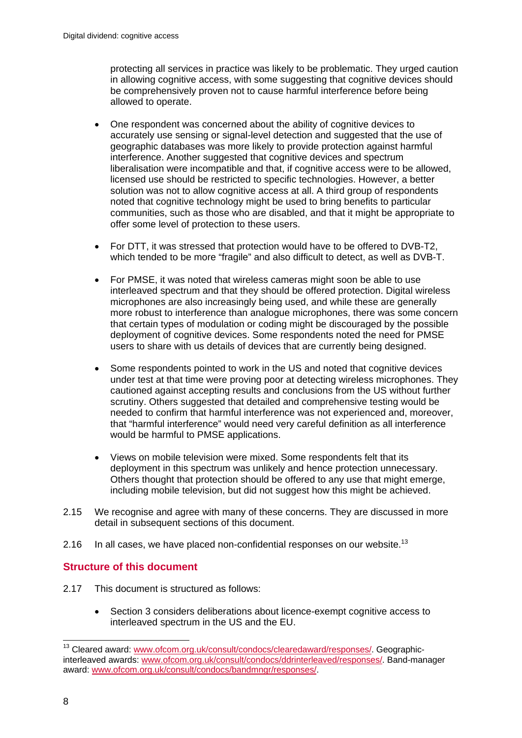protecting all services in practice was likely to be problematic. They urged caution in allowing cognitive access, with some suggesting that cognitive devices should be comprehensively proven not to cause harmful interference before being allowed to operate.

- One respondent was concerned about the ability of cognitive devices to accurately use sensing or signal-level detection and suggested that the use of geographic databases was more likely to provide protection against harmful interference. Another suggested that cognitive devices and spectrum liberalisation were incompatible and that, if cognitive access were to be allowed, licensed use should be restricted to specific technologies. However, a better solution was not to allow cognitive access at all. A third group of respondents noted that cognitive technology might be used to bring benefits to particular communities, such as those who are disabled, and that it might be appropriate to offer some level of protection to these users.

- For DTT, it was stressed that protection would have to be offered to DVB-T2, which tended to be more "fragile" and also difficult to detect, as well as DVB-T.

- For PMSE, it was noted that wireless cameras might soon be able to use interleaved spectrum and that they should be offered protection. Digital wireless microphones are also increasingly being used, and while these are generally more robust to interference than analogue microphones, there was some concern that certain types of modulation or coding might be discouraged by the possible deployment of cognitive devices. Some respondents noted the need for PMSE users to share with us details of devices that are currently being designed.

- Some respondents pointed to work in the US and noted that cognitive devices under test at that time were proving poor at detecting wireless microphones. They cautioned against accepting results and conclusions from the US without further scrutiny. Others suggested that detailed and comprehensive testing would be needed to confirm that harmful interference was not experienced and, moreover, that "harmful interference" would need very careful definition as all interference would be harmful to PMSE applications.

- Views on mobile television were mixed. Some respondents felt that its deployment in this spectrum was unlikely and hence protection unnecessary. Others thought that protection should be offered to any use that might emerge, including mobile television, but did not suggest how this might be achieved.

2.15 We recognise and agree with many of these concerns. They are discussed in more detail in subsequent sections of this document.

2.16 In all cases, we have placed non-confidential responses on our website.[13]

## Structure of this document

2.17 This document is structured as follows:

- Section 3 considers deliberations about licence-exempt cognitive access to interleaved spectrum in the US and the EU.

---

[13] Cleared award: www.ofcom.org.uk/consult/condocs/clearedaward/responses/. Geographic-interleaved awards: www.ofcom.org.uk/consult/condocs/ddrinterleaved/responses/. Band-manager award: www.ofcom.org.uk/consult/condocs/bandmngr/responses/.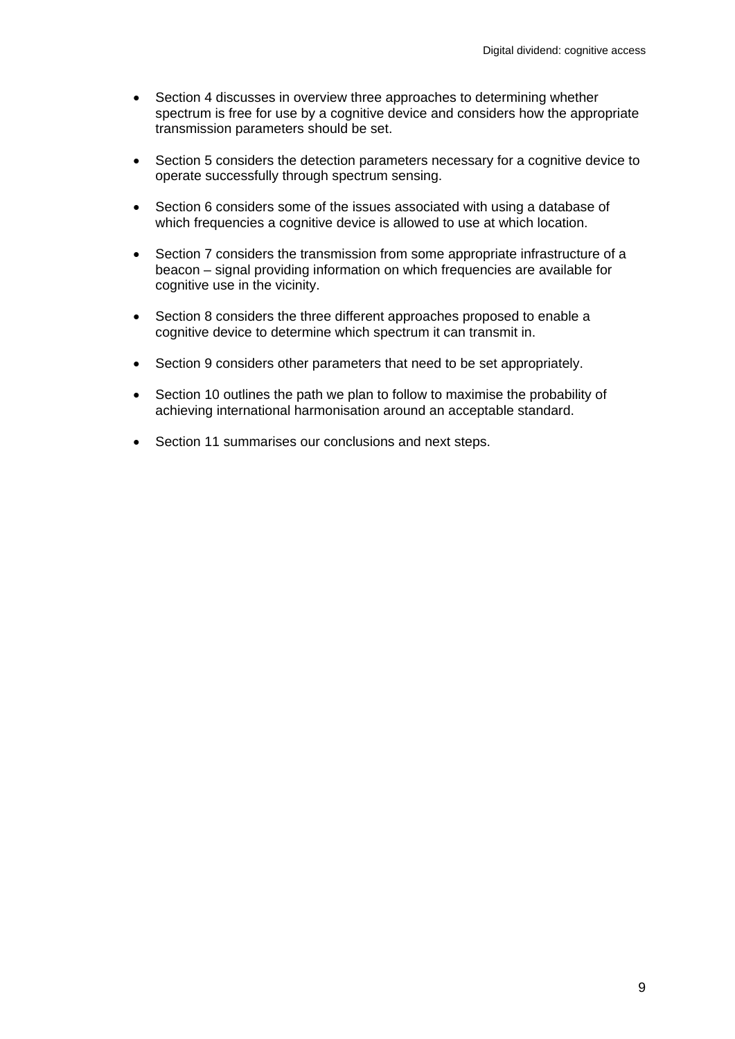- Section 4 discusses in overview three approaches to determining whether spectrum is free for use by a cognitive device and considers how the appropriate transmission parameters should be set.

- Section 5 considers the detection parameters necessary for a cognitive device to operate successfully through spectrum sensing.

- Section 6 considers some of the issues associated with using a database of which frequencies a cognitive device is allowed to use at which location.

- Section 7 considers the transmission from some appropriate infrastructure of a beacon – signal providing information on which frequencies are available for cognitive use in the vicinity.

- Section 8 considers the three different approaches proposed to enable a cognitive device to determine which spectrum it can transmit in.

- Section 9 considers other parameters that need to be set appropriately.

- Section 10 outlines the path we plan to follow to maximise the probability of achieving international harmonisation around an acceptable standard.

- Section 11 summarises our conclusions and next steps.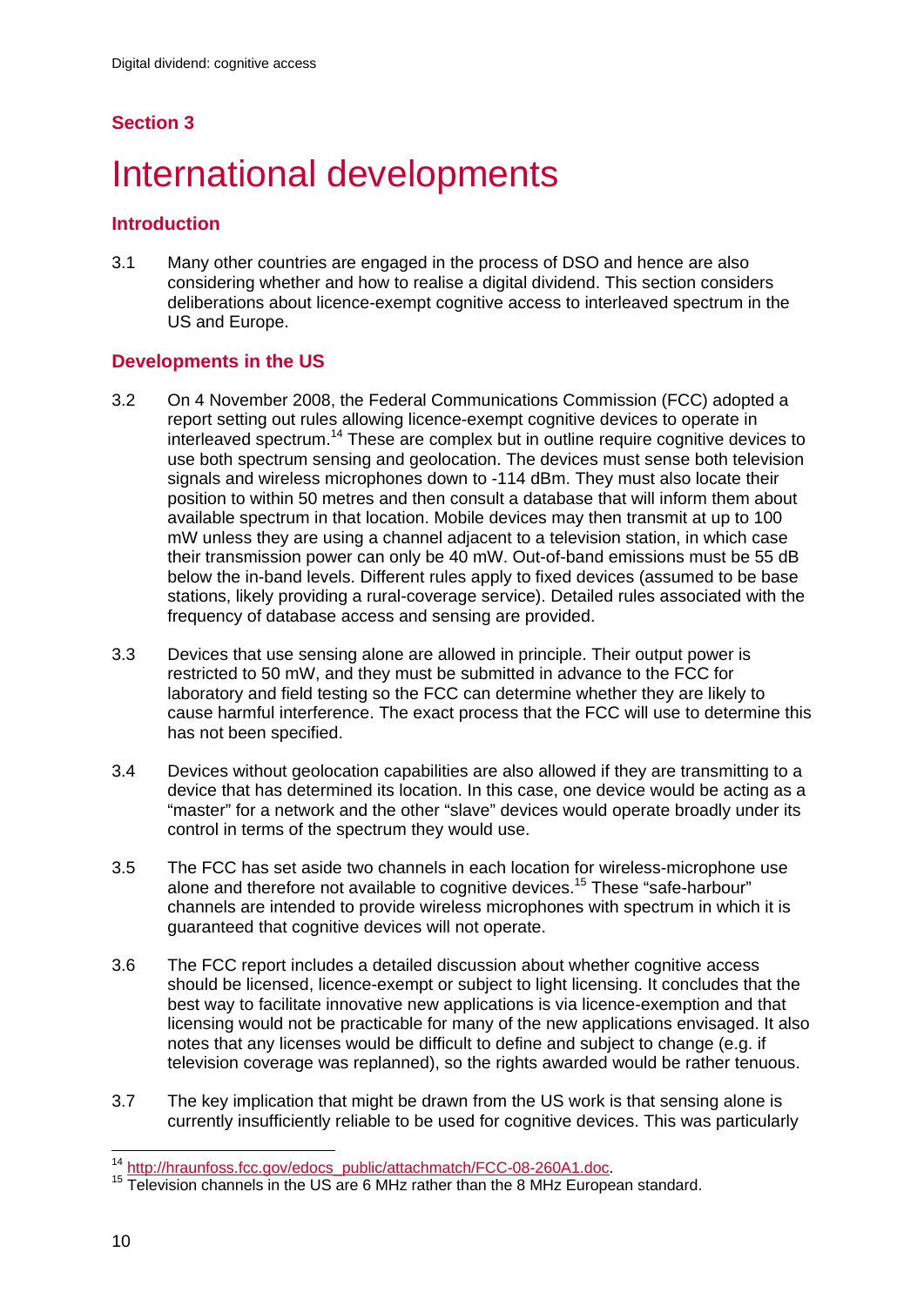## Section 3

# International developments

### Introduction

3.1 Many other countries are engaged in the process of DSO and hence are also considering whether and how to realise a digital dividend. This section considers deliberations about licence-exempt cognitive access to interleaved spectrum in the US and Europe.

### Developments in the US

3.2 On 4 November 2008, the Federal Communications Commission (FCC) adopted a report setting out rules allowing licence-exempt cognitive devices to operate in interleaved spectrum.[14] These are complex but in outline require cognitive devices to use both spectrum sensing and geolocation. The devices must sense both television signals and wireless microphones down to -114 dBm. They must also locate their position to within 50 metres and then consult a database that will inform them about available spectrum in that location. Mobile devices may then transmit at up to 100 mW unless they are using a channel adjacent to a television station, in which case their transmission power can only be 40 mW. Out-of-band emissions must be 55 dB below the in-band levels. Different rules apply to fixed devices (assumed to be base stations, likely providing a rural-coverage service). Detailed rules associated with the frequency of database access and sensing are provided.

3.3 Devices that use sensing alone are allowed in principle. Their output power is restricted to 50 mW, and they must be submitted in advance to the FCC for laboratory and field testing so the FCC can determine whether they are likely to cause harmful interference. The exact process that the FCC will use to determine this has not been specified.

3.4 Devices without geolocation capabilities are also allowed if they are transmitting to a device that has determined its location. In this case, one device would be acting as a "master" for a network and the other "slave" devices would operate broadly under its control in terms of the spectrum they would use.

3.5 The FCC has set aside two channels in each location for wireless-microphone use alone and therefore not available to cognitive devices.[15] These "safe-harbour" channels are intended to provide wireless microphones with spectrum in which it is guaranteed that cognitive devices will not operate.

3.6 The FCC report includes a detailed discussion about whether cognitive access should be licensed, licence-exempt or subject to light licensing. It concludes that the best way to facilitate innovative new applications is via licence-exemption and that licensing would not be practicable for many of the new applications envisaged. It also notes that any licenses would be difficult to define and subject to change (e.g. if television coverage was replanned), so the rights awarded would be rather tenuous.

3.7 The key implication that might be drawn from the US work is that sensing alone is currently insufficiently reliable to be used for cognitive devices. This was particularly

---

[14] http://hraunfoss.fcc.gov/edocs_public/attachmatch/FCC-08-260A1.doc.

[15] Television channels in the US are 6 MHz rather than the 8 MHz European standard.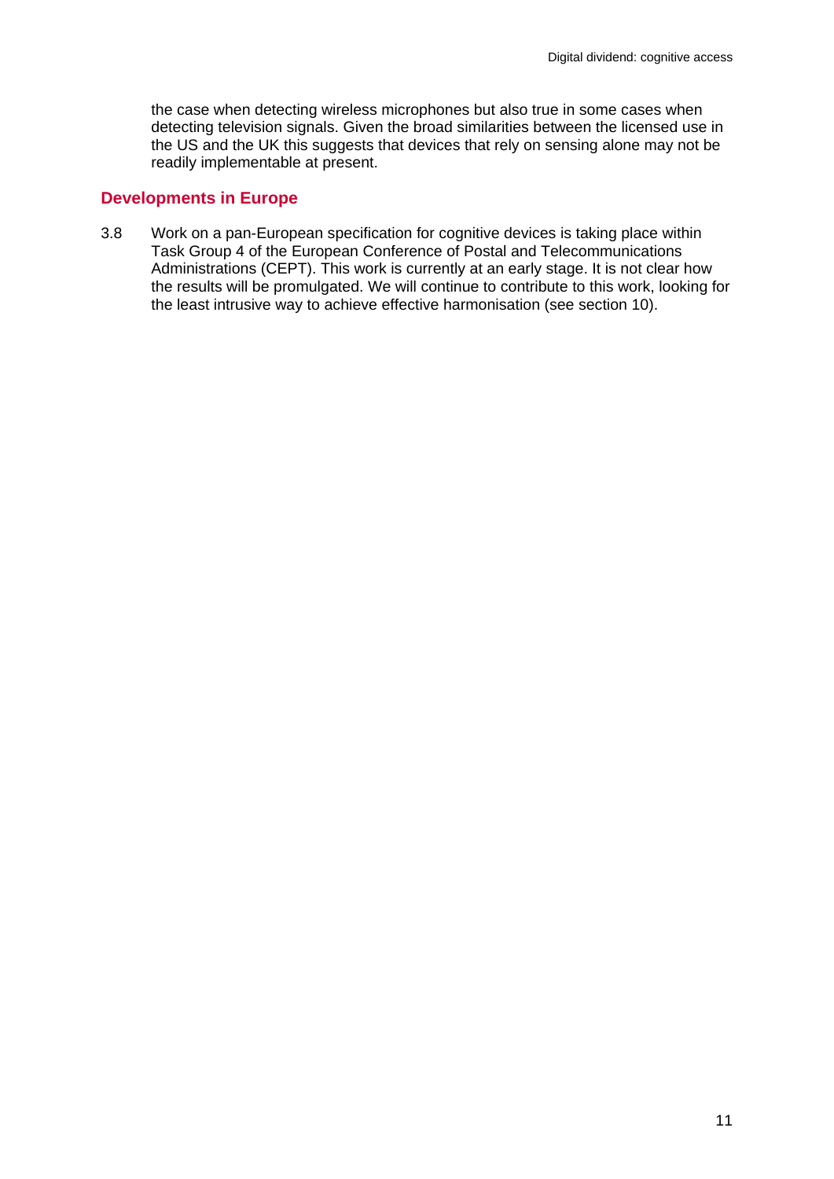the case when detecting wireless microphones but also true in some cases when detecting television signals. Given the broad similarities between the licensed use in the US and the UK this suggests that devices that rely on sensing alone may not be readily implementable at present.

## Developments in Europe

3.8 Work on a pan-European specification for cognitive devices is taking place within Task Group 4 of the European Conference of Postal and Telecommunications Administrations (CEPT). This work is currently at an early stage. It is not clear how the results will be promulgated. We will continue to contribute to this work, looking for the least intrusive way to achieve effective harmonisation (see section 10).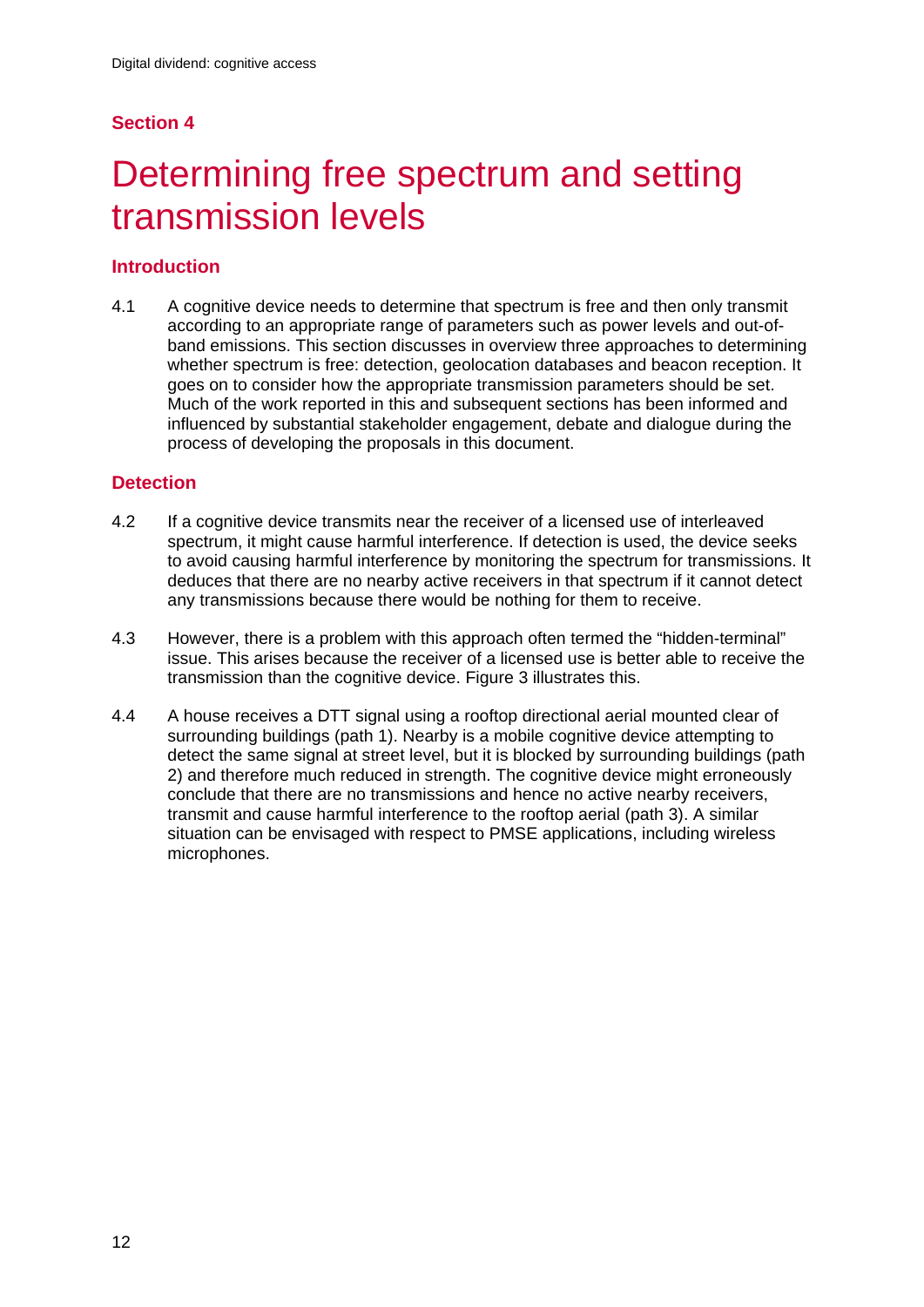## Section 4

# Determining free spectrum and setting transmission levels

## Introduction

4.1 A cognitive device needs to determine that spectrum is free and then only transmit according to an appropriate range of parameters such as power levels and out-of-band emissions. This section discusses in overview three approaches to determining whether spectrum is free: detection, geolocation databases and beacon reception. It goes on to consider how the appropriate transmission parameters should be set. Much of the work reported in this and subsequent sections has been informed and influenced by substantial stakeholder engagement, debate and dialogue during the process of developing the proposals in this document.

## Detection

4.2 If a cognitive device transmits near the receiver of a licensed use of interleaved spectrum, it might cause harmful interference. If detection is used, the device seeks to avoid causing harmful interference by monitoring the spectrum for transmissions. It deduces that there are no nearby active receivers in that spectrum if it cannot detect any transmissions because there would be nothing for them to receive.

4.3 However, there is a problem with this approach often termed the "hidden-terminal" issue. This arises because the receiver of a licensed use is better able to receive the transmission than the cognitive device. Figure 3 illustrates this.

4.4 A house receives a DTT signal using a rooftop directional aerial mounted clear of surrounding buildings (path 1). Nearby is a mobile cognitive device attempting to detect the same signal at street level, but it is blocked by surrounding buildings (path 2) and therefore much reduced in strength. The cognitive device might erroneously conclude that there are no transmissions and hence no active nearby receivers, transmit and cause harmful interference to the rooftop aerial (path 3). A similar situation can be envisaged with respect to PMSE applications, including wireless microphones.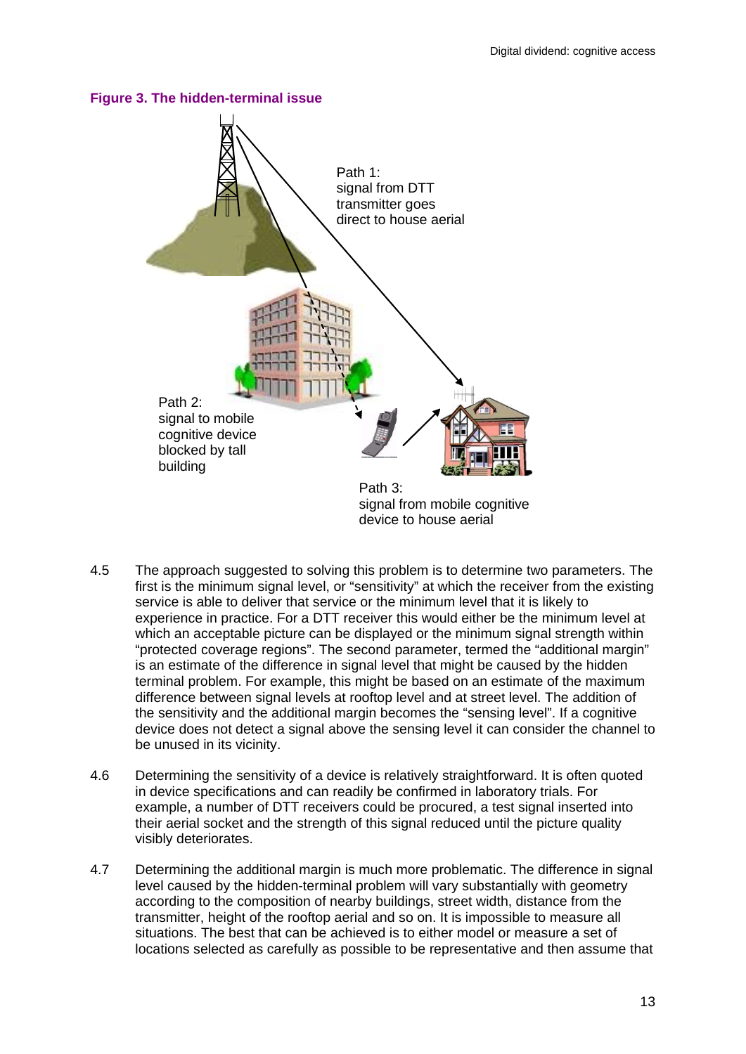**Figure 3. The hidden-terminal issue**

Path 1: signal from DTT transmitter goes direct to house aerial

Path 2: signal to mobile cognitive device blocked by tall building

Path 3: signal from mobile cognitive device to house aerial

4.5 The approach suggested to solving this problem is to determine two parameters. The first is the minimum signal level, or "sensitivity" at which the receiver from the existing service is able to deliver that service or the minimum level that it is likely to experience in practice. For a DTT receiver this would either be the minimum level at which an acceptable picture can be displayed or the minimum signal strength within "protected coverage regions". The second parameter, termed the "additional margin" is an estimate of the difference in signal level that might be caused by the hidden terminal problem. For example, this might be based on an estimate of the maximum difference between signal levels at rooftop level and at street level. The addition of the sensitivity and the additional margin becomes the "sensing level". If a cognitive device does not detect a signal above the sensing level it can consider the channel to be unused in its vicinity.

4.6 Determining the sensitivity of a device is relatively straightforward. It is often quoted in device specifications and can readily be confirmed in laboratory trials. For example, a number of DTT receivers could be procured, a test signal inserted into their aerial socket and the strength of this signal reduced until the picture quality visibly deteriorates.

4.7 Determining the additional margin is much more problematic. The difference in signal level caused by the hidden-terminal problem will vary substantially with geometry according to the composition of nearby buildings, street width, distance from the transmitter, height of the rooftop aerial and so on. It is impossible to measure all situations. The best that can be achieved is to either model or measure a set of locations selected as carefully as possible to be representative and then assume that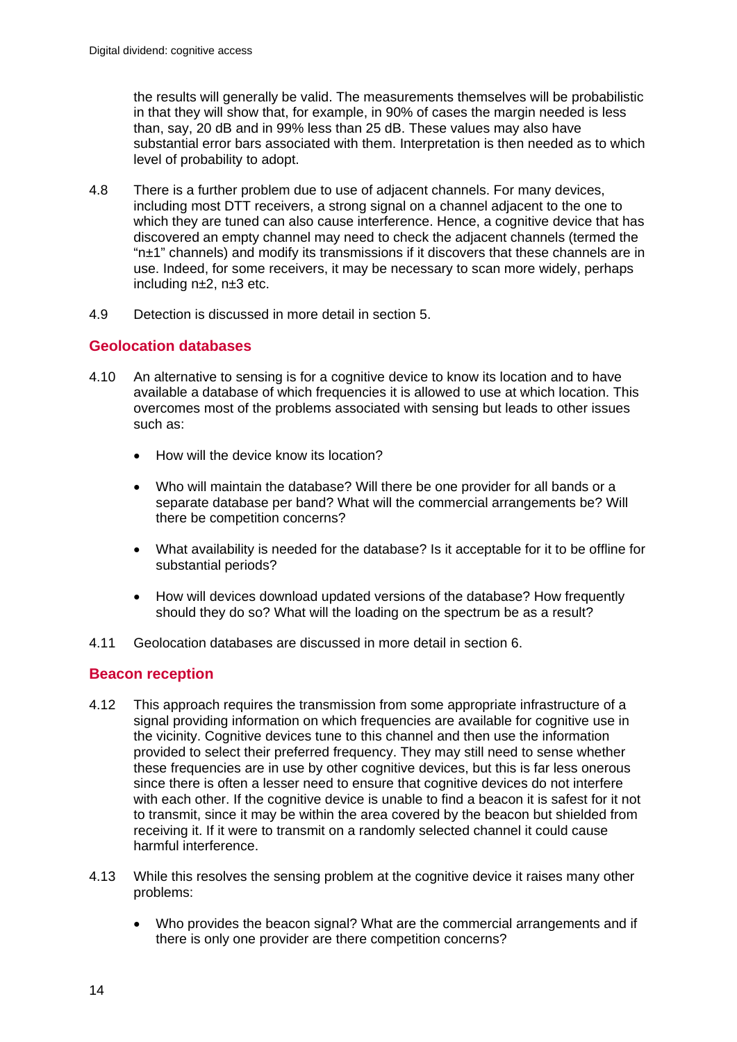the results will generally be valid. The measurements themselves will be probabilistic in that they will show that, for example, in 90% of cases the margin needed is less than, say, 20 dB and in 99% less than 25 dB. These values may also have substantial error bars associated with them. Interpretation is then needed as to which level of probability to adopt.

4.8 There is a further problem due to use of adjacent channels. For many devices, including most DTT receivers, a strong signal on a channel adjacent to the one to which they are tuned can also cause interference. Hence, a cognitive device that has discovered an empty channel may need to check the adjacent channels (termed the "n±1" channels) and modify its transmissions if it discovers that these channels are in use. Indeed, for some receivers, it may be necessary to scan more widely, perhaps including n±2, n±3 etc.

4.9 Detection is discussed in more detail in section 5.

## Geolocation databases

4.10 An alternative to sensing is for a cognitive device to know its location and to have available a database of which frequencies it is allowed to use at which location. This overcomes most of the problems associated with sensing but leads to other issues such as:

- How will the device know its location?
- Who will maintain the database? Will there be one provider for all bands or a separate database per band? What will the commercial arrangements be? Will there be competition concerns?
- What availability is needed for the database? Is it acceptable for it to be offline for substantial periods?
- How will devices download updated versions of the database? How frequently should they do so? What will the loading on the spectrum be as a result?

4.11 Geolocation databases are discussed in more detail in section 6.

## Beacon reception

4.12 This approach requires the transmission from some appropriate infrastructure of a signal providing information on which frequencies are available for cognitive use in the vicinity. Cognitive devices tune to this channel and then use the information provided to select their preferred frequency. They may still need to sense whether these frequencies are in use by other cognitive devices, but this is far less onerous since there is often a lesser need to ensure that cognitive devices do not interfere with each other. If the cognitive device is unable to find a beacon it is safest for it not to transmit, since it may be within the area covered by the beacon but shielded from receiving it. If it were to transmit on a randomly selected channel it could cause harmful interference.

4.13 While this resolves the sensing problem at the cognitive device it raises many other problems:

- Who provides the beacon signal? What are the commercial arrangements and if there is only one provider are there competition concerns?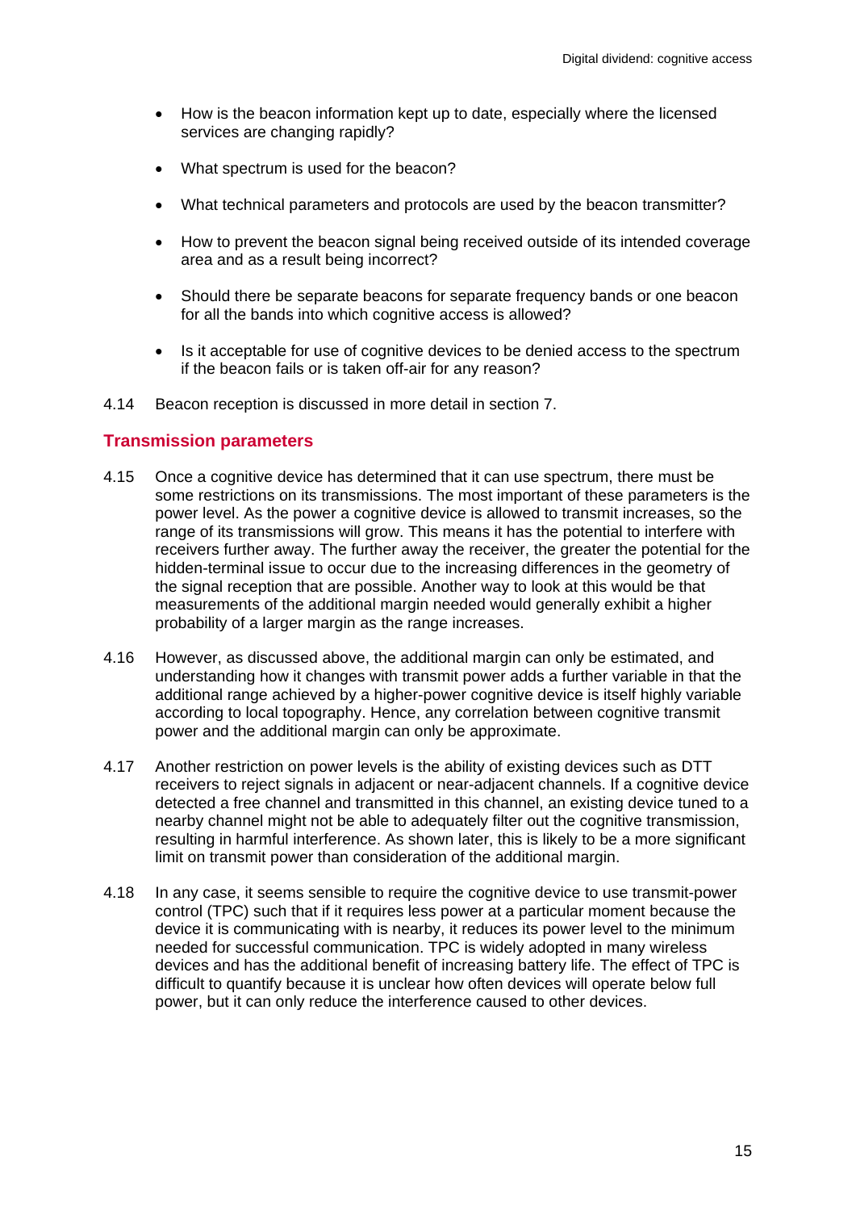- How is the beacon information kept up to date, especially where the licensed services are changing rapidly?
- What spectrum is used for the beacon?
- What technical parameters and protocols are used by the beacon transmitter?
- How to prevent the beacon signal being received outside of its intended coverage area and as a result being incorrect?
- Should there be separate beacons for separate frequency bands or one beacon for all the bands into which cognitive access is allowed?
- Is it acceptable for use of cognitive devices to be denied access to the spectrum if the beacon fails or is taken off-air for any reason?

4.14 Beacon reception is discussed in more detail in section 7.

## Transmission parameters

4.15 Once a cognitive device has determined that it can use spectrum, there must be some restrictions on its transmissions. The most important of these parameters is the power level. As the power a cognitive device is allowed to transmit increases, so the range of its transmissions will grow. This means it has the potential to interfere with receivers further away. The further away the receiver, the greater the potential for the hidden-terminal issue to occur due to the increasing differences in the geometry of the signal reception that are possible. Another way to look at this would be that measurements of the additional margin needed would generally exhibit a higher probability of a larger margin as the range increases.

4.16 However, as discussed above, the additional margin can only be estimated, and understanding how it changes with transmit power adds a further variable in that the additional range achieved by a higher-power cognitive device is itself highly variable according to local topography. Hence, any correlation between cognitive transmit power and the additional margin can only be approximate.

4.17 Another restriction on power levels is the ability of existing devices such as DTT receivers to reject signals in adjacent or near-adjacent channels. If a cognitive device detected a free channel and transmitted in this channel, an existing device tuned to a nearby channel might not be able to adequately filter out the cognitive transmission, resulting in harmful interference. As shown later, this is likely to be a more significant limit on transmit power than consideration of the additional margin.

4.18 In any case, it seems sensible to require the cognitive device to use transmit-power control (TPC) such that if it requires less power at a particular moment because the device it is communicating with is nearby, it reduces its power level to the minimum needed for successful communication. TPC is widely adopted in many wireless devices and has the additional benefit of increasing battery life. The effect of TPC is difficult to quantify because it is unclear how often devices will operate below full power, but it can only reduce the interference caused to other devices.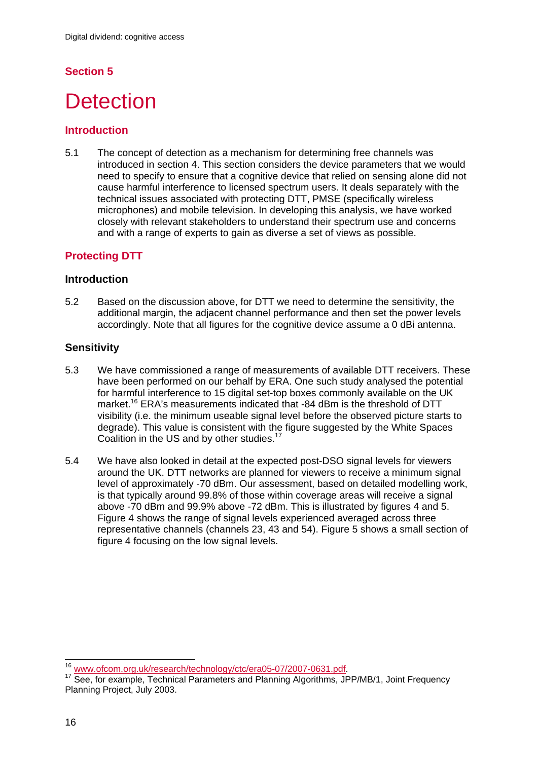## Section 5

# Detection

### Introduction

5.1 The concept of detection as a mechanism for determining free channels was introduced in section 4. This section considers the device parameters that we would need to specify to ensure that a cognitive device that relied on sensing alone did not cause harmful interference to licensed spectrum users. It deals separately with the technical issues associated with protecting DTT, PMSE (specifically wireless microphones) and mobile television. In developing this analysis, we have worked closely with relevant stakeholders to understand their spectrum use and concerns and with a range of experts to gain as diverse a set of views as possible.

### Protecting DTT

#### Introduction

5.2 Based on the discussion above, for DTT we need to determine the sensitivity, the additional margin, the adjacent channel performance and then set the power levels accordingly. Note that all figures for the cognitive device assume a 0 dBi antenna.

#### Sensitivity

5.3 We have commissioned a range of measurements of available DTT receivers. These have been performed on our behalf by ERA. One such study analysed the potential for harmful interference to 15 digital set-top boxes commonly available on the UK market.[16] ERA's measurements indicated that -84 dBm is the threshold of DTT visibility (i.e. the minimum useable signal level before the observed picture starts to degrade). This value is consistent with the figure suggested by the White Spaces Coalition in the US and by other studies.[17]

5.4 We have also looked in detail at the expected post-DSO signal levels for viewers around the UK. DTT networks are planned for viewers to receive a minimum signal level of approximately -70 dBm. Our assessment, based on detailed modelling work, is that typically around 99.8% of those within coverage areas will receive a signal above -70 dBm and 99.9% above -72 dBm. This is illustrated by figures 4 and 5. Figure 4 shows the range of signal levels experienced averaged across three representative channels (channels 23, 43 and 54). Figure 5 shows a small section of figure 4 focusing on the low signal levels.

---

[16] www.ofcom.org.uk/research/technology/ctc/era05-07/2007-0631.pdf.

[17] See, for example, Technical Parameters and Planning Algorithms, JPP/MB/1, Joint Frequency Planning Project, July 2003.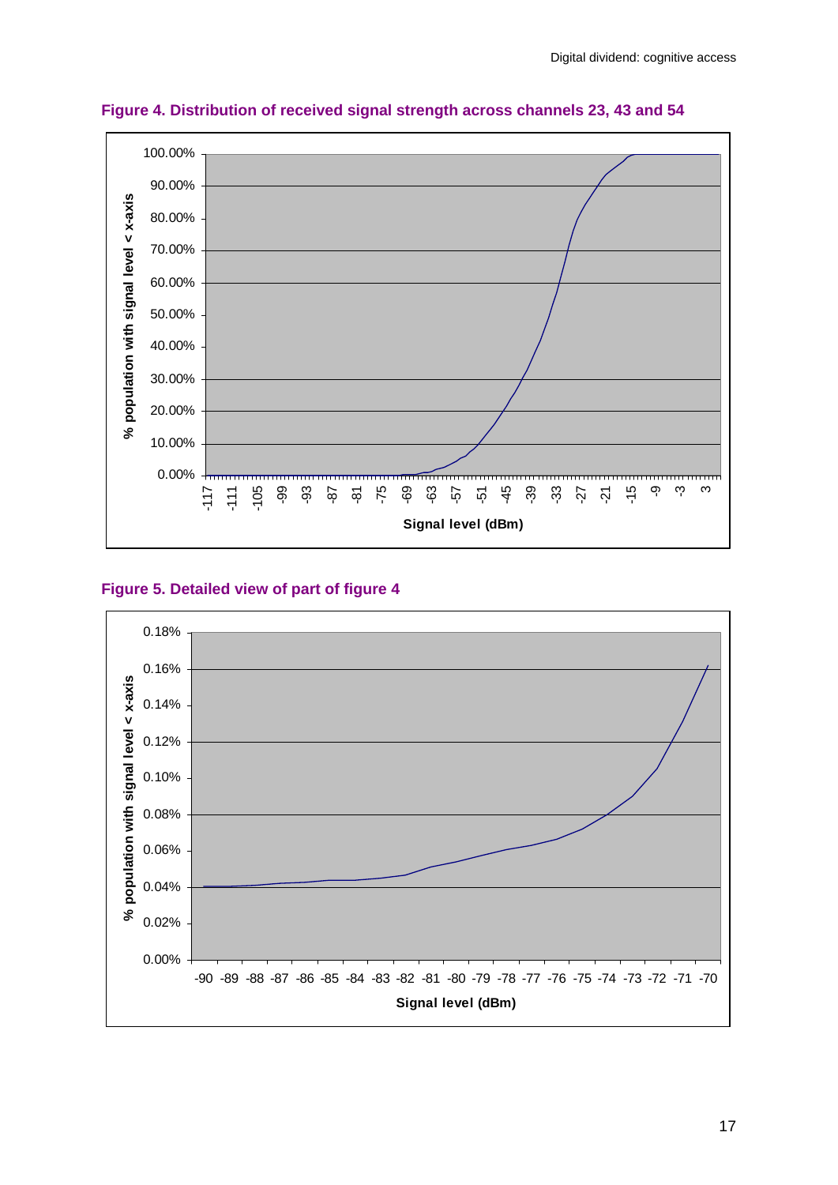**Figure 4. Distribution of received signal strength across channels 23, 43 and 54**

**Figure 5. Detailed view of part of figure 4**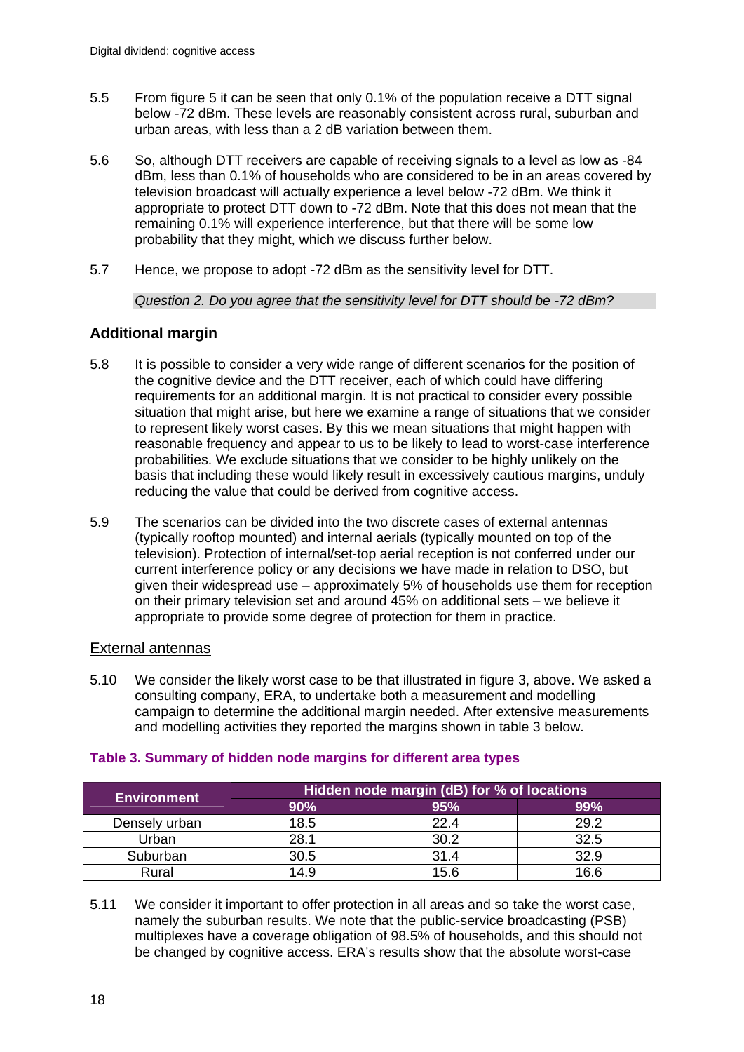5.5 From figure 5 it can be seen that only 0.1% of the population receive a DTT signal below -72 dBm. These levels are reasonably consistent across rural, suburban and urban areas, with less than a 2 dB variation between them.

5.6 So, although DTT receivers are capable of receiving signals to a level as low as -84 dBm, less than 0.1% of households who are considered to be in an areas covered by television broadcast will actually experience a level below -72 dBm. We think it appropriate to protect DTT down to -72 dBm. Note that this does not mean that the remaining 0.1% will experience interference, but that there will be some low probability that they might, which we discuss further below.

5.7 Hence, we propose to adopt -72 dBm as the sensitivity level for DTT.

*Question 2. Do you agree that the sensitivity level for DTT should be -72 dBm?*

## Additional margin

5.8 It is possible to consider a very wide range of different scenarios for the position of the cognitive device and the DTT receiver, each of which could have differing requirements for an additional margin. It is not practical to consider every possible situation that might arise, but here we examine a range of situations that we consider to represent likely worst cases. By this we mean situations that might happen with reasonable frequency and appear to us to be likely to lead to worst-case interference probabilities. We exclude situations that we consider to be highly unlikely on the basis that including these would likely result in excessively cautious margins, unduly reducing the value that could be derived from cognitive access.

5.9 The scenarios can be divided into the two discrete cases of external antennas (typically rooftop mounted) and internal aerials (typically mounted on top of the television). Protection of internal/set-top aerial reception is not conferred under our current interference policy or any decisions we have made in relation to DSO, but given their widespread use – approximately 5% of households use them for reception on their primary television set and around 45% on additional sets – we believe it appropriate to provide some degree of protection for them in practice.

### External antennas

5.10 We consider the likely worst case to be that illustrated in figure 3, above. We asked a consulting company, ERA, to undertake both a measurement and modelling campaign to determine the additional margin needed. After extensive measurements and modelling activities they reported the margins shown in table 3 below.

**Table 3. Summary of hidden node margins for different area types**

| Environment | Hidden node margin (dB) for % of locations | | |
|---|---|---|---|
| | 90% | 95% | 99% |
| Densely urban | 18.5 | 22.4 | 29.2 |
| Urban | 28.1 | 30.2 | 32.5 |
| Suburban | 30.5 | 31.4 | 32.9 |
| Rural | 14.9 | 15.6 | 16.6 |

5.11 We consider it important to offer protection in all areas and so take the worst case, namely the suburban results. We note that the public-service broadcasting (PSB) multiplexes have a coverage obligation of 98.5% of households, and this should not be changed by cognitive access. ERA's results show that the absolute worst-case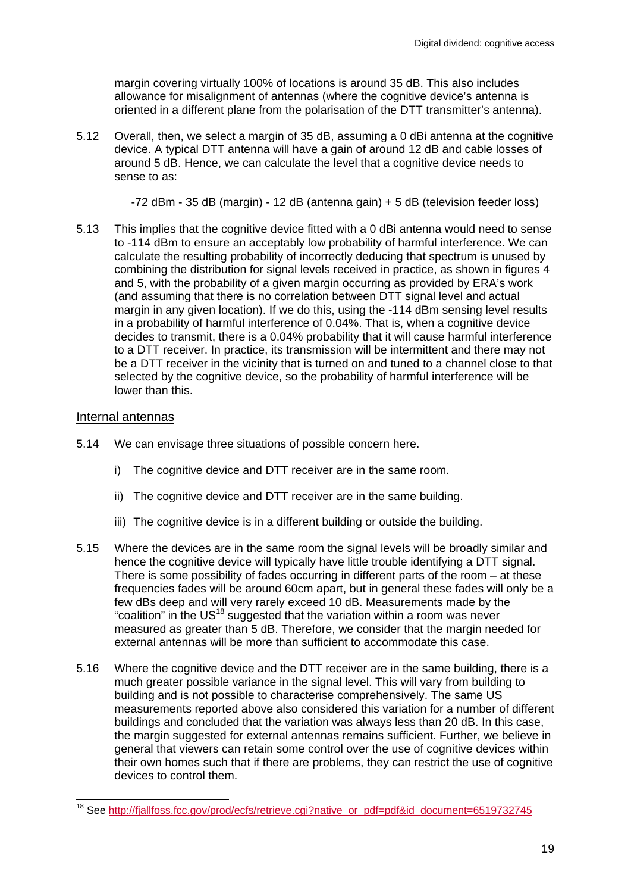margin covering virtually 100% of locations is around 35 dB. This also includes allowance for misalignment of antennas (where the cognitive device's antenna is oriented in a different plane from the polarisation of the DTT transmitter's antenna).

5.12 Overall, then, we select a margin of 35 dB, assuming a 0 dBi antenna at the cognitive device. A typical DTT antenna will have a gain of around 12 dB and cable losses of around 5 dB. Hence, we can calculate the level that a cognitive device needs to sense to as:

-72 dBm - 35 dB (margin) - 12 dB (antenna gain) + 5 dB (television feeder loss)

5.13 This implies that the cognitive device fitted with a 0 dBi antenna would need to sense to -114 dBm to ensure an acceptably low probability of harmful interference. We can calculate the resulting probability of incorrectly deducing that spectrum is unused by combining the distribution for signal levels received in practice, as shown in figures 4 and 5, with the probability of a given margin occurring as provided by ERA's work (and assuming that there is no correlation between DTT signal level and actual margin in any given location). If we do this, using the -114 dBm sensing level results in a probability of harmful interference of 0.04%. That is, when a cognitive device decides to transmit, there is a 0.04% probability that it will cause harmful interference to a DTT receiver. In practice, its transmission will be intermittent and there may not be a DTT receiver in the vicinity that is turned on and tuned to a channel close to that selected by the cognitive device, so the probability of harmful interference will be lower than this.

## Internal antennas

5.14 We can envisage three situations of possible concern here.

i) The cognitive device and DTT receiver are in the same room.

ii) The cognitive device and DTT receiver are in the same building.

iii) The cognitive device is in a different building or outside the building.

5.15 Where the devices are in the same room the signal levels will be broadly similar and hence the cognitive device will typically have little trouble identifying a DTT signal. There is some possibility of fades occurring in different parts of the room – at these frequencies fades will be around 60cm apart, but in general these fades will only be a few dBs deep and will very rarely exceed 10 dB. Measurements made by the "coalition" in the US[18] suggested that the variation within a room was never measured as greater than 5 dB. Therefore, we consider that the margin needed for external antennas will be more than sufficient to accommodate this case.

5.16 Where the cognitive device and the DTT receiver are in the same building, there is a much greater possible variance in the signal level. This will vary from building to building and is not possible to characterise comprehensively. The same US measurements reported above also considered this variation for a number of different buildings and concluded that the variation was always less than 20 dB. In this case, the margin suggested for external antennas remains sufficient. Further, we believe in general that viewers can retain some control over the use of cognitive devices within their own homes such that if there are problems, they can restrict the use of cognitive devices to control them.

[18] See http://fjallfoss.fcc.gov/prod/ecfs/retrieve.cgi?native_or_pdf=pdf&id_document=6519732745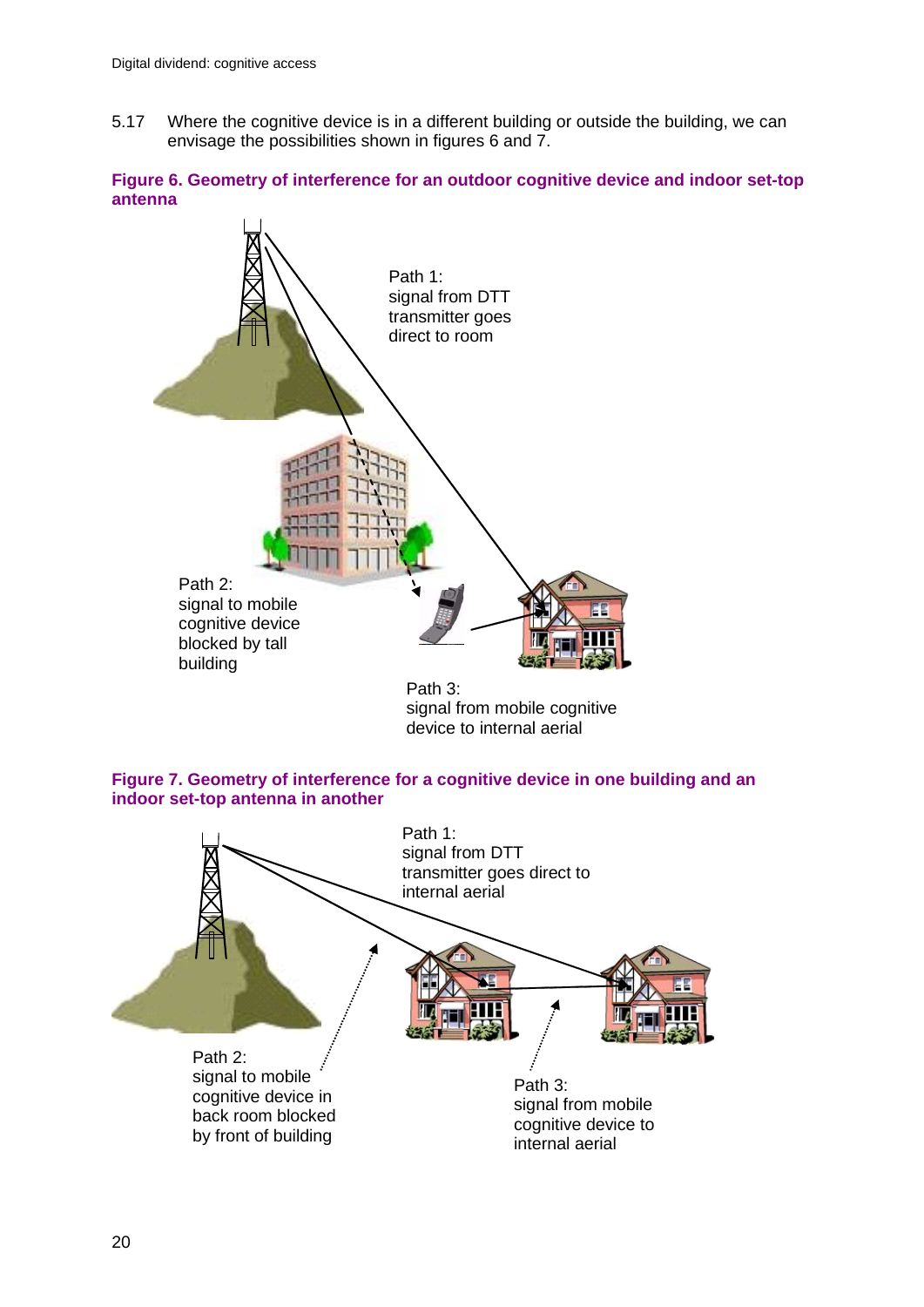5.17 Where the cognitive device is in a different building or outside the building, we can envisage the possibilities shown in figures 6 and 7.

**Figure 6. Geometry of interference for an outdoor cognitive device and indoor set-top antenna**

Path 1: signal from DTT transmitter goes direct to room

Path 2: signal to mobile cognitive device blocked by tall building

Path 3: signal from mobile cognitive device to internal aerial

**Figure 7. Geometry of interference for a cognitive device in one building and an indoor set-top antenna in another**

Path 1: signal from DTT transmitter goes direct to internal aerial

Path 2: signal to mobile cognitive device in back room blocked by front of building

Path 3: signal from mobile cognitive device to internal aerial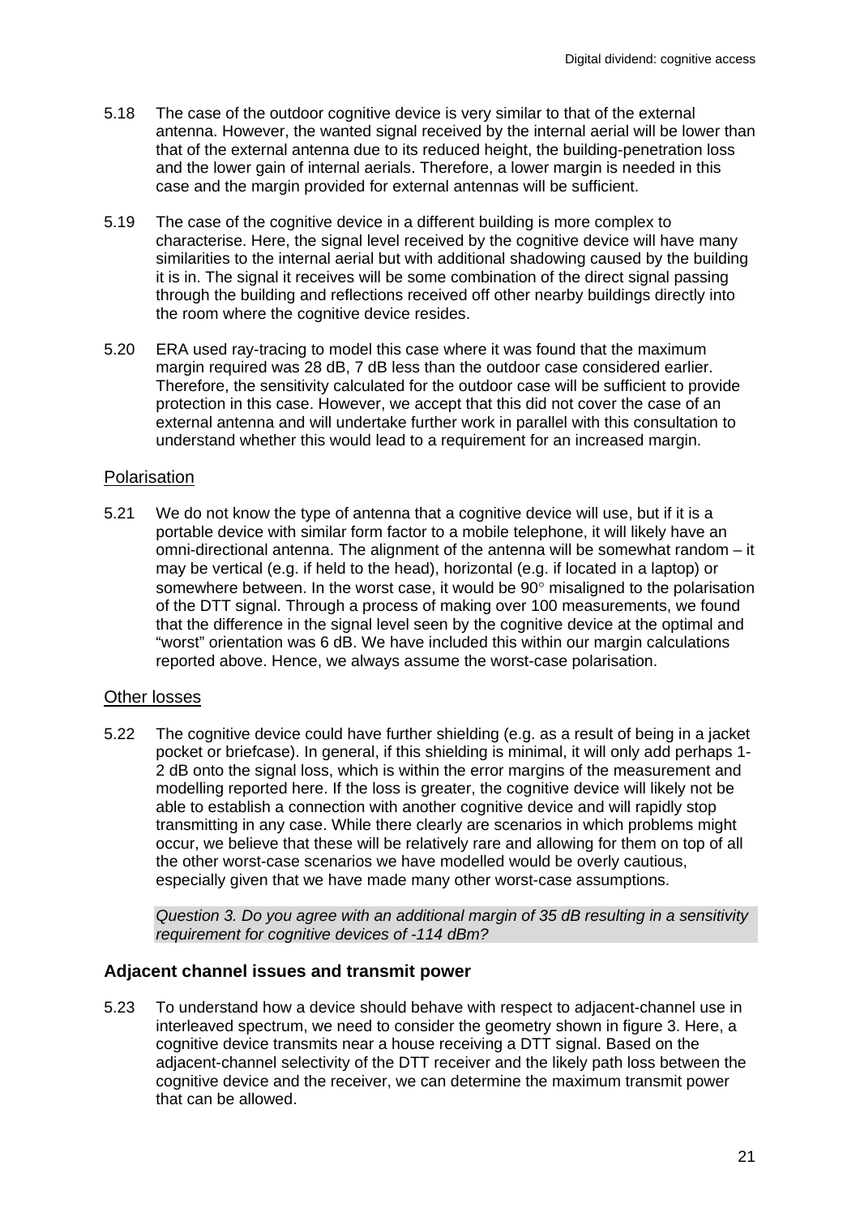5.18 The case of the outdoor cognitive device is very similar to that of the external antenna. However, the wanted signal received by the internal aerial will be lower than that of the external antenna due to its reduced height, the building-penetration loss and the lower gain of internal aerials. Therefore, a lower margin is needed in this case and the margin provided for external antennas will be sufficient.

5.19 The case of the cognitive device in a different building is more complex to characterise. Here, the signal level received by the cognitive device will have many similarities to the internal aerial but with additional shadowing caused by the building it is in. The signal it receives will be some combination of the direct signal passing through the building and reflections received off other nearby buildings directly into the room where the cognitive device resides.

5.20 ERA used ray-tracing to model this case where it was found that the maximum margin required was 28 dB, 7 dB less than the outdoor case considered earlier. Therefore, the sensitivity calculated for the outdoor case will be sufficient to provide protection in this case. However, we accept that this did not cover the case of an external antenna and will undertake further work in parallel with this consultation to understand whether this would lead to a requirement for an increased margin.

### Polarisation

5.21 We do not know the type of antenna that a cognitive device will use, but if it is a portable device with similar form factor to a mobile telephone, it will likely have an omni-directional antenna. The alignment of the antenna will be somewhat random – it may be vertical (e.g. if held to the head), horizontal (e.g. if located in a laptop) or somewhere between. In the worst case, it would be 90° misaligned to the polarisation of the DTT signal. Through a process of making over 100 measurements, we found that the difference in the signal level seen by the cognitive device at the optimal and "worst" orientation was 6 dB. We have included this within our margin calculations reported above. Hence, we always assume the worst-case polarisation.

### Other losses

5.22 The cognitive device could have further shielding (e.g. as a result of being in a jacket pocket or briefcase). In general, if this shielding is minimal, it will only add perhaps 1-2 dB onto the signal loss, which is within the error margins of the measurement and modelling reported here. If the loss is greater, the cognitive device will likely not be able to establish a connection with another cognitive device and will rapidly stop transmitting in any case. While there clearly are scenarios in which problems might occur, we believe that these will be relatively rare and allowing for them on top of all the other worst-case scenarios we have modelled would be overly cautious, especially given that we have made many other worst-case assumptions.

*Question 3. Do you agree with an additional margin of 35 dB resulting in a sensitivity requirement for cognitive devices of -114 dBm?*

## Adjacent channel issues and transmit power

5.23 To understand how a device should behave with respect to adjacent-channel use in interleaved spectrum, we need to consider the geometry shown in figure 3. Here, a cognitive device transmits near a house receiving a DTT signal. Based on the adjacent-channel selectivity of the DTT receiver and the likely path loss between the cognitive device and the receiver, we can determine the maximum transmit power that can be allowed.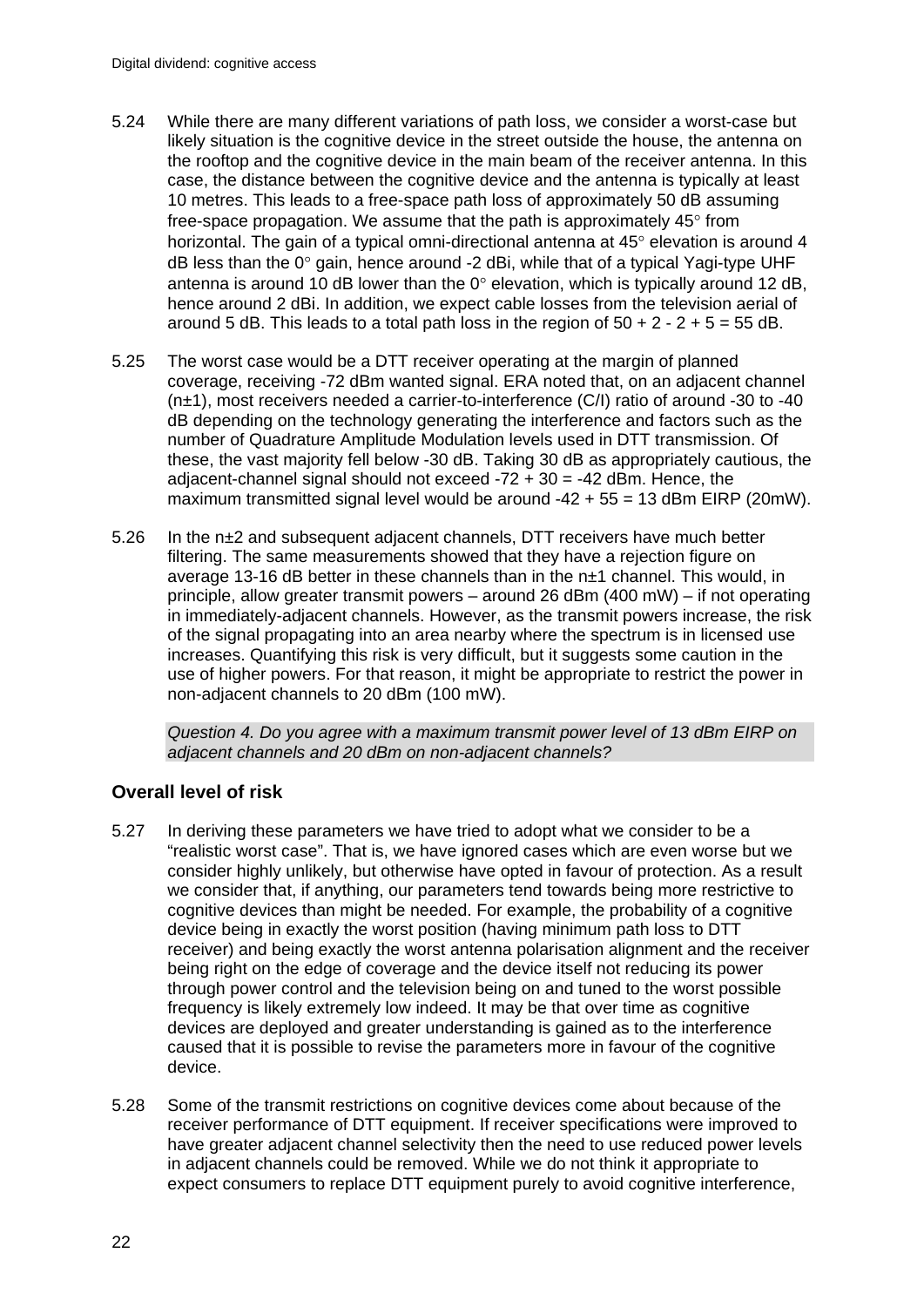5.24 While there are many different variations of path loss, we consider a worst-case but likely situation is the cognitive device in the street outside the house, the antenna on the rooftop and the cognitive device in the main beam of the receiver antenna. In this case, the distance between the cognitive device and the antenna is typically at least 10 metres. This leads to a free-space path loss of approximately 50 dB assuming free-space propagation. We assume that the path is approximately 45° from horizontal. The gain of a typical omni-directional antenna at 45° elevation is around 4 dB less than the 0° gain, hence around -2 dBi, while that of a typical Yagi-type UHF antenna is around 10 dB lower than the 0° elevation, which is typically around 12 dB, hence around 2 dBi. In addition, we expect cable losses from the television aerial of around 5 dB. This leads to a total path loss in the region of 50 + 2 - 2 + 5 = 55 dB.

5.25 The worst case would be a DTT receiver operating at the margin of planned coverage, receiving -72 dBm wanted signal. ERA noted that, on an adjacent channel (n±1), most receivers needed a carrier-to-interference (C/I) ratio of around -30 to -40 dB depending on the technology generating the interference and factors such as the number of Quadrature Amplitude Modulation levels used in DTT transmission. Of these, the vast majority fell below -30 dB. Taking 30 dB as appropriately cautious, the adjacent-channel signal should not exceed -72 + 30 = -42 dBm. Hence, the maximum transmitted signal level would be around -42 + 55 = 13 dBm EIRP (20mW).

5.26 In the n±2 and subsequent adjacent channels, DTT receivers have much better filtering. The same measurements showed that they have a rejection figure on average 13-16 dB better in these channels than in the n±1 channel. This would, in principle, allow greater transmit powers – around 26 dBm (400 mW) – if not operating in immediately-adjacent channels. However, as the transmit powers increase, the risk of the signal propagating into an area nearby where the spectrum is in licensed use increases. Quantifying this risk is very difficult, but it suggests some caution in the use of higher powers. For that reason, it might be appropriate to restrict the power in non-adjacent channels to 20 dBm (100 mW).

*Question 4. Do you agree with a maximum transmit power level of 13 dBm EIRP on adjacent channels and 20 dBm on non-adjacent channels?*

## Overall level of risk

5.27 In deriving these parameters we have tried to adopt what we consider to be a "realistic worst case". That is, we have ignored cases which are even worse but we consider highly unlikely, but otherwise have opted in favour of protection. As a result we consider that, if anything, our parameters tend towards being more restrictive to cognitive devices than might be needed. For example, the probability of a cognitive device being in exactly the worst position (having minimum path loss to DTT receiver) and being exactly the worst antenna polarisation alignment and the receiver being right on the edge of coverage and the device itself not reducing its power through power control and the television being on and tuned to the worst possible frequency is likely extremely low indeed. It may be that over time as cognitive devices are deployed and greater understanding is gained as to the interference caused that it is possible to revise the parameters more in favour of the cognitive device.

5.28 Some of the transmit restrictions on cognitive devices come about because of the receiver performance of DTT equipment. If receiver specifications were improved to have greater adjacent channel selectivity then the need to use reduced power levels in adjacent channels could be removed. While we do not think it appropriate to expect consumers to replace DTT equipment purely to avoid cognitive interference,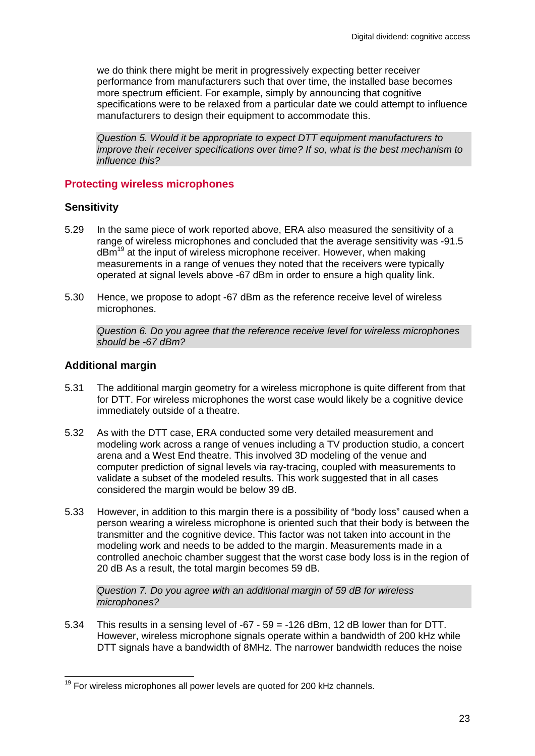we do think there might be merit in progressively expecting better receiver performance from manufacturers such that over time, the installed base becomes more spectrum efficient. For example, simply by announcing that cognitive specifications were to be relaxed from a particular date we could attempt to influence manufacturers to design their equipment to accommodate this.

*Question 5. Would it be appropriate to expect DTT equipment manufacturers to improve their receiver specifications over time? If so, what is the best mechanism to influence this?*

## Protecting wireless microphones

### Sensitivity

5.29 In the same piece of work reported above, ERA also measured the sensitivity of a range of wireless microphones and concluded that the average sensitivity was -91.5 dBm[19] at the input of wireless microphone receiver. However, when making measurements in a range of venues they noted that the receivers were typically operated at signal levels above -67 dBm in order to ensure a high quality link.

5.30 Hence, we propose to adopt -67 dBm as the reference receive level of wireless microphones.

*Question 6. Do you agree that the reference receive level for wireless microphones should be -67 dBm?*

### Additional margin

5.31 The additional margin geometry for a wireless microphone is quite different from that for DTT. For wireless microphones the worst case would likely be a cognitive device immediately outside of a theatre.

5.32 As with the DTT case, ERA conducted some very detailed measurement and modeling work across a range of venues including a TV production studio, a concert arena and a West End theatre. This involved 3D modeling of the venue and computer prediction of signal levels via ray-tracing, coupled with measurements to validate a subset of the modeled results. This work suggested that in all cases considered the margin would be below 39 dB.

5.33 However, in addition to this margin there is a possibility of "body loss" caused when a person wearing a wireless microphone is oriented such that their body is between the transmitter and the cognitive device. This factor was not taken into account in the modeling work and needs to be added to the margin. Measurements made in a controlled anechoic chamber suggest that the worst case body loss is in the region of 20 dB As a result, the total margin becomes 59 dB.

*Question 7. Do you agree with an additional margin of 59 dB for wireless microphones?*

5.34 This results in a sensing level of -67 - 59 = -126 dBm, 12 dB lower than for DTT. However, wireless microphone signals operate within a bandwidth of 200 kHz while DTT signals have a bandwidth of 8MHz. The narrower bandwidth reduces the noise

---

[19] For wireless microphones all power levels are quoted for 200 kHz channels.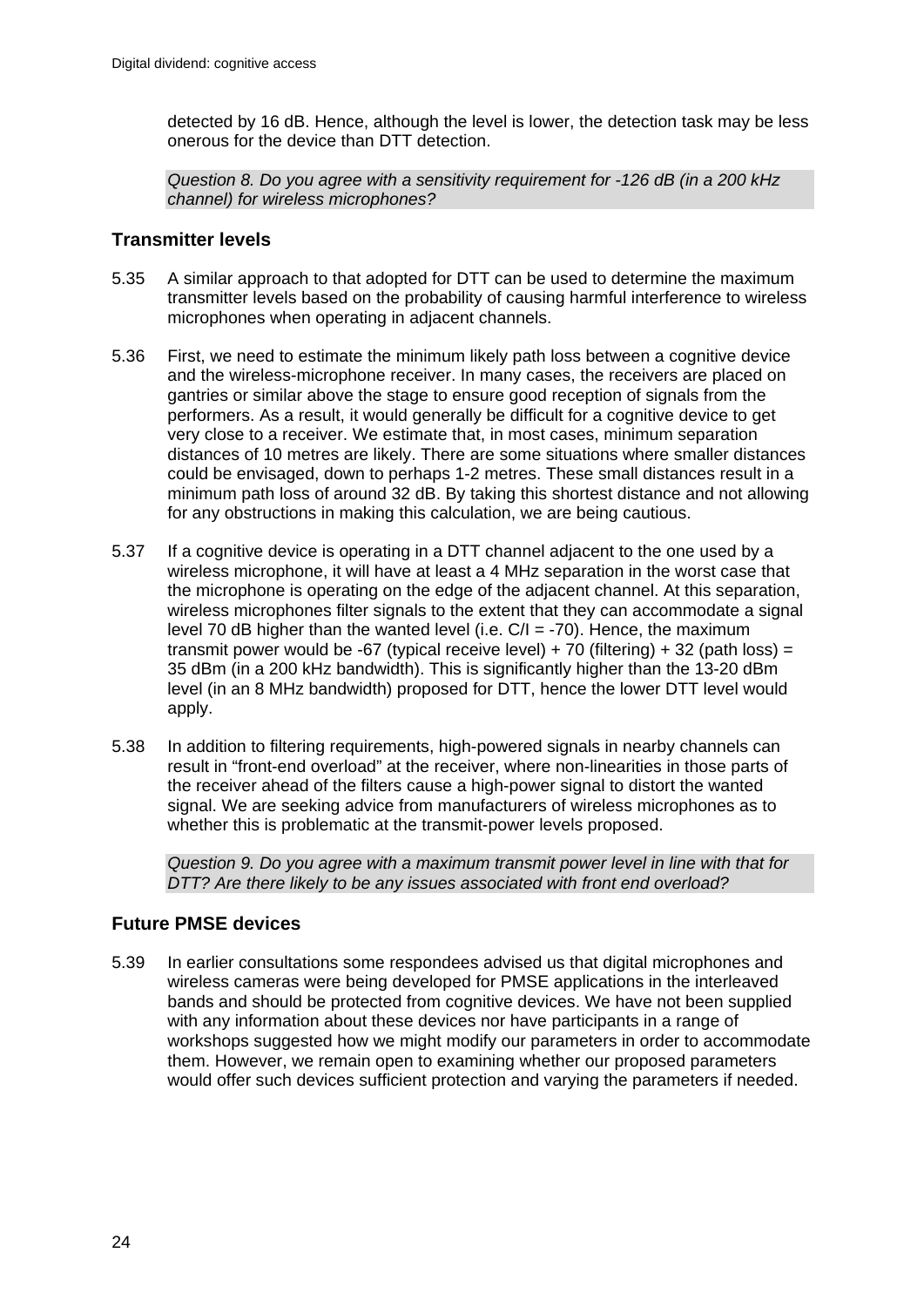detected by 16 dB. Hence, although the level is lower, the detection task may be less onerous for the device than DTT detection.

*Question 8. Do you agree with a sensitivity requirement for -126 dB (in a 200 kHz channel) for wireless microphones?*

## Transmitter levels

5.35 A similar approach to that adopted for DTT can be used to determine the maximum transmitter levels based on the probability of causing harmful interference to wireless microphones when operating in adjacent channels.

5.36 First, we need to estimate the minimum likely path loss between a cognitive device and the wireless-microphone receiver. In many cases, the receivers are placed on gantries or similar above the stage to ensure good reception of signals from the performers. As a result, it would generally be difficult for a cognitive device to get very close to a receiver. We estimate that, in most cases, minimum separation distances of 10 metres are likely. There are some situations where smaller distances could be envisaged, down to perhaps 1-2 metres. These small distances result in a minimum path loss of around 32 dB. By taking this shortest distance and not allowing for any obstructions in making this calculation, we are being cautious.

5.37 If a cognitive device is operating in a DTT channel adjacent to the one used by a wireless microphone, it will have at least a 4 MHz separation in the worst case that the microphone is operating on the edge of the adjacent channel. At this separation, wireless microphones filter signals to the extent that they can accommodate a signal level 70 dB higher than the wanted level (i.e. C/I = -70). Hence, the maximum transmit power would be -67 (typical receive level) + 70 (filtering) + 32 (path loss) = 35 dBm (in a 200 kHz bandwidth). This is significantly higher than the 13-20 dBm level (in an 8 MHz bandwidth) proposed for DTT, hence the lower DTT level would apply.

5.38 In addition to filtering requirements, high-powered signals in nearby channels can result in "front-end overload" at the receiver, where non-linearities in those parts of the receiver ahead of the filters cause a high-power signal to distort the wanted signal. We are seeking advice from manufacturers of wireless microphones as to whether this is problematic at the transmit-power levels proposed.

*Question 9. Do you agree with a maximum transmit power level in line with that for DTT? Are there likely to be any issues associated with front end overload?*

## Future PMSE devices

5.39 In earlier consultations some respondees advised us that digital microphones and wireless cameras were being developed for PMSE applications in the interleaved bands and should be protected from cognitive devices. We have not been supplied with any information about these devices nor have participants in a range of workshops suggested how we might modify our parameters in order to accommodate them. However, we remain open to examining whether our proposed parameters would offer such devices sufficient protection and varying the parameters if needed.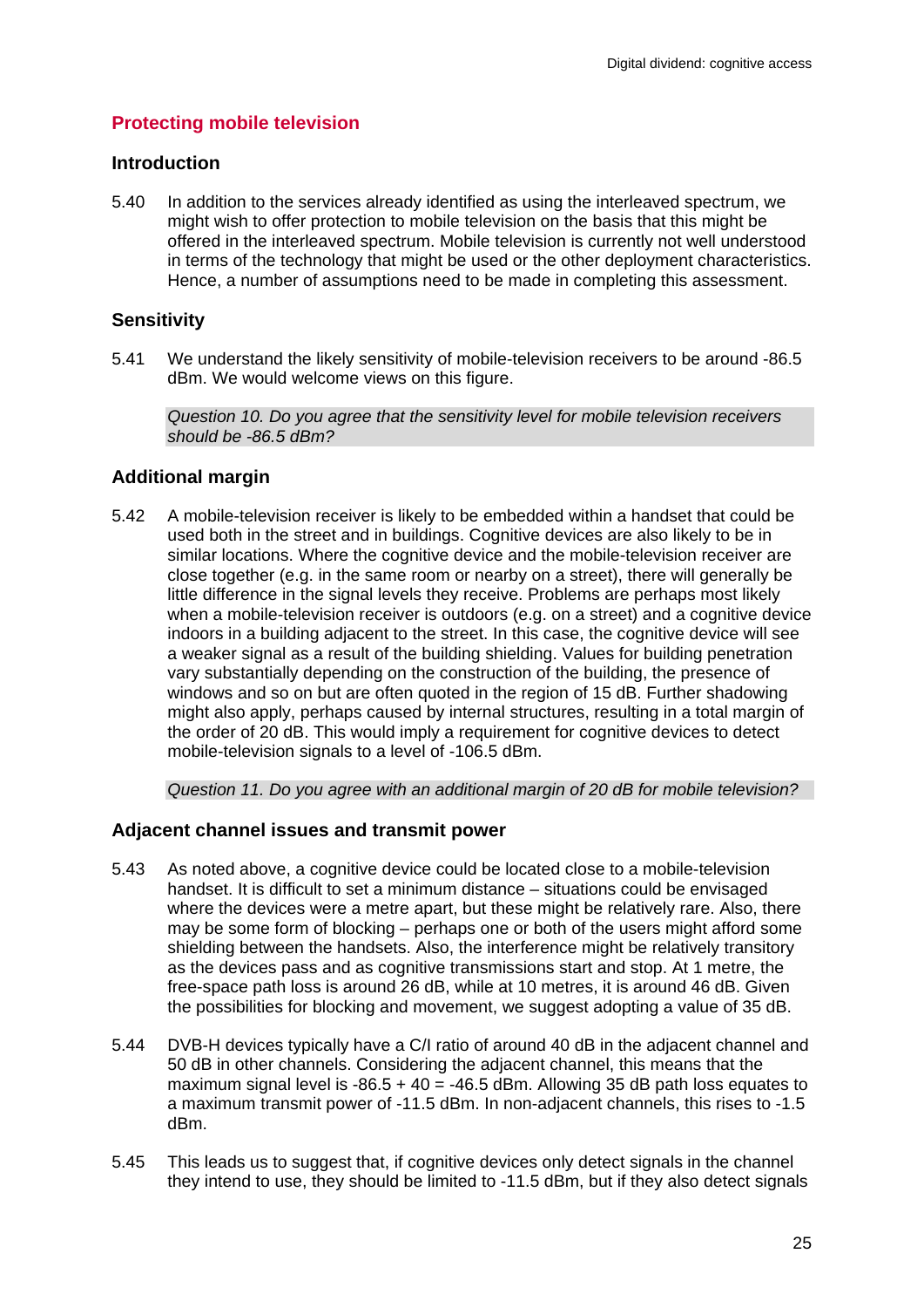## Protecting mobile television

### Introduction

5.40 In addition to the services already identified as using the interleaved spectrum, we might wish to offer protection to mobile television on the basis that this might be offered in the interleaved spectrum. Mobile television is currently not well understood in terms of the technology that might be used or the other deployment characteristics. Hence, a number of assumptions need to be made in completing this assessment.

### Sensitivity

5.41 We understand the likely sensitivity of mobile-television receivers to be around -86.5 dBm. We would welcome views on this figure.

*Question 10. Do you agree that the sensitivity level for mobile television receivers should be -86.5 dBm?*

### Additional margin

5.42 A mobile-television receiver is likely to be embedded within a handset that could be used both in the street and in buildings. Cognitive devices are also likely to be in similar locations. Where the cognitive device and the mobile-television receiver are close together (e.g. in the same room or nearby on a street), there will generally be little difference in the signal levels they receive. Problems are perhaps most likely when a mobile-television receiver is outdoors (e.g. on a street) and a cognitive device indoors in a building adjacent to the street. In this case, the cognitive device will see a weaker signal as a result of the building shielding. Values for building penetration vary substantially depending on the construction of the building, the presence of windows and so on but are often quoted in the region of 15 dB. Further shadowing might also apply, perhaps caused by internal structures, resulting in a total margin of the order of 20 dB. This would imply a requirement for cognitive devices to detect mobile-television signals to a level of -106.5 dBm.

*Question 11. Do you agree with an additional margin of 20 dB for mobile television?*

### Adjacent channel issues and transmit power

5.43 As noted above, a cognitive device could be located close to a mobile-television handset. It is difficult to set a minimum distance – situations could be envisaged where the devices were a metre apart, but these might be relatively rare. Also, there may be some form of blocking – perhaps one or both of the users might afford some shielding between the handsets. Also, the interference might be relatively transitory as the devices pass and as cognitive transmissions start and stop. At 1 metre, the free-space path loss is around 26 dB, while at 10 metres, it is around 46 dB. Given the possibilities for blocking and movement, we suggest adopting a value of 35 dB.

5.44 DVB-H devices typically have a C/I ratio of around 40 dB in the adjacent channel and 50 dB in other channels. Considering the adjacent channel, this means that the maximum signal level is -86.5 + 40 = -46.5 dBm. Allowing 35 dB path loss equates to a maximum transmit power of -11.5 dBm. In non-adjacent channels, this rises to -1.5 dBm.

5.45 This leads us to suggest that, if cognitive devices only detect signals in the channel they intend to use, they should be limited to -11.5 dBm, but if they also detect signals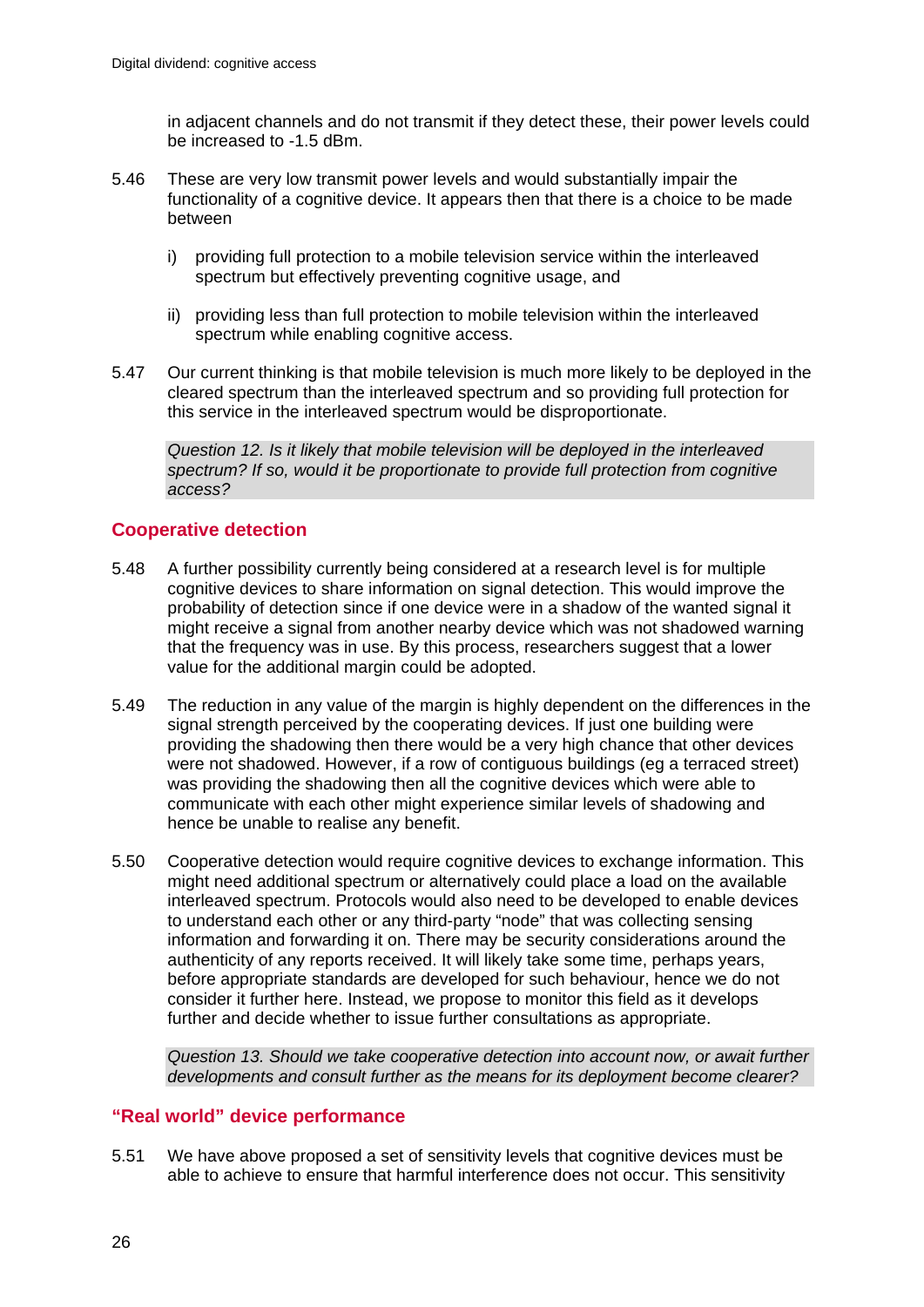in adjacent channels and do not transmit if they detect these, their power levels could be increased to -1.5 dBm.

5.46 These are very low transmit power levels and would substantially impair the functionality of a cognitive device. It appears then that there is a choice to be made between

i) providing full protection to a mobile television service within the interleaved spectrum but effectively preventing cognitive usage, and

ii) providing less than full protection to mobile television within the interleaved spectrum while enabling cognitive access.

5.47 Our current thinking is that mobile television is much more likely to be deployed in the cleared spectrum than the interleaved spectrum and so providing full protection for this service in the interleaved spectrum would be disproportionate.

*Question 12. Is it likely that mobile television will be deployed in the interleaved spectrum? If so, would it be proportionate to provide full protection from cognitive access?*

## Cooperative detection

5.48 A further possibility currently being considered at a research level is for multiple cognitive devices to share information on signal detection. This would improve the probability of detection since if one device were in a shadow of the wanted signal it might receive a signal from another nearby device which was not shadowed warning that the frequency was in use. By this process, researchers suggest that a lower value for the additional margin could be adopted.

5.49 The reduction in any value of the margin is highly dependent on the differences in the signal strength perceived by the cooperating devices. If just one building were providing the shadowing then there would be a very high chance that other devices were not shadowed. However, if a row of contiguous buildings (eg a terraced street) was providing the shadowing then all the cognitive devices which were able to communicate with each other might experience similar levels of shadowing and hence be unable to realise any benefit.

5.50 Cooperative detection would require cognitive devices to exchange information. This might need additional spectrum or alternatively could place a load on the available interleaved spectrum. Protocols would also need to be developed to enable devices to understand each other or any third-party "node" that was collecting sensing information and forwarding it on. There may be security considerations around the authenticity of any reports received. It will likely take some time, perhaps years, before appropriate standards are developed for such behaviour, hence we do not consider it further here. Instead, we propose to monitor this field as it develops further and decide whether to issue further consultations as appropriate.

*Question 13. Should we take cooperative detection into account now, or await further developments and consult further as the means for its deployment become clearer?*

## "Real world" device performance

5.51 We have above proposed a set of sensitivity levels that cognitive devices must be able to achieve to ensure that harmful interference does not occur. This sensitivity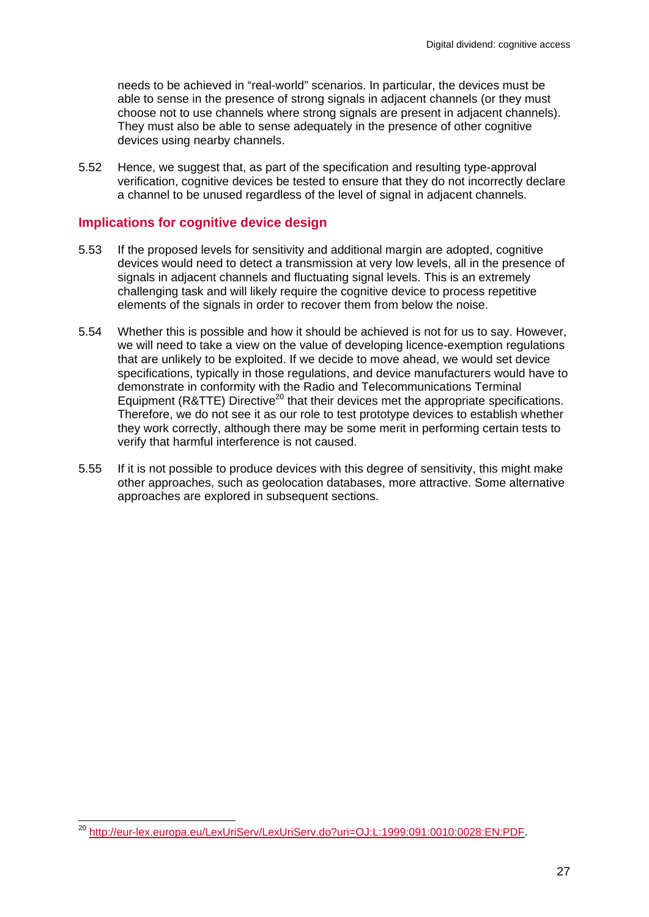needs to be achieved in "real-world" scenarios. In particular, the devices must be able to sense in the presence of strong signals in adjacent channels (or they must choose not to use channels where strong signals are present in adjacent channels). They must also be able to sense adequately in the presence of other cognitive devices using nearby channels.

5.52 Hence, we suggest that, as part of the specification and resulting type-approval verification, cognitive devices be tested to ensure that they do not incorrectly declare a channel to be unused regardless of the level of signal in adjacent channels.

## Implications for cognitive device design

5.53 If the proposed levels for sensitivity and additional margin are adopted, cognitive devices would need to detect a transmission at very low levels, all in the presence of signals in adjacent channels and fluctuating signal levels. This is an extremely challenging task and will likely require the cognitive device to process repetitive elements of the signals in order to recover them from below the noise.

5.54 Whether this is possible and how it should be achieved is not for us to say. However, we will need to take a view on the value of developing licence-exemption regulations that are unlikely to be exploited. If we decide to move ahead, we would set device specifications, typically in those regulations, and device manufacturers would have to demonstrate in conformity with the Radio and Telecommunications Terminal Equipment (R&TTE) Directive[20] that their devices met the appropriate specifications. Therefore, we do not see it as our role to test prototype devices to establish whether they work correctly, although there may be some merit in performing certain tests to verify that harmful interference is not caused.

5.55 If it is not possible to produce devices with this degree of sensitivity, this might make other approaches, such as geolocation databases, more attractive. Some alternative approaches are explored in subsequent sections.

---

[20] http://eur-lex.europa.eu/LexUriServ/LexUriServ.do?uri=OJ:L:1999:091:0010:0028:EN:PDF.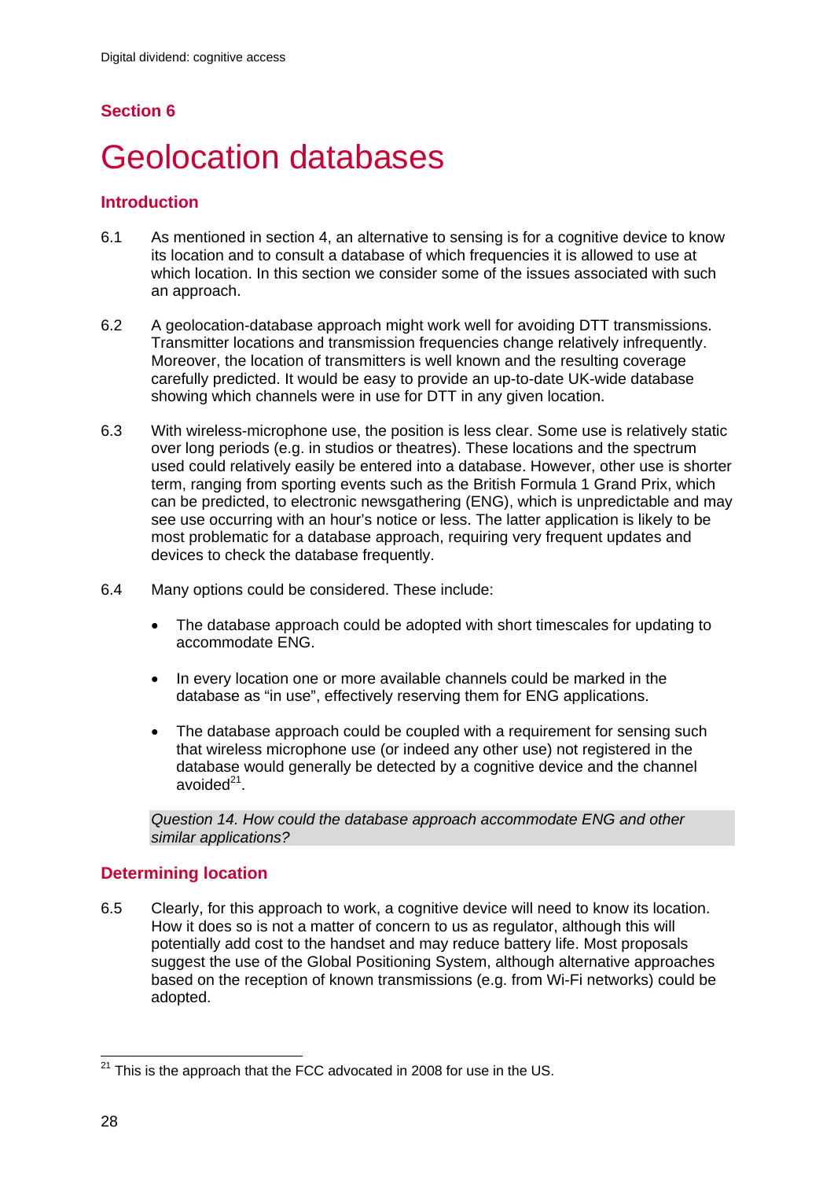## Section 6

# Geolocation databases

### Introduction

6.1 As mentioned in section 4, an alternative to sensing is for a cognitive device to know its location and to consult a database of which frequencies it is allowed to use at which location. In this section we consider some of the issues associated with such an approach.

6.2 A geolocation-database approach might work well for avoiding DTT transmissions. Transmitter locations and transmission frequencies change relatively infrequently. Moreover, the location of transmitters is well known and the resulting coverage carefully predicted. It would be easy to provide an up-to-date UK-wide database showing which channels were in use for DTT in any given location.

6.3 With wireless-microphone use, the position is less clear. Some use is relatively static over long periods (e.g. in studios or theatres). These locations and the spectrum used could relatively easily be entered into a database. However, other use is shorter term, ranging from sporting events such as the British Formula 1 Grand Prix, which can be predicted, to electronic newsgathering (ENG), which is unpredictable and may see use occurring with an hour's notice or less. The latter application is likely to be most problematic for a database approach, requiring very frequent updates and devices to check the database frequently.

6.4 Many options could be considered. These include:

- The database approach could be adopted with short timescales for updating to accommodate ENG.
- In every location one or more available channels could be marked in the database as "in use", effectively reserving them for ENG applications.
- The database approach could be coupled with a requirement for sensing such that wireless microphone use (or indeed any other use) not registered in the database would generally be detected by a cognitive device and the channel avoided[21].

*Question 14. How could the database approach accommodate ENG and other similar applications?*

### Determining location

6.5 Clearly, for this approach to work, a cognitive device will need to know its location. How it does so is not a matter of concern to us as regulator, although this will potentially add cost to the handset and may reduce battery life. Most proposals suggest the use of the Global Positioning System, although alternative approaches based on the reception of known transmissions (e.g. from Wi-Fi networks) could be adopted.

[21] This is the approach that the FCC advocated in 2008 for use in the US.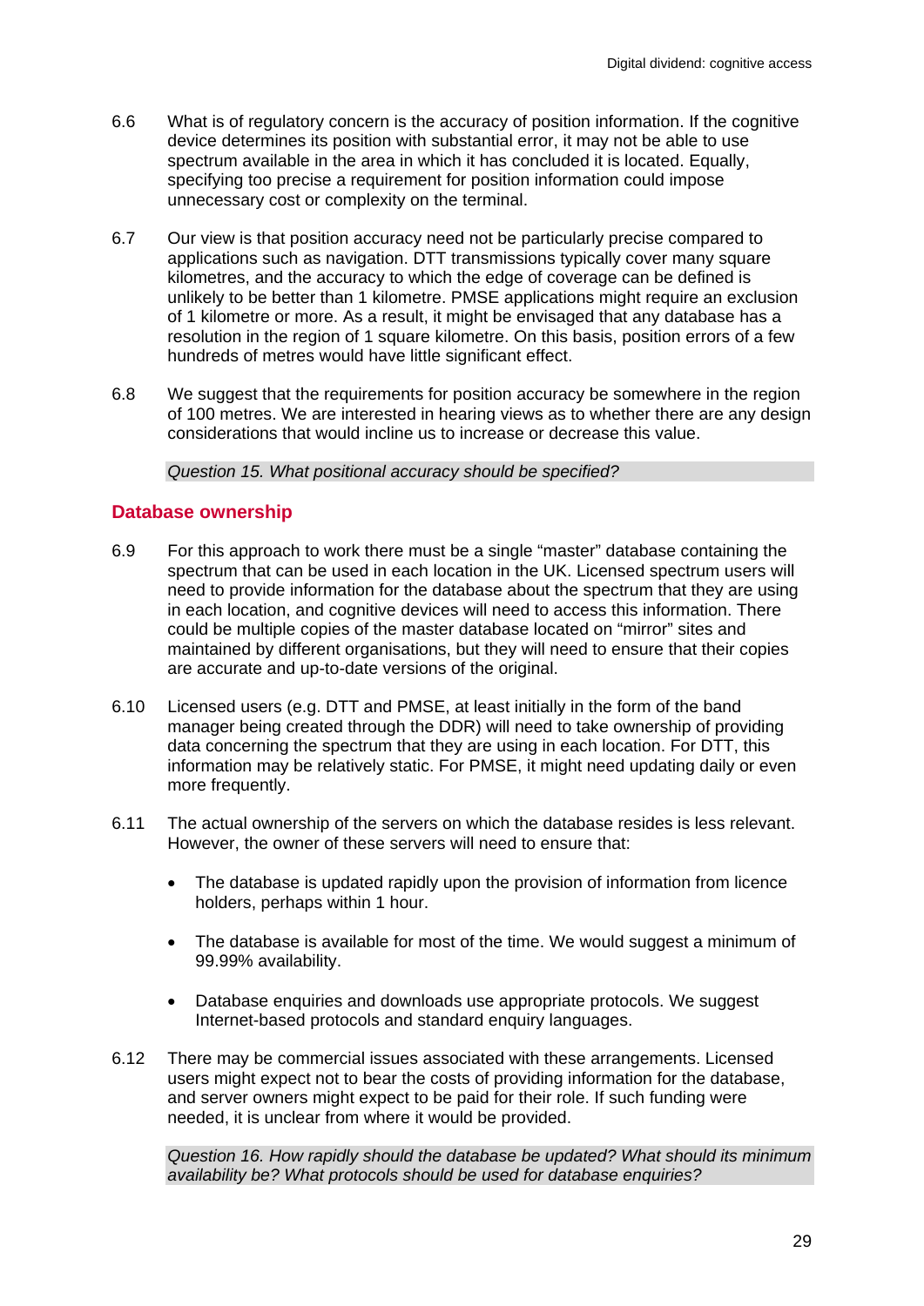6.6 What is of regulatory concern is the accuracy of position information. If the cognitive device determines its position with substantial error, it may not be able to use spectrum available in the area in which it has concluded it is located. Equally, specifying too precise a requirement for position information could impose unnecessary cost or complexity on the terminal.

6.7 Our view is that position accuracy need not be particularly precise compared to applications such as navigation. DTT transmissions typically cover many square kilometres, and the accuracy to which the edge of coverage can be defined is unlikely to be better than 1 kilometre. PMSE applications might require an exclusion of 1 kilometre or more. As a result, it might be envisaged that any database has a resolution in the region of 1 square kilometre. On this basis, position errors of a few hundreds of metres would have little significant effect.

6.8 We suggest that the requirements for position accuracy be somewhere in the region of 100 metres. We are interested in hearing views as to whether there are any design considerations that would incline us to increase or decrease this value.

*Question 15. What positional accuracy should be specified?*

## Database ownership

6.9 For this approach to work there must be a single "master" database containing the spectrum that can be used in each location in the UK. Licensed spectrum users will need to provide information for the database about the spectrum that they are using in each location, and cognitive devices will need to access this information. There could be multiple copies of the master database located on "mirror" sites and maintained by different organisations, but they will need to ensure that their copies are accurate and up-to-date versions of the original.

6.10 Licensed users (e.g. DTT and PMSE, at least initially in the form of the band manager being created through the DDR) will need to take ownership of providing data concerning the spectrum that they are using in each location. For DTT, this information may be relatively static. For PMSE, it might need updating daily or even more frequently.

6.11 The actual ownership of the servers on which the database resides is less relevant. However, the owner of these servers will need to ensure that:

- The database is updated rapidly upon the provision of information from licence holders, perhaps within 1 hour.
- The database is available for most of the time. We would suggest a minimum of 99.99% availability.
- Database enquiries and downloads use appropriate protocols. We suggest Internet-based protocols and standard enquiry languages.

6.12 There may be commercial issues associated with these arrangements. Licensed users might expect not to bear the costs of providing information for the database, and server owners might expect to be paid for their role. If such funding were needed, it is unclear from where it would be provided.

*Question 16. How rapidly should the database be updated? What should its minimum availability be? What protocols should be used for database enquiries?*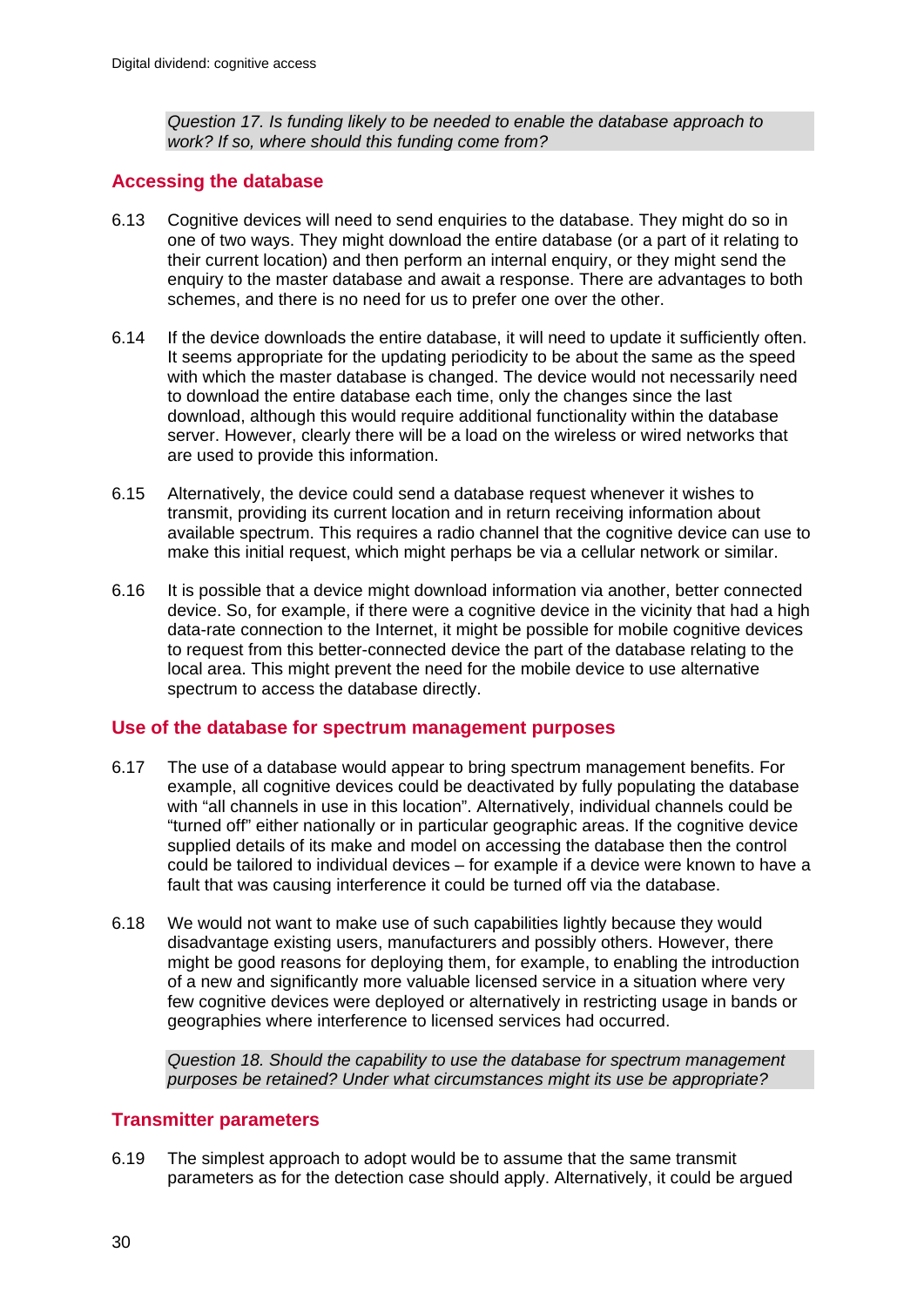*Question 17. Is funding likely to be needed to enable the database approach to work? If so, where should this funding come from?*

## Accessing the database

6.13 Cognitive devices will need to send enquiries to the database. They might do so in one of two ways. They might download the entire database (or a part of it relating to their current location) and then perform an internal enquiry, or they might send the enquiry to the master database and await a response. There are advantages to both schemes, and there is no need for us to prefer one over the other.

6.14 If the device downloads the entire database, it will need to update it sufficiently often. It seems appropriate for the updating periodicity to be about the same as the speed with which the master database is changed. The device would not necessarily need to download the entire database each time, only the changes since the last download, although this would require additional functionality within the database server. However, clearly there will be a load on the wireless or wired networks that are used to provide this information.

6.15 Alternatively, the device could send a database request whenever it wishes to transmit, providing its current location and in return receiving information about available spectrum. This requires a radio channel that the cognitive device can use to make this initial request, which might perhaps be via a cellular network or similar.

6.16 It is possible that a device might download information via another, better connected device. So, for example, if there were a cognitive device in the vicinity that had a high data-rate connection to the Internet, it might be possible for mobile cognitive devices to request from this better-connected device the part of the database relating to the local area. This might prevent the need for the mobile device to use alternative spectrum to access the database directly.

## Use of the database for spectrum management purposes

6.17 The use of a database would appear to bring spectrum management benefits. For example, all cognitive devices could be deactivated by fully populating the database with "all channels in use in this location". Alternatively, individual channels could be "turned off" either nationally or in particular geographic areas. If the cognitive device supplied details of its make and model on accessing the database then the control could be tailored to individual devices – for example if a device were known to have a fault that was causing interference it could be turned off via the database.

6.18 We would not want to make use of such capabilities lightly because they would disadvantage existing users, manufacturers and possibly others. However, there might be good reasons for deploying them, for example, to enabling the introduction of a new and significantly more valuable licensed service in a situation where very few cognitive devices were deployed or alternatively in restricting usage in bands or geographies where interference to licensed services had occurred.

*Question 18. Should the capability to use the database for spectrum management purposes be retained? Under what circumstances might its use be appropriate?*

## Transmitter parameters

6.19 The simplest approach to adopt would be to assume that the same transmit parameters as for the detection case should apply. Alternatively, it could be argued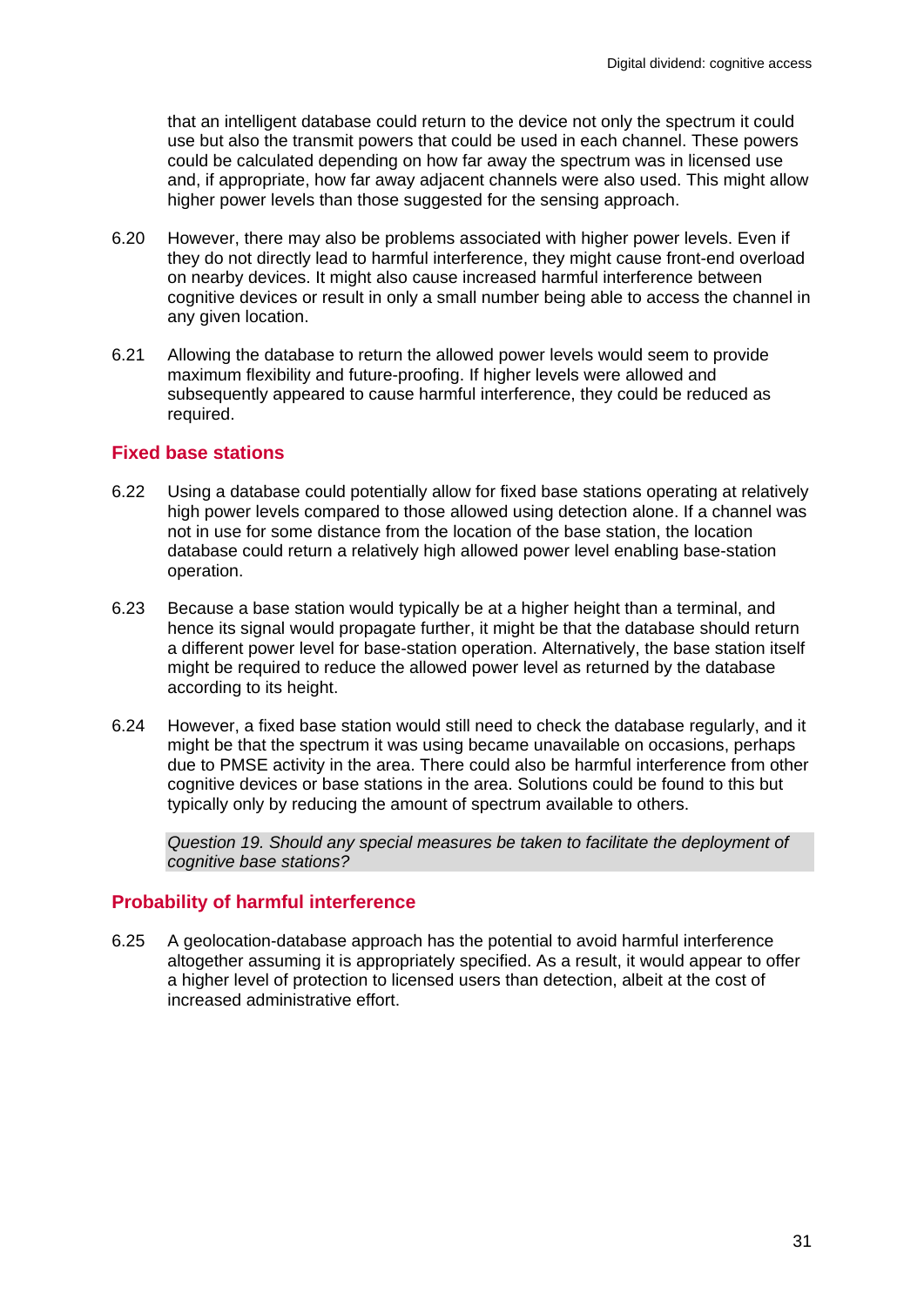that an intelligent database could return to the device not only the spectrum it could use but also the transmit powers that could be used in each channel. These powers could be calculated depending on how far away the spectrum was in licensed use and, if appropriate, how far away adjacent channels were also used. This might allow higher power levels than those suggested for the sensing approach.

6.20 However, there may also be problems associated with higher power levels. Even if they do not directly lead to harmful interference, they might cause front-end overload on nearby devices. It might also cause increased harmful interference between cognitive devices or result in only a small number being able to access the channel in any given location.

6.21 Allowing the database to return the allowed power levels would seem to provide maximum flexibility and future-proofing. If higher levels were allowed and subsequently appeared to cause harmful interference, they could be reduced as required.

## Fixed base stations

6.22 Using a database could potentially allow for fixed base stations operating at relatively high power levels compared to those allowed using detection alone. If a channel was not in use for some distance from the location of the base station, the location database could return a relatively high allowed power level enabling base-station operation.

6.23 Because a base station would typically be at a higher height than a terminal, and hence its signal would propagate further, it might be that the database should return a different power level for base-station operation. Alternatively, the base station itself might be required to reduce the allowed power level as returned by the database according to its height.

6.24 However, a fixed base station would still need to check the database regularly, and it might be that the spectrum it was using became unavailable on occasions, perhaps due to PMSE activity in the area. There could also be harmful interference from other cognitive devices or base stations in the area. Solutions could be found to this but typically only by reducing the amount of spectrum available to others.

*Question 19. Should any special measures be taken to facilitate the deployment of cognitive base stations?*

## Probability of harmful interference

6.25 A geolocation-database approach has the potential to avoid harmful interference altogether assuming it is appropriately specified. As a result, it would appear to offer a higher level of protection to licensed users than detection, albeit at the cost of increased administrative effort.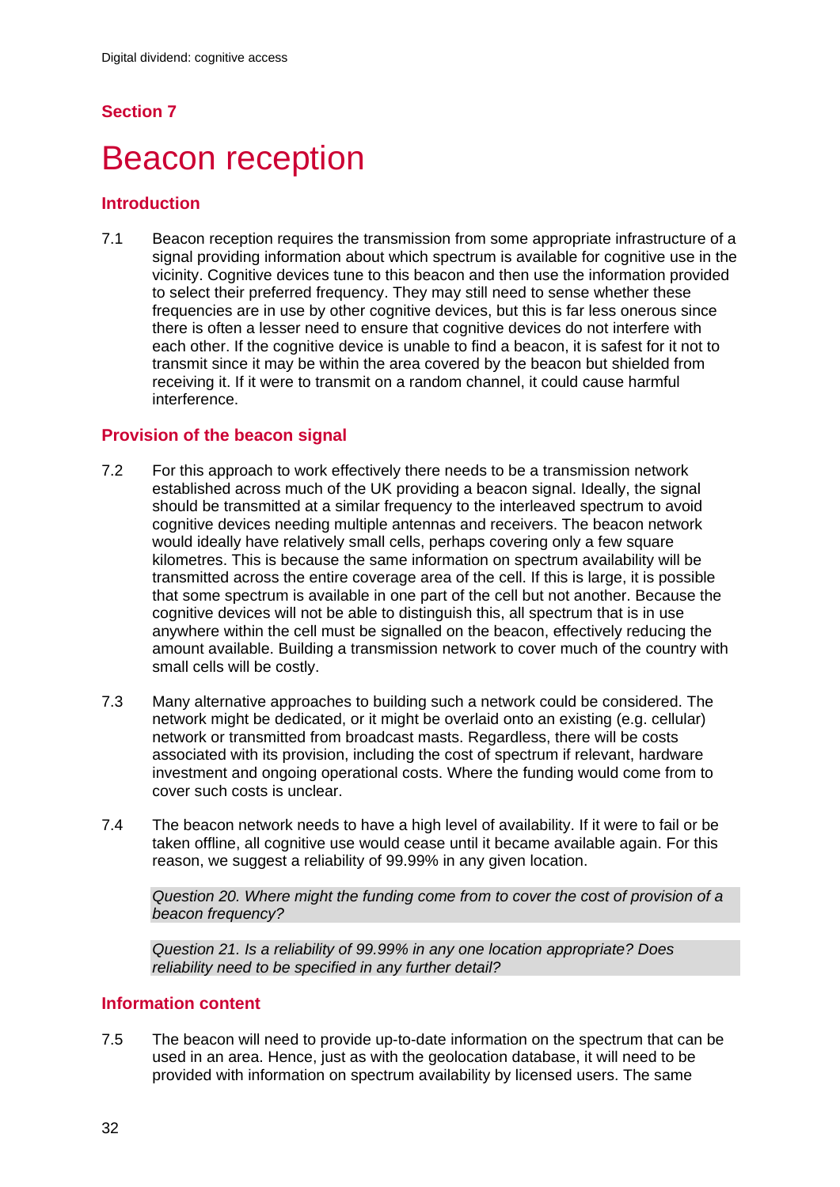## Section 7

# Beacon reception

### Introduction

7.1 Beacon reception requires the transmission from some appropriate infrastructure of a signal providing information about which spectrum is available for cognitive use in the vicinity. Cognitive devices tune to this beacon and then use the information provided to select their preferred frequency. They may still need to sense whether these frequencies are in use by other cognitive devices, but this is far less onerous since there is often a lesser need to ensure that cognitive devices do not interfere with each other. If the cognitive device is unable to find a beacon, it is safest for it not to transmit since it may be within the area covered by the beacon but shielded from receiving it. If it were to transmit on a random channel, it could cause harmful interference.

### Provision of the beacon signal

7.2 For this approach to work effectively there needs to be a transmission network established across much of the UK providing a beacon signal. Ideally, the signal should be transmitted at a similar frequency to the interleaved spectrum to avoid cognitive devices needing multiple antennas and receivers. The beacon network would ideally have relatively small cells, perhaps covering only a few square kilometres. This is because the same information on spectrum availability will be transmitted across the entire coverage area of the cell. If this is large, it is possible that some spectrum is available in one part of the cell but not another. Because the cognitive devices will not be able to distinguish this, all spectrum that is in use anywhere within the cell must be signalled on the beacon, effectively reducing the amount available. Building a transmission network to cover much of the country with small cells will be costly.

7.3 Many alternative approaches to building such a network could be considered. The network might be dedicated, or it might be overlaid onto an existing (e.g. cellular) network or transmitted from broadcast masts. Regardless, there will be costs associated with its provision, including the cost of spectrum if relevant, hardware investment and ongoing operational costs. Where the funding would come from to cover such costs is unclear.

7.4 The beacon network needs to have a high level of availability. If it were to fail or be taken offline, all cognitive use would cease until it became available again. For this reason, we suggest a reliability of 99.99% in any given location.

> *Question 20. Where might the funding come from to cover the cost of provision of a beacon frequency?*

> *Question 21. Is a reliability of 99.99% in any one location appropriate? Does reliability need to be specified in any further detail?*

### Information content

7.5 The beacon will need to provide up-to-date information on the spectrum that can be used in an area. Hence, just as with the geolocation database, it will need to be provided with information on spectrum availability by licensed users. The same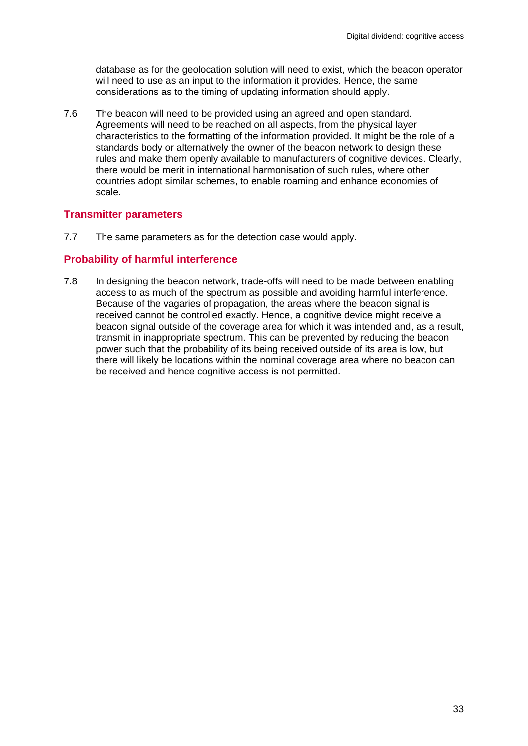database as for the geolocation solution will need to exist, which the beacon operator will need to use as an input to the information it provides. Hence, the same considerations as to the timing of updating information should apply.

7.6 The beacon will need to be provided using an agreed and open standard. Agreements will need to be reached on all aspects, from the physical layer characteristics to the formatting of the information provided. It might be the role of a standards body or alternatively the owner of the beacon network to design these rules and make them openly available to manufacturers of cognitive devices. Clearly, there would be merit in international harmonisation of such rules, where other countries adopt similar schemes, to enable roaming and enhance economies of scale.

## Transmitter parameters

7.7 The same parameters as for the detection case would apply.

## Probability of harmful interference

7.8 In designing the beacon network, trade-offs will need to be made between enabling access to as much of the spectrum as possible and avoiding harmful interference. Because of the vagaries of propagation, the areas where the beacon signal is received cannot be controlled exactly. Hence, a cognitive device might receive a beacon signal outside of the coverage area for which it was intended and, as a result, transmit in inappropriate spectrum. This can be prevented by reducing the beacon power such that the probability of its being received outside of its area is low, but there will likely be locations within the nominal coverage area where no beacon can be received and hence cognitive access is not permitted.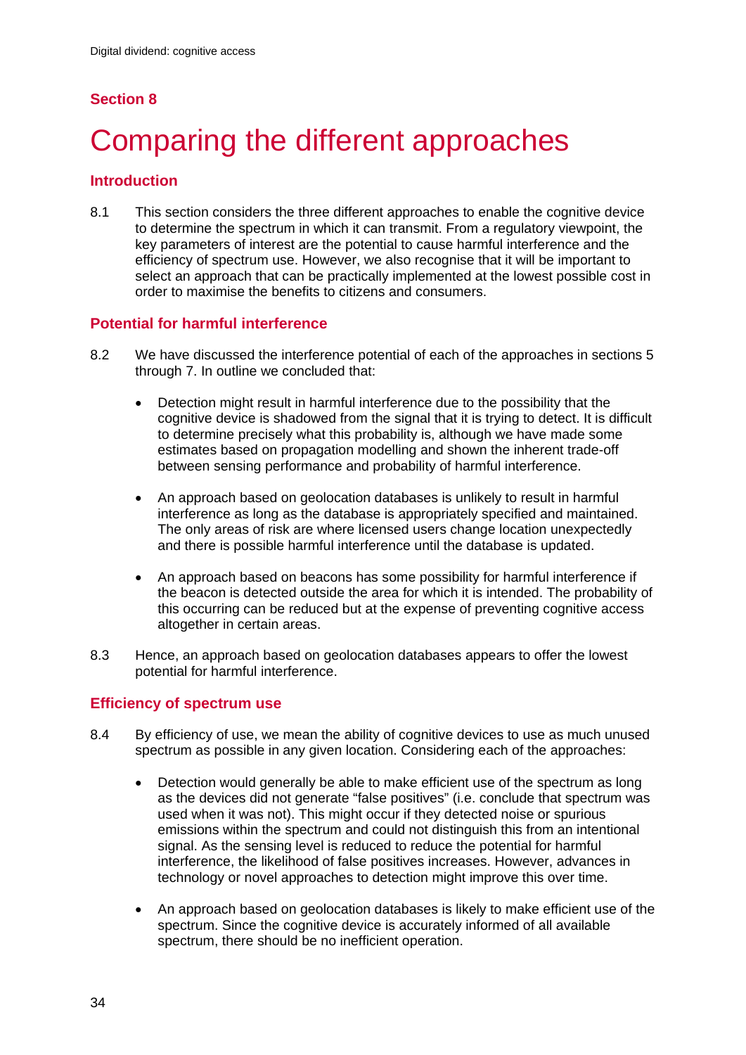## Section 8

# Comparing the different approaches

## Introduction

8.1 This section considers the three different approaches to enable the cognitive device to determine the spectrum in which it can transmit. From a regulatory viewpoint, the key parameters of interest are the potential to cause harmful interference and the efficiency of spectrum use. However, we also recognise that it will be important to select an approach that can be practically implemented at the lowest possible cost in order to maximise the benefits to citizens and consumers.

## Potential for harmful interference

8.2 We have discussed the interference potential of each of the approaches in sections 5 through 7. In outline we concluded that:

- Detection might result in harmful interference due to the possibility that the cognitive device is shadowed from the signal that it is trying to detect. It is difficult to determine precisely what this probability is, although we have made some estimates based on propagation modelling and shown the inherent trade-off between sensing performance and probability of harmful interference.

- An approach based on geolocation databases is unlikely to result in harmful interference as long as the database is appropriately specified and maintained. The only areas of risk are where licensed users change location unexpectedly and there is possible harmful interference until the database is updated.

- An approach based on beacons has some possibility for harmful interference if the beacon is detected outside the area for which it is intended. The probability of this occurring can be reduced but at the expense of preventing cognitive access altogether in certain areas.

8.3 Hence, an approach based on geolocation databases appears to offer the lowest potential for harmful interference.

## Efficiency of spectrum use

8.4 By efficiency of use, we mean the ability of cognitive devices to use as much unused spectrum as possible in any given location. Considering each of the approaches:

- Detection would generally be able to make efficient use of the spectrum as long as the devices did not generate "false positives" (i.e. conclude that spectrum was used when it was not). This might occur if they detected noise or spurious emissions within the spectrum and could not distinguish this from an intentional signal. As the sensing level is reduced to reduce the potential for harmful interference, the likelihood of false positives increases. However, advances in technology or novel approaches to detection might improve this over time.

- An approach based on geolocation databases is likely to make efficient use of the spectrum. Since the cognitive device is accurately informed of all available spectrum, there should be no inefficient operation.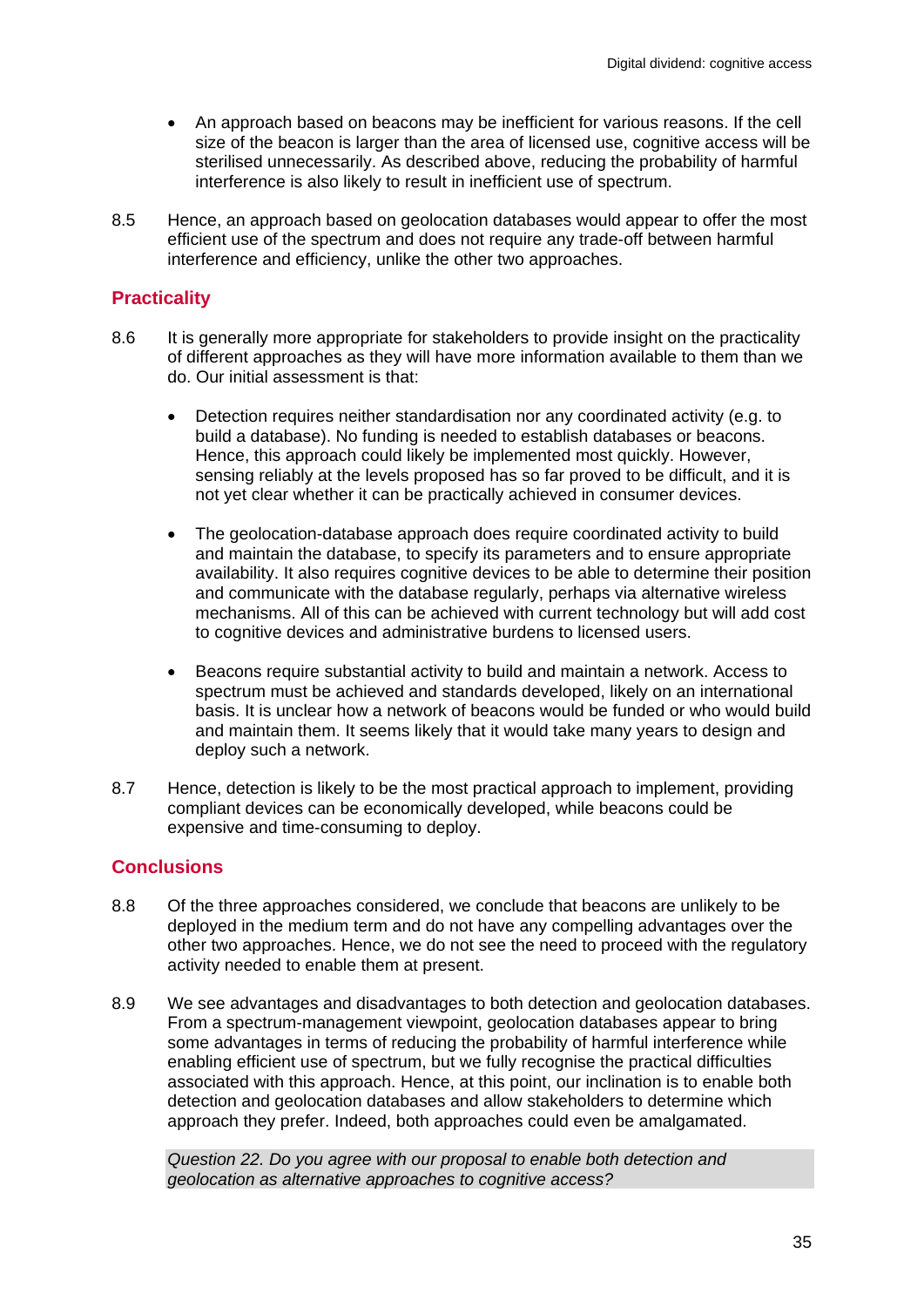- An approach based on beacons may be inefficient for various reasons. If the cell size of the beacon is larger than the area of licensed use, cognitive access will be sterilised unnecessarily. As described above, reducing the probability of harmful interference is also likely to result in inefficient use of spectrum.

8.5 Hence, an approach based on geolocation databases would appear to offer the most efficient use of the spectrum and does not require any trade-off between harmful interference and efficiency, unlike the other two approaches.

## Practicality

8.6 It is generally more appropriate for stakeholders to provide insight on the practicality of different approaches as they will have more information available to them than we do. Our initial assessment is that:

- Detection requires neither standardisation nor any coordinated activity (e.g. to build a database). No funding is needed to establish databases or beacons. Hence, this approach could likely be implemented most quickly. However, sensing reliably at the levels proposed has so far proved to be difficult, and it is not yet clear whether it can be practically achieved in consumer devices.

- The geolocation-database approach does require coordinated activity to build and maintain the database, to specify its parameters and to ensure appropriate availability. It also requires cognitive devices to be able to determine their position and communicate with the database regularly, perhaps via alternative wireless mechanisms. All of this can be achieved with current technology but will add cost to cognitive devices and administrative burdens to licensed users.

- Beacons require substantial activity to build and maintain a network. Access to spectrum must be achieved and standards developed, likely on an international basis. It is unclear how a network of beacons would be funded or who would build and maintain them. It seems likely that it would take many years to design and deploy such a network.

8.7 Hence, detection is likely to be the most practical approach to implement, providing compliant devices can be economically developed, while beacons could be expensive and time-consuming to deploy.

## Conclusions

8.8 Of the three approaches considered, we conclude that beacons are unlikely to be deployed in the medium term and do not have any compelling advantages over the other two approaches. Hence, we do not see the need to proceed with the regulatory activity needed to enable them at present.

8.9 We see advantages and disadvantages to both detection and geolocation databases. From a spectrum-management viewpoint, geolocation databases appear to bring some advantages in terms of reducing the probability of harmful interference while enabling efficient use of spectrum, but we fully recognise the practical difficulties associated with this approach. Hence, at this point, our inclination is to enable both detection and geolocation databases and allow stakeholders to determine which approach they prefer. Indeed, both approaches could even be amalgamated.

*Question 22. Do you agree with our proposal to enable both detection and geolocation as alternative approaches to cognitive access?*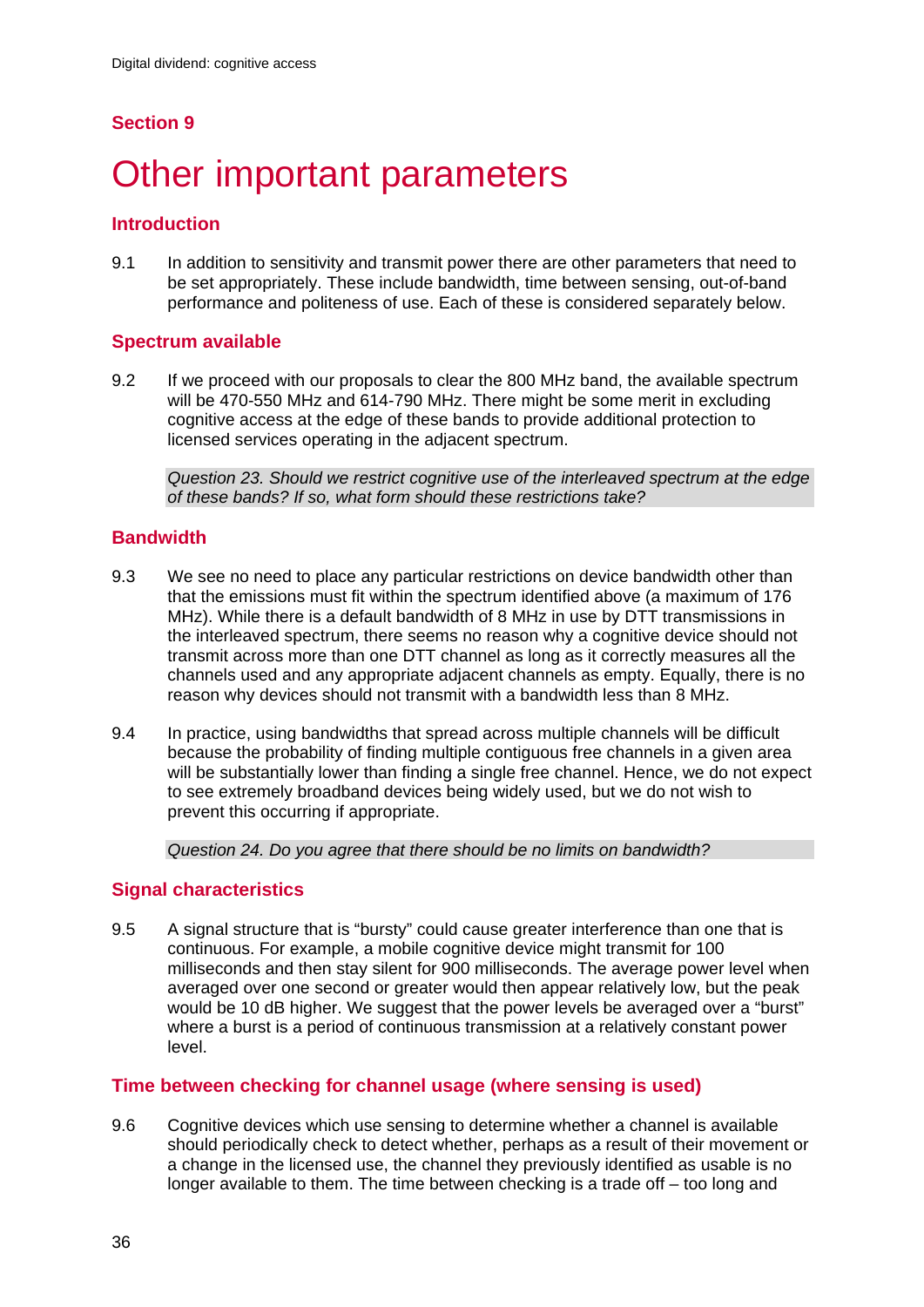## Section 9

# Other important parameters

### Introduction

9.1 In addition to sensitivity and transmit power there are other parameters that need to be set appropriately. These include bandwidth, time between sensing, out-of-band performance and politeness of use. Each of these is considered separately below.

### Spectrum available

9.2 If we proceed with our proposals to clear the 800 MHz band, the available spectrum will be 470-550 MHz and 614-790 MHz. There might be some merit in excluding cognitive access at the edge of these bands to provide additional protection to licensed services operating in the adjacent spectrum.

*Question 23. Should we restrict cognitive use of the interleaved spectrum at the edge of these bands? If so, what form should these restrictions take?*

### Bandwidth

9.3 We see no need to place any particular restrictions on device bandwidth other than that the emissions must fit within the spectrum identified above (a maximum of 176 MHz). While there is a default bandwidth of 8 MHz in use by DTT transmissions in the interleaved spectrum, there seems no reason why a cognitive device should not transmit across more than one DTT channel as long as it correctly measures all the channels used and any appropriate adjacent channels as empty. Equally, there is no reason why devices should not transmit with a bandwidth less than 8 MHz.

9.4 In practice, using bandwidths that spread across multiple channels will be difficult because the probability of finding multiple contiguous free channels in a given area will be substantially lower than finding a single free channel. Hence, we do not expect to see extremely broadband devices being widely used, but we do not wish to prevent this occurring if appropriate.

*Question 24. Do you agree that there should be no limits on bandwidth?*

### Signal characteristics

9.5 A signal structure that is "bursty" could cause greater interference than one that is continuous. For example, a mobile cognitive device might transmit for 100 milliseconds and then stay silent for 900 milliseconds. The average power level when averaged over one second or greater would then appear relatively low, but the peak would be 10 dB higher. We suggest that the power levels be averaged over a "burst" where a burst is a period of continuous transmission at a relatively constant power level.

### Time between checking for channel usage (where sensing is used)

9.6 Cognitive devices which use sensing to determine whether a channel is available should periodically check to detect whether, perhaps as a result of their movement or a change in the licensed use, the channel they previously identified as usable is no longer available to them. The time between checking is a trade off – too long and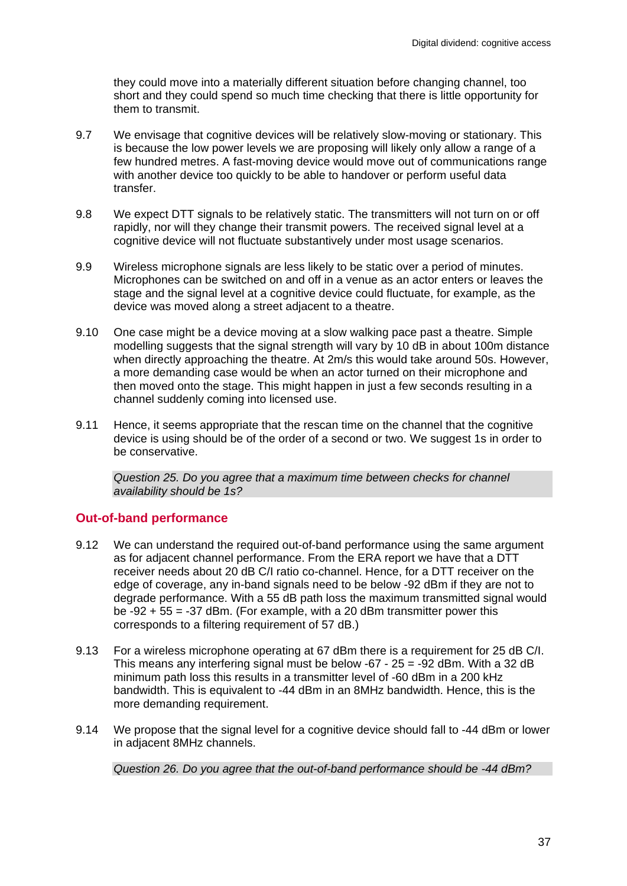they could move into a materially different situation before changing channel, too short and they could spend so much time checking that there is little opportunity for them to transmit.

9.7 We envisage that cognitive devices will be relatively slow-moving or stationary. This is because the low power levels we are proposing will likely only allow a range of a few hundred metres. A fast-moving device would move out of communications range with another device too quickly to be able to handover or perform useful data transfer.

9.8 We expect DTT signals to be relatively static. The transmitters will not turn on or off rapidly, nor will they change their transmit powers. The received signal level at a cognitive device will not fluctuate substantively under most usage scenarios.

9.9 Wireless microphone signals are less likely to be static over a period of minutes. Microphones can be switched on and off in a venue as an actor enters or leaves the stage and the signal level at a cognitive device could fluctuate, for example, as the device was moved along a street adjacent to a theatre.

9.10 One case might be a device moving at a slow walking pace past a theatre. Simple modelling suggests that the signal strength will vary by 10 dB in about 100m distance when directly approaching the theatre. At 2m/s this would take around 50s. However, a more demanding case would be when an actor turned on their microphone and then moved onto the stage. This might happen in just a few seconds resulting in a channel suddenly coming into licensed use.

9.11 Hence, it seems appropriate that the rescan time on the channel that the cognitive device is using should be of the order of a second or two. We suggest 1s in order to be conservative.

*Question 25. Do you agree that a maximum time between checks for channel availability should be 1s?*

## Out-of-band performance

9.12 We can understand the required out-of-band performance using the same argument as for adjacent channel performance. From the ERA report we have that a DTT receiver needs about 20 dB C/I ratio co-channel. Hence, for a DTT receiver on the edge of coverage, any in-band signals need to be below -92 dBm if they are not to degrade performance. With a 55 dB path loss the maximum transmitted signal would be -92 + 55 = -37 dBm. (For example, with a 20 dBm transmitter power this corresponds to a filtering requirement of 57 dB.)

9.13 For a wireless microphone operating at 67 dBm there is a requirement for 25 dB C/I. This means any interfering signal must be below -67 - 25 = -92 dBm. With a 32 dB minimum path loss this results in a transmitter level of -60 dBm in a 200 kHz bandwidth. This is equivalent to -44 dBm in an 8MHz bandwidth. Hence, this is the more demanding requirement.

9.14 We propose that the signal level for a cognitive device should fall to -44 dBm or lower in adjacent 8MHz channels.

*Question 26. Do you agree that the out-of-band performance should be -44 dBm?*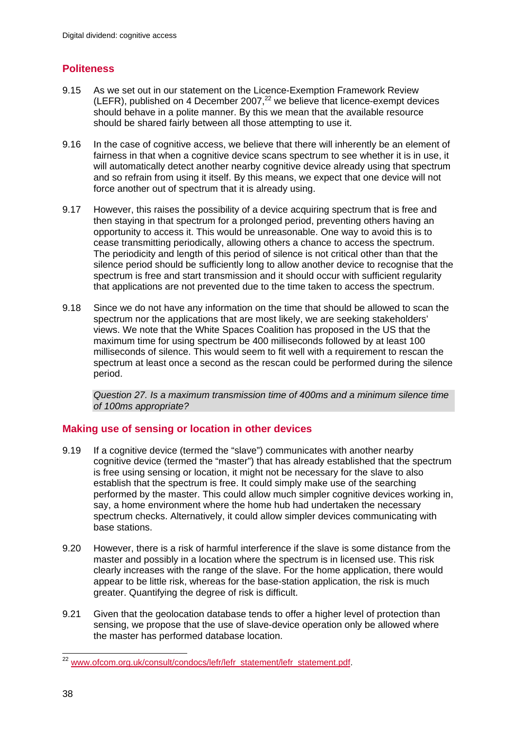## Politeness

9.15 As we set out in our statement on the Licence-Exemption Framework Review (LEFR), published on 4 December 2007,[22] we believe that licence-exempt devices should behave in a polite manner. By this we mean that the available resource should be shared fairly between all those attempting to use it.

9.16 In the case of cognitive access, we believe that there will inherently be an element of fairness in that when a cognitive device scans spectrum to see whether it is in use, it will automatically detect another nearby cognitive device already using that spectrum and so refrain from using it itself. By this means, we expect that one device will not force another out of spectrum that it is already using.

9.17 However, this raises the possibility of a device acquiring spectrum that is free and then staying in that spectrum for a prolonged period, preventing others having an opportunity to access it. This would be unreasonable. One way to avoid this is to cease transmitting periodically, allowing others a chance to access the spectrum. The periodicity and length of this period of silence is not critical other than that the silence period should be sufficiently long to allow another device to recognise that the spectrum is free and start transmission and it should occur with sufficient regularity that applications are not prevented due to the time taken to access the spectrum.

9.18 Since we do not have any information on the time that should be allowed to scan the spectrum nor the applications that are most likely, we are seeking stakeholders' views. We note that the White Spaces Coalition has proposed in the US that the maximum time for using spectrum be 400 milliseconds followed by at least 100 milliseconds of silence. This would seem to fit well with a requirement to rescan the spectrum at least once a second as the rescan could be performed during the silence period.

*Question 27. Is a maximum transmission time of 400ms and a minimum silence time of 100ms appropriate?*

## Making use of sensing or location in other devices

9.19 If a cognitive device (termed the "slave") communicates with another nearby cognitive device (termed the "master") that has already established that the spectrum is free using sensing or location, it might not be necessary for the slave to also establish that the spectrum is free. It could simply make use of the searching performed by the master. This could allow much simpler cognitive devices working in, say, a home environment where the home hub had undertaken the necessary spectrum checks. Alternatively, it could allow simpler devices communicating with base stations.

9.20 However, there is a risk of harmful interference if the slave is some distance from the master and possibly in a location where the spectrum is in licensed use. This risk clearly increases with the range of the slave. For the home application, there would appear to be little risk, whereas for the base-station application, the risk is much greater. Quantifying the degree of risk is difficult.

9.21 Given that the geolocation database tends to offer a higher level of protection than sensing, we propose that the use of slave-device operation only be allowed where the master has performed database location.

---

[22] www.ofcom.org.uk/consult/condocs/lefr/lefr_statement/lefr_statement.pdf.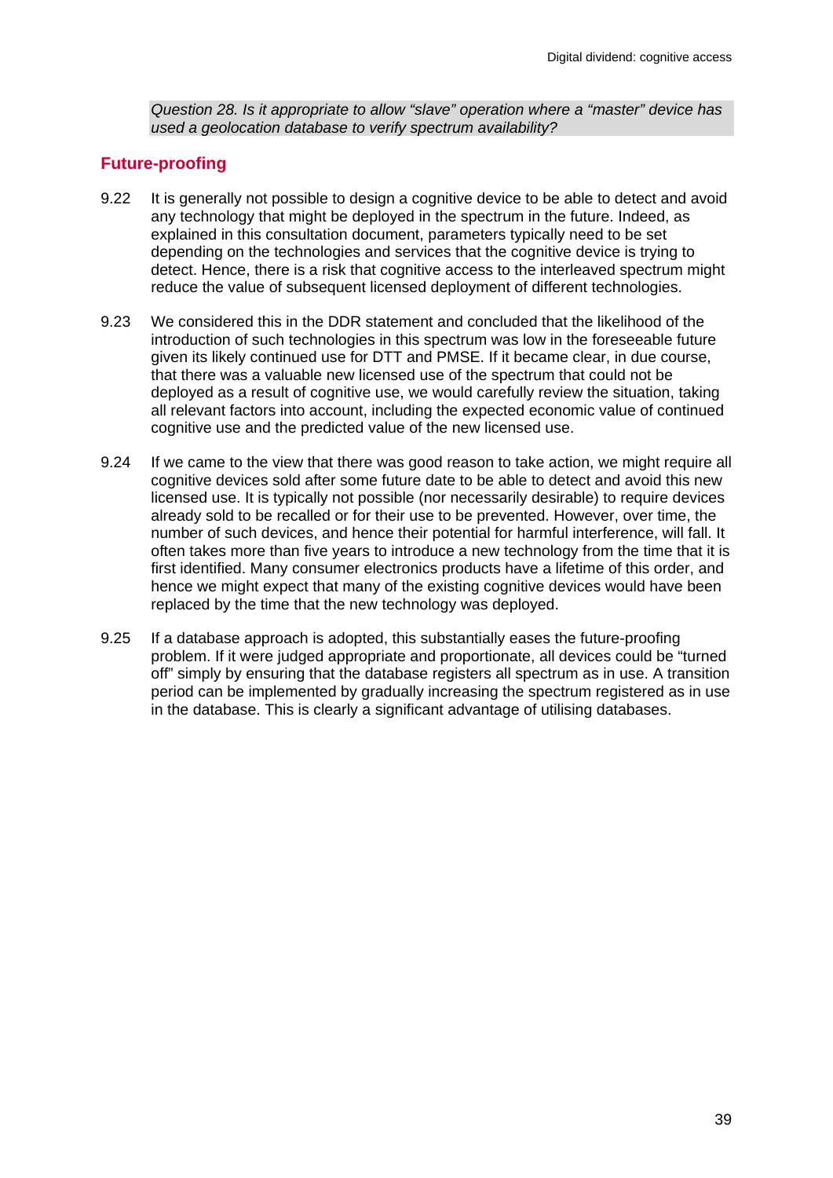*Question 28. Is it appropriate to allow "slave" operation where a "master" device has used a geolocation database to verify spectrum availability?*

## Future-proofing

9.22 It is generally not possible to design a cognitive device to be able to detect and avoid any technology that might be deployed in the spectrum in the future. Indeed, as explained in this consultation document, parameters typically need to be set depending on the technologies and services that the cognitive device is trying to detect. Hence, there is a risk that cognitive access to the interleaved spectrum might reduce the value of subsequent licensed deployment of different technologies.

9.23 We considered this in the DDR statement and concluded that the likelihood of the introduction of such technologies in this spectrum was low in the foreseeable future given its likely continued use for DTT and PMSE. If it became clear, in due course, that there was a valuable new licensed use of the spectrum that could not be deployed as a result of cognitive use, we would carefully review the situation, taking all relevant factors into account, including the expected economic value of continued cognitive use and the predicted value of the new licensed use.

9.24 If we came to the view that there was good reason to take action, we might require all cognitive devices sold after some future date to be able to detect and avoid this new licensed use. It is typically not possible (nor necessarily desirable) to require devices already sold to be recalled or for their use to be prevented. However, over time, the number of such devices, and hence their potential for harmful interference, will fall. It often takes more than five years to introduce a new technology from the time that it is first identified. Many consumer electronics products have a lifetime of this order, and hence we might expect that many of the existing cognitive devices would have been replaced by the time that the new technology was deployed.

9.25 If a database approach is adopted, this substantially eases the future-proofing problem. If it were judged appropriate and proportionate, all devices could be "turned off" simply by ensuring that the database registers all spectrum as in use. A transition period can be implemented by gradually increasing the spectrum registered as in use in the database. This is clearly a significant advantage of utilising databases.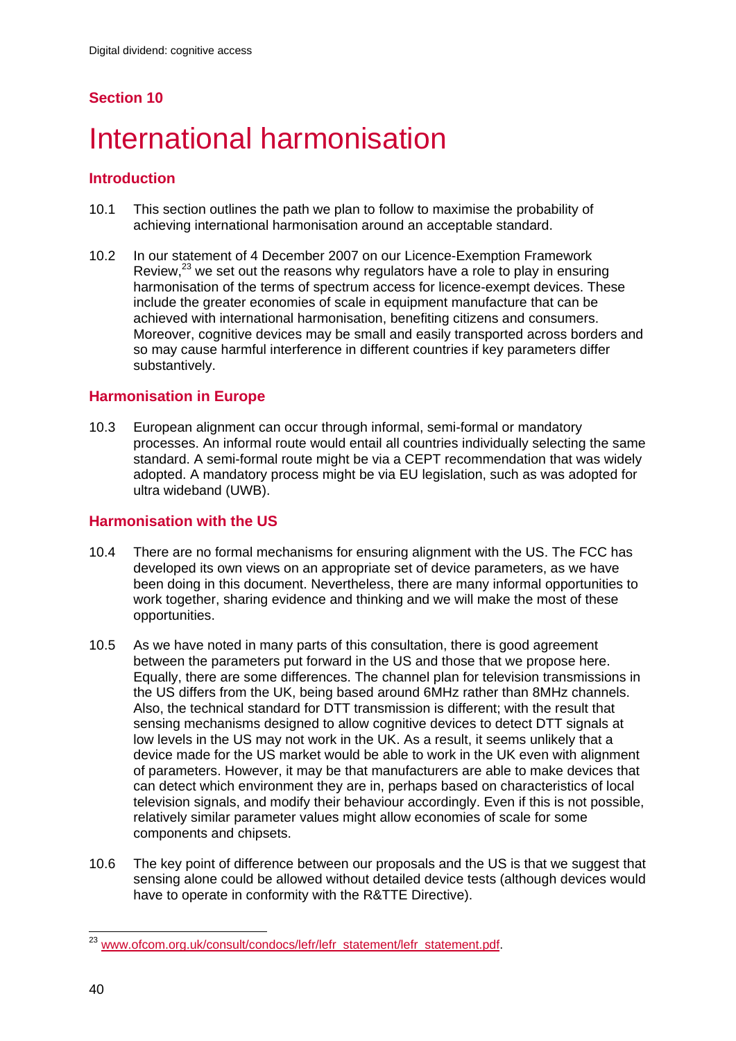## Section 10

# International harmonisation

### Introduction

10.1 This section outlines the path we plan to follow to maximise the probability of achieving international harmonisation around an acceptable standard.

10.2 In our statement of 4 December 2007 on our Licence-Exemption Framework Review,[23] we set out the reasons why regulators have a role to play in ensuring harmonisation of the terms of spectrum access for licence-exempt devices. These include the greater economies of scale in equipment manufacture that can be achieved with international harmonisation, benefiting citizens and consumers. Moreover, cognitive devices may be small and easily transported across borders and so may cause harmful interference in different countries if key parameters differ substantively.

### Harmonisation in Europe

10.3 European alignment can occur through informal, semi-formal or mandatory processes. An informal route would entail all countries individually selecting the same standard. A semi-formal route might be via a CEPT recommendation that was widely adopted. A mandatory process might be via EU legislation, such as was adopted for ultra wideband (UWB).

### Harmonisation with the US

10.4 There are no formal mechanisms for ensuring alignment with the US. The FCC has developed its own views on an appropriate set of device parameters, as we have been doing in this document. Nevertheless, there are many informal opportunities to work together, sharing evidence and thinking and we will make the most of these opportunities.

10.5 As we have noted in many parts of this consultation, there is good agreement between the parameters put forward in the US and those that we propose here. Equally, there are some differences. The channel plan for television transmissions in the US differs from the UK, being based around 6MHz rather than 8MHz channels. Also, the technical standard for DTT transmission is different; with the result that sensing mechanisms designed to allow cognitive devices to detect DTT signals at low levels in the US may not work in the UK. As a result, it seems unlikely that a device made for the US market would be able to work in the UK even with alignment of parameters. However, it may be that manufacturers are able to make devices that can detect which environment they are in, perhaps based on characteristics of local television signals, and modify their behaviour accordingly. Even if this is not possible, relatively similar parameter values might allow economies of scale for some components and chipsets.

10.6 The key point of difference between our proposals and the US is that we suggest that sensing alone could be allowed without detailed device tests (although devices would have to operate in conformity with the R&TTE Directive).

---

[23] www.ofcom.org.uk/consult/condocs/lefr/lefr_statement/lefr_statement.pdf.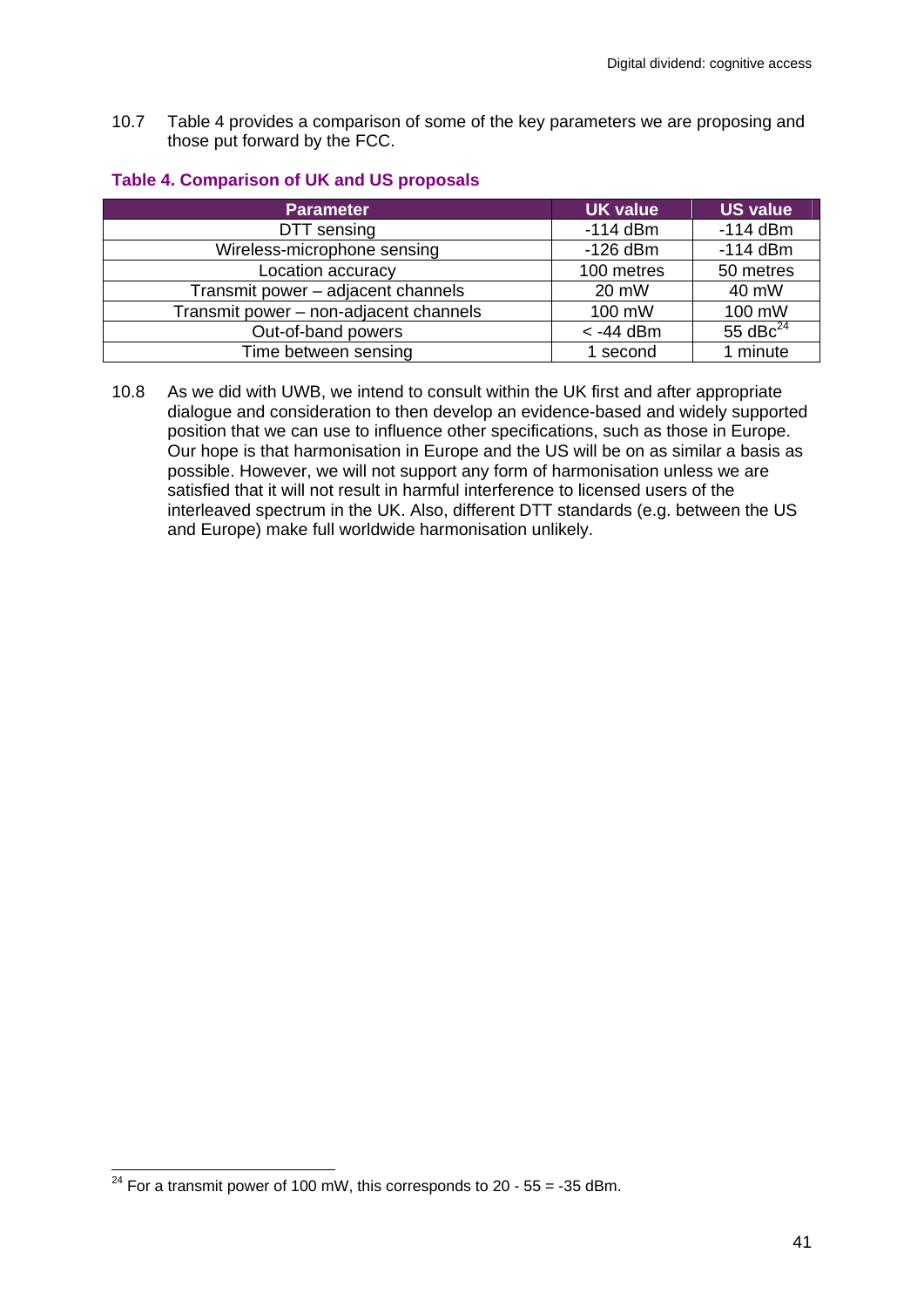10.7 Table 4 provides a comparison of some of the key parameters we are proposing and those put forward by the FCC.

**Table 4. Comparison of UK and US proposals**

| Parameter | UK value | US value |
|---|---|---|
| DTT sensing | -114 dBm | -114 dBm |
| Wireless-microphone sensing | -126 dBm | -114 dBm |
| Location accuracy | 100 metres | 50 metres |
| Transmit power – adjacent channels | 20 mW | 40 mW |
| Transmit power – non-adjacent channels | 100 mW | 100 mW |
| Out-of-band powers | < -44 dBm | 55 dBc[24] |
| Time between sensing | 1 second | 1 minute |

10.8 As we did with UWB, we intend to consult within the UK first and after appropriate dialogue and consideration to then develop an evidence-based and widely supported position that we can use to influence other specifications, such as those in Europe. Our hope is that harmonisation in Europe and the US will be on as similar a basis as possible. However, we will not support any form of harmonisation unless we are satisfied that it will not result in harmful interference to licensed users of the interleaved spectrum in the UK. Also, different DTT standards (e.g. between the US and Europe) make full worldwide harmonisation unlikely.

---

[24] For a transmit power of 100 mW, this corresponds to 20 - 55 = -35 dBm.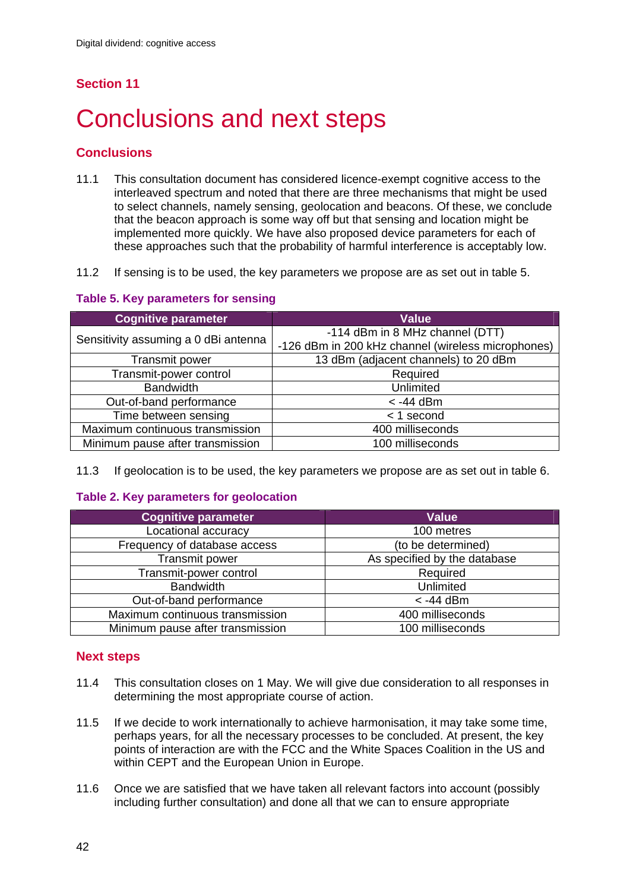Section 11

# Conclusions and next steps

## Conclusions

11.1 This consultation document has considered licence-exempt cognitive access to the interleaved spectrum and noted that there are three mechanisms that might be used to select channels, namely sensing, geolocation and beacons. Of these, we conclude that the beacon approach is some way off but that sensing and location might be implemented more quickly. We have also proposed device parameters for each of these approaches such that the probability of harmful interference is acceptably low.

11.2 If sensing is to be used, the key parameters we propose are as set out in table 5.

**Table 5. Key parameters for sensing**

| Cognitive parameter | Value |
|---|---|
| Sensitivity assuming a 0 dBi antenna | -114 dBm in 8 MHz channel (DTT)<br>-126 dBm in 200 kHz channel (wireless microphones) |
| Transmit power | 13 dBm (adjacent channels) to 20 dBm |
| Transmit-power control | Required |
| Bandwidth | Unlimited |
| Out-of-band performance | < -44 dBm |
| Time between sensing | < 1 second |
| Maximum continuous transmission | 400 milliseconds |
| Minimum pause after transmission | 100 milliseconds |

11.3 If geolocation is to be used, the key parameters we propose are as set out in table 6.

**Table 2. Key parameters for geolocation**

| Cognitive parameter | Value |
|---|---|
| Locational accuracy | 100 metres |
| Frequency of database access | (to be determined) |
| Transmit power | As specified by the database |
| Transmit-power control | Required |
| Bandwidth | Unlimited |
| Out-of-band performance | < -44 dBm |
| Maximum continuous transmission | 400 milliseconds |
| Minimum pause after transmission | 100 milliseconds |

## Next steps

11.4 This consultation closes on 1 May. We will give due consideration to all responses in determining the most appropriate course of action.

11.5 If we decide to work internationally to achieve harmonisation, it may take some time, perhaps years, for all the necessary processes to be concluded. At present, the key points of interaction are with the FCC and the White Spaces Coalition in the US and within CEPT and the European Union in Europe.

11.6 Once we are satisfied that we have taken all relevant factors into account (possibly including further consultation) and done all that we can to ensure appropriate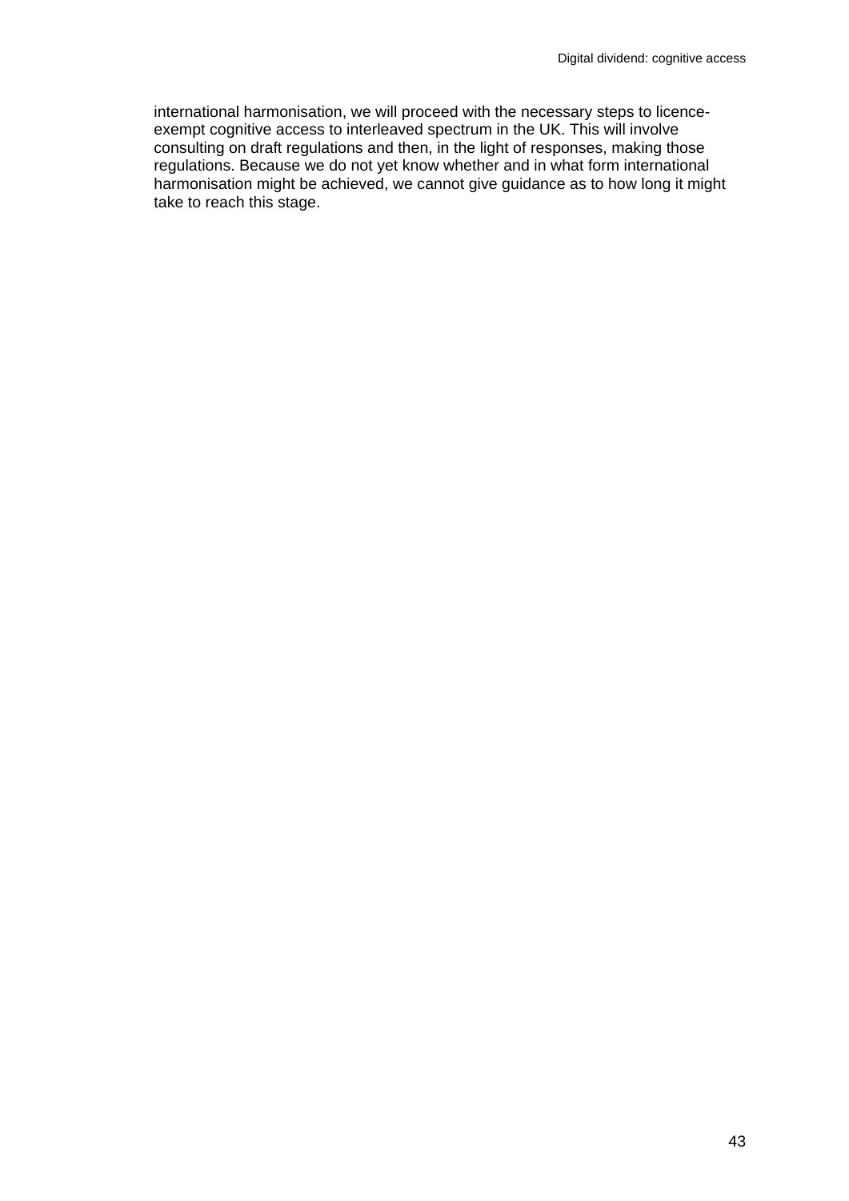international harmonisation, we will proceed with the necessary steps to licence-exempt cognitive access to interleaved spectrum in the UK. This will involve consulting on draft regulations and then, in the light of responses, making those regulations. Because we do not yet know whether and in what form international harmonisation might be achieved, we cannot give guidance as to how long it might take to reach this stage.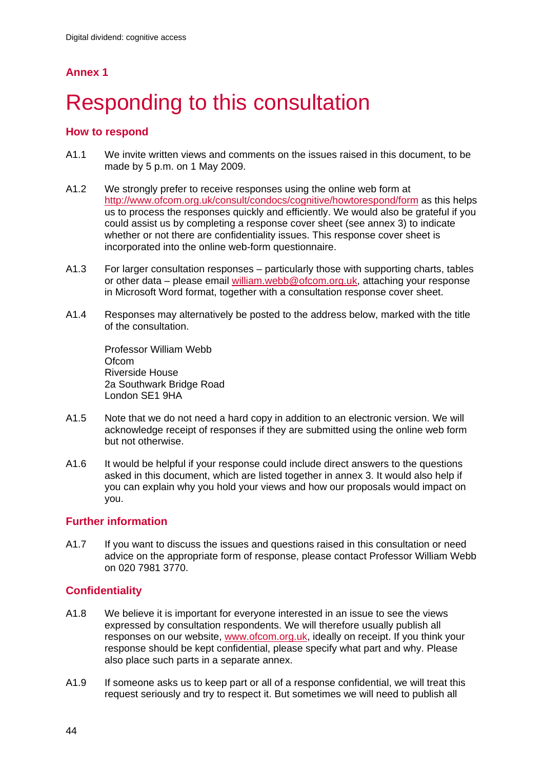## Annex 1

# Responding to this consultation

### How to respond

A1.1 We invite written views and comments on the issues raised in this document, to be made by 5 p.m. on 1 May 2009.

A1.2 We strongly prefer to receive responses using the online web form at http://www.ofcom.org.uk/consult/condocs/cognitive/howtorespond/form as this helps us to process the responses quickly and efficiently. We would also be grateful if you could assist us by completing a response cover sheet (see annex 3) to indicate whether or not there are confidentiality issues. This response cover sheet is incorporated into the online web-form questionnaire.

A1.3 For larger consultation responses – particularly those with supporting charts, tables or other data – please email william.webb@ofcom.org.uk, attaching your response in Microsoft Word format, together with a consultation response cover sheet.

A1.4 Responses may alternatively be posted to the address below, marked with the title of the consultation.

Professor William Webb
Ofcom
Riverside House
2a Southwark Bridge Road
London SE1 9HA

A1.5 Note that we do not need a hard copy in addition to an electronic version. We will acknowledge receipt of responses if they are submitted using the online web form but not otherwise.

A1.6 It would be helpful if your response could include direct answers to the questions asked in this document, which are listed together in annex 3. It would also help if you can explain why you hold your views and how our proposals would impact on you.

### Further information

A1.7 If you want to discuss the issues and questions raised in this consultation or need advice on the appropriate form of response, please contact Professor William Webb on 020 7981 3770.

### Confidentiality

A1.8 We believe it is important for everyone interested in an issue to see the views expressed by consultation respondents. We will therefore usually publish all responses on our website, www.ofcom.org.uk, ideally on receipt. If you think your response should be kept confidential, please specify what part and why. Please also place such parts in a separate annex.

A1.9 If someone asks us to keep part or all of a response confidential, we will treat this request seriously and try to respect it. But sometimes we will need to publish all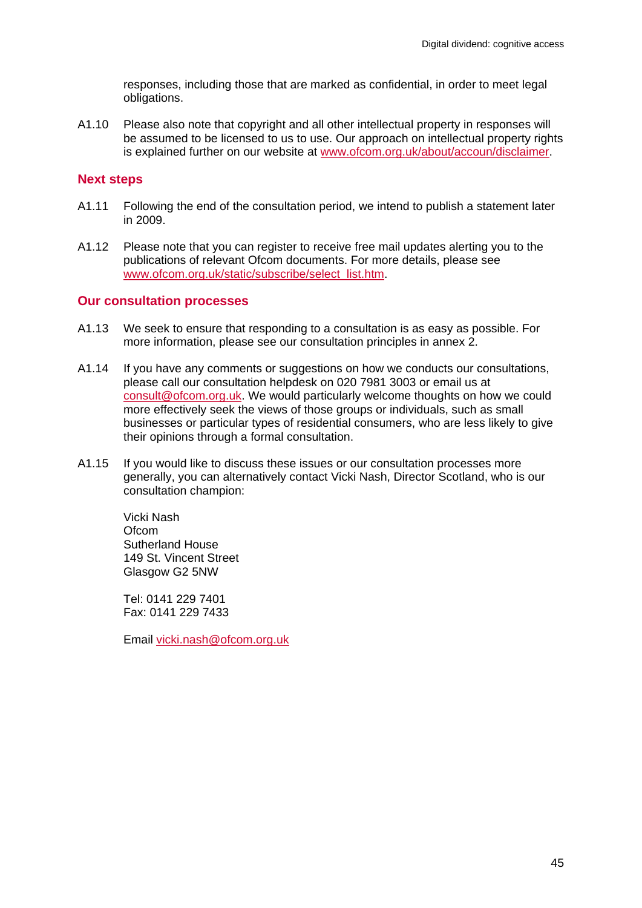responses, including those that are marked as confidential, in order to meet legal obligations.

A1.10 Please also note that copyright and all other intellectual property in responses will be assumed to be licensed to us to use. Our approach on intellectual property rights is explained further on our website at www.ofcom.org.uk/about/accoun/disclaimer.

## Next steps

A1.11 Following the end of the consultation period, we intend to publish a statement later in 2009.

A1.12 Please note that you can register to receive free mail updates alerting you to the publications of relevant Ofcom documents. For more details, please see www.ofcom.org.uk/static/subscribe/select_list.htm.

## Our consultation processes

A1.13 We seek to ensure that responding to a consultation is as easy as possible. For more information, please see our consultation principles in annex 2.

A1.14 If you have any comments or suggestions on how we conducts our consultations, please call our consultation helpdesk on 020 7981 3003 or email us at consult@ofcom.org.uk. We would particularly welcome thoughts on how we could more effectively seek the views of those groups or individuals, such as small businesses or particular types of residential consumers, who are less likely to give their opinions through a formal consultation.

A1.15 If you would like to discuss these issues or our consultation processes more generally, you can alternatively contact Vicki Nash, Director Scotland, who is our consultation champion:

Vicki Nash
Ofcom
Sutherland House
149 St. Vincent Street
Glasgow G2 5NW

Tel: 0141 229 7401
Fax: 0141 229 7433

Email vicki.nash@ofcom.org.uk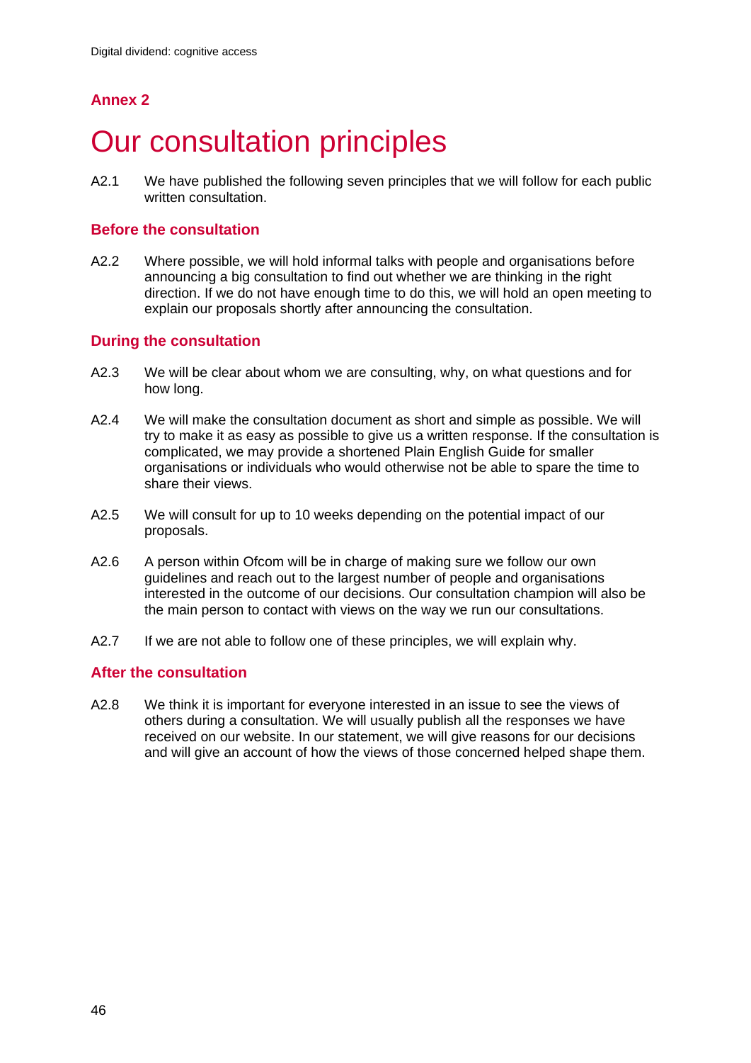## Annex 2

# Our consultation principles

A2.1 We have published the following seven principles that we will follow for each public written consultation.

### Before the consultation

A2.2 Where possible, we will hold informal talks with people and organisations before announcing a big consultation to find out whether we are thinking in the right direction. If we do not have enough time to do this, we will hold an open meeting to explain our proposals shortly after announcing the consultation.

### During the consultation

A2.3 We will be clear about whom we are consulting, why, on what questions and for how long.

A2.4 We will make the consultation document as short and simple as possible. We will try to make it as easy as possible to give us a written response. If the consultation is complicated, we may provide a shortened Plain English Guide for smaller organisations or individuals who would otherwise not be able to spare the time to share their views.

A2.5 We will consult for up to 10 weeks depending on the potential impact of our proposals.

A2.6 A person within Ofcom will be in charge of making sure we follow our own guidelines and reach out to the largest number of people and organisations interested in the outcome of our decisions. Our consultation champion will also be the main person to contact with views on the way we run our consultations.

A2.7 If we are not able to follow one of these principles, we will explain why.

### After the consultation

A2.8 We think it is important for everyone interested in an issue to see the views of others during a consultation. We will usually publish all the responses we have received on our website. In our statement, we will give reasons for our decisions and will give an account of how the views of those concerned helped shape them.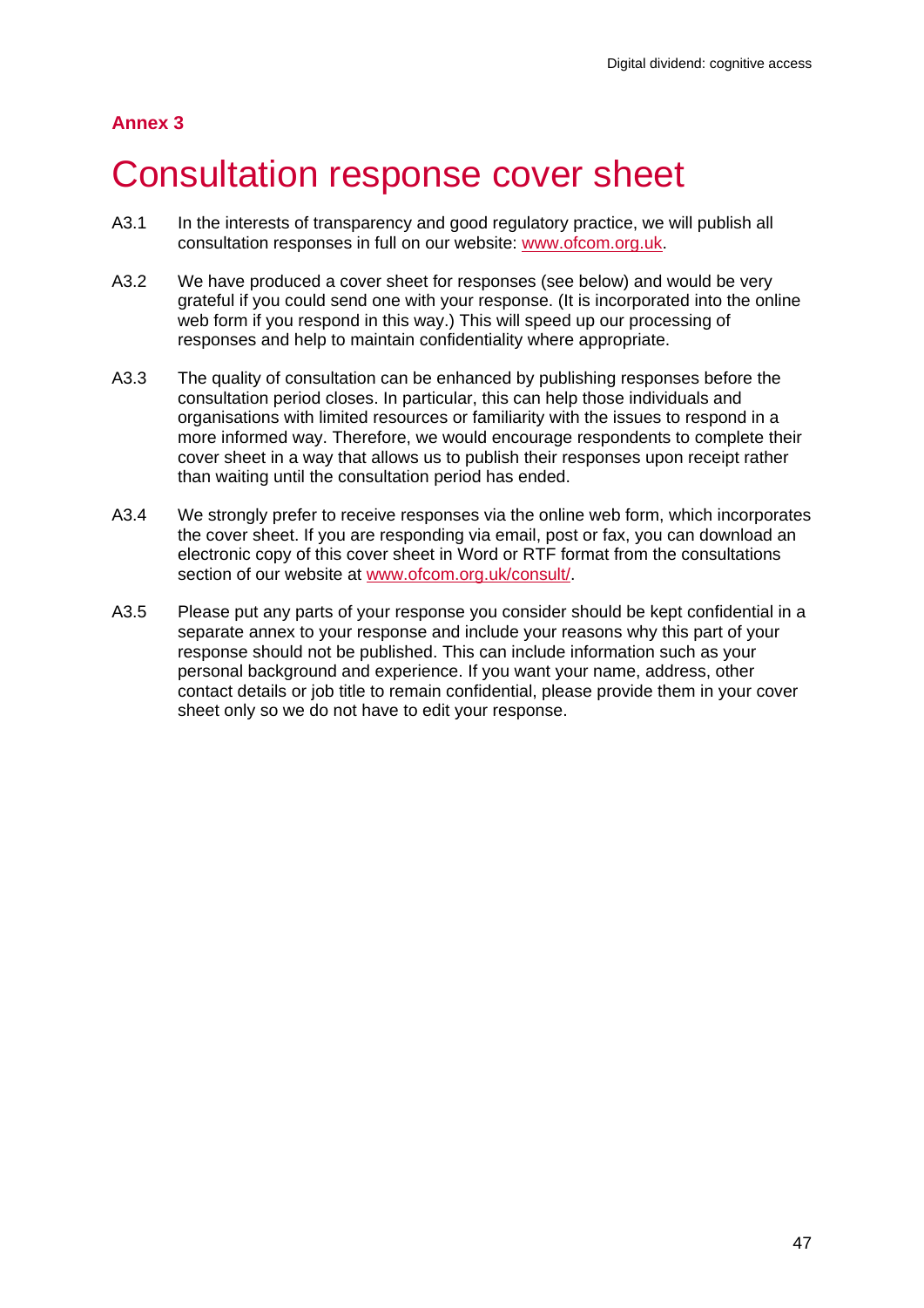**Annex 3**

# Consultation response cover sheet

A3.1 In the interests of transparency and good regulatory practice, we will publish all consultation responses in full on our website: www.ofcom.org.uk.

A3.2 We have produced a cover sheet for responses (see below) and would be very grateful if you could send one with your response. (It is incorporated into the online web form if you respond in this way.) This will speed up our processing of responses and help to maintain confidentiality where appropriate.

A3.3 The quality of consultation can be enhanced by publishing responses before the consultation period closes. In particular, this can help those individuals and organisations with limited resources or familiarity with the issues to respond in a more informed way. Therefore, we would encourage respondents to complete their cover sheet in a way that allows us to publish their responses upon receipt rather than waiting until the consultation period has ended.

A3.4 We strongly prefer to receive responses via the online web form, which incorporates the cover sheet. If you are responding via email, post or fax, you can download an electronic copy of this cover sheet in Word or RTF format from the consultations section of our website at www.ofcom.org.uk/consult/.

A3.5 Please put any parts of your response you consider should be kept confidential in a separate annex to your response and include your reasons why this part of your response should not be published. This can include information such as your personal background and experience. If you want your name, address, other contact details or job title to remain confidential, please provide them in your cover sheet only so we do not have to edit your response.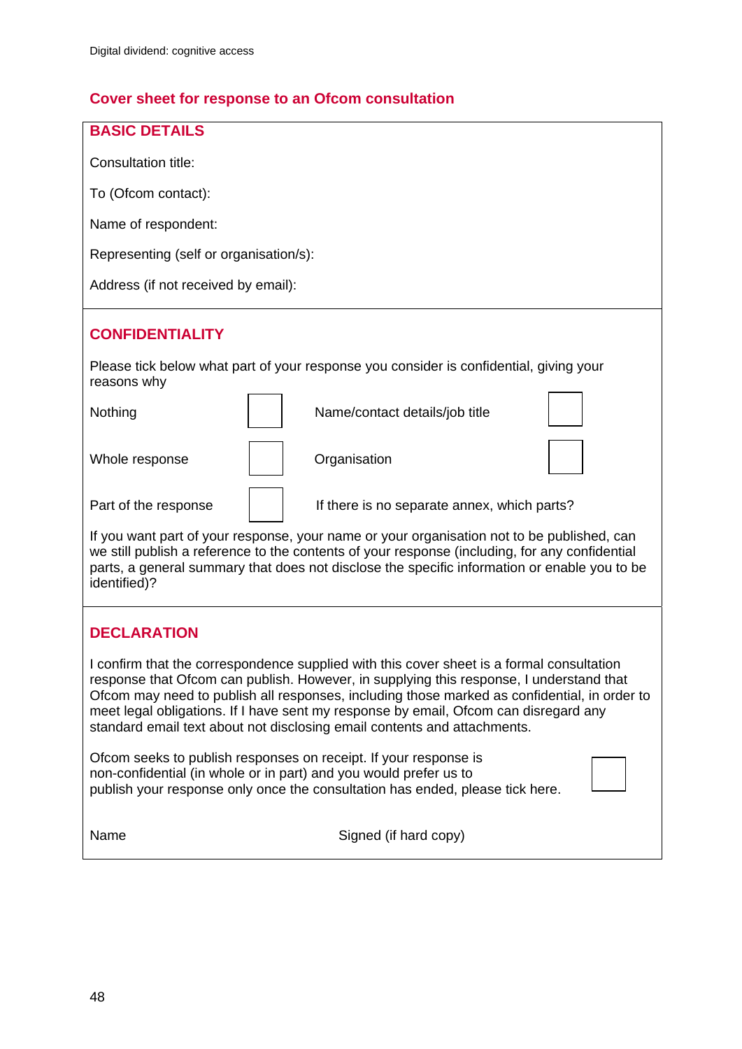## Cover sheet for response to an Ofcom consultation

### BASIC DETAILS

Consultation title:

To (Ofcom contact):

Name of respondent:

Representing (self or organisation/s):

Address (if not received by email):

### CONFIDENTIALITY

Please tick below what part of your response you consider is confidential, giving your reasons why

| | | | |
|---|---|---|---|
| Nothing | ☐ | Name/contact details/job title | ☐ |
| Whole response | ☐ | Organisation | ☐ |
| Part of the response | ☐ | If there is no separate annex, which parts? | |

If you want part of your response, your name or your organisation not to be published, can we still publish a reference to the contents of your response (including, for any confidential parts, a general summary that does not disclose the specific information or enable you to be identified)?

### DECLARATION

I confirm that the correspondence supplied with this cover sheet is a formal consultation response that Ofcom can publish. However, in supplying this response, I understand that Ofcom may need to publish all responses, including those marked as confidential, in order to meet legal obligations. If I have sent my response by email, Ofcom can disregard any standard email text about not disclosing email contents and attachments.

Ofcom seeks to publish responses on receipt. If your response is non-confidential (in whole or in part) and you would prefer us to publish your response only once the consultation has ended, please tick here. ☐

Name Signed (if hard copy)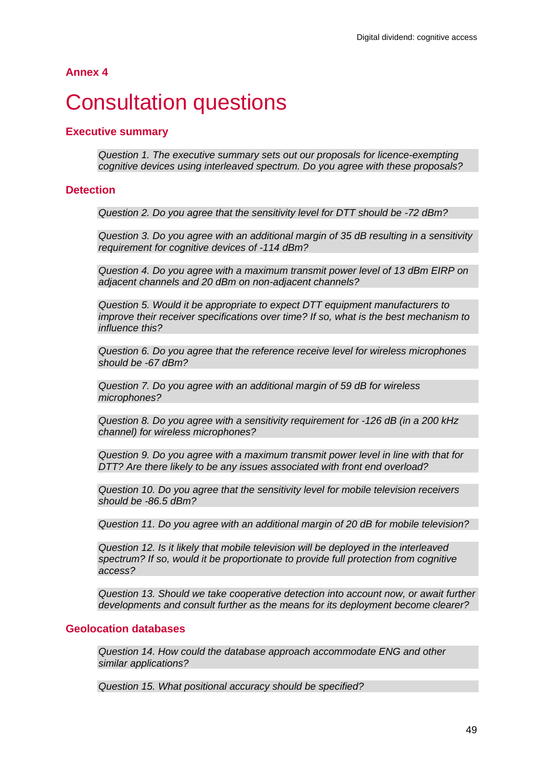## Annex 4

# Consultation questions

### Executive summary

*Question 1. The executive summary sets out our proposals for licence-exempting cognitive devices using interleaved spectrum. Do you agree with these proposals?*

### Detection

*Question 2. Do you agree that the sensitivity level for DTT should be -72 dBm?*

*Question 3. Do you agree with an additional margin of 35 dB resulting in a sensitivity requirement for cognitive devices of -114 dBm?*

*Question 4. Do you agree with a maximum transmit power level of 13 dBm EIRP on adjacent channels and 20 dBm on non-adjacent channels?*

*Question 5. Would it be appropriate to expect DTT equipment manufacturers to improve their receiver specifications over time? If so, what is the best mechanism to influence this?*

*Question 6. Do you agree that the reference receive level for wireless microphones should be -67 dBm?*

*Question 7. Do you agree with an additional margin of 59 dB for wireless microphones?*

*Question 8. Do you agree with a sensitivity requirement for -126 dB (in a 200 kHz channel) for wireless microphones?*

*Question 9. Do you agree with a maximum transmit power level in line with that for DTT? Are there likely to be any issues associated with front end overload?*

*Question 10. Do you agree that the sensitivity level for mobile television receivers should be -86.5 dBm?*

*Question 11. Do you agree with an additional margin of 20 dB for mobile television?*

*Question 12. Is it likely that mobile television will be deployed in the interleaved spectrum? If so, would it be proportionate to provide full protection from cognitive access?*

*Question 13. Should we take cooperative detection into account now, or await further developments and consult further as the means for its deployment become clearer?*

### Geolocation databases

*Question 14. How could the database approach accommodate ENG and other similar applications?*

*Question 15. What positional accuracy should be specified?*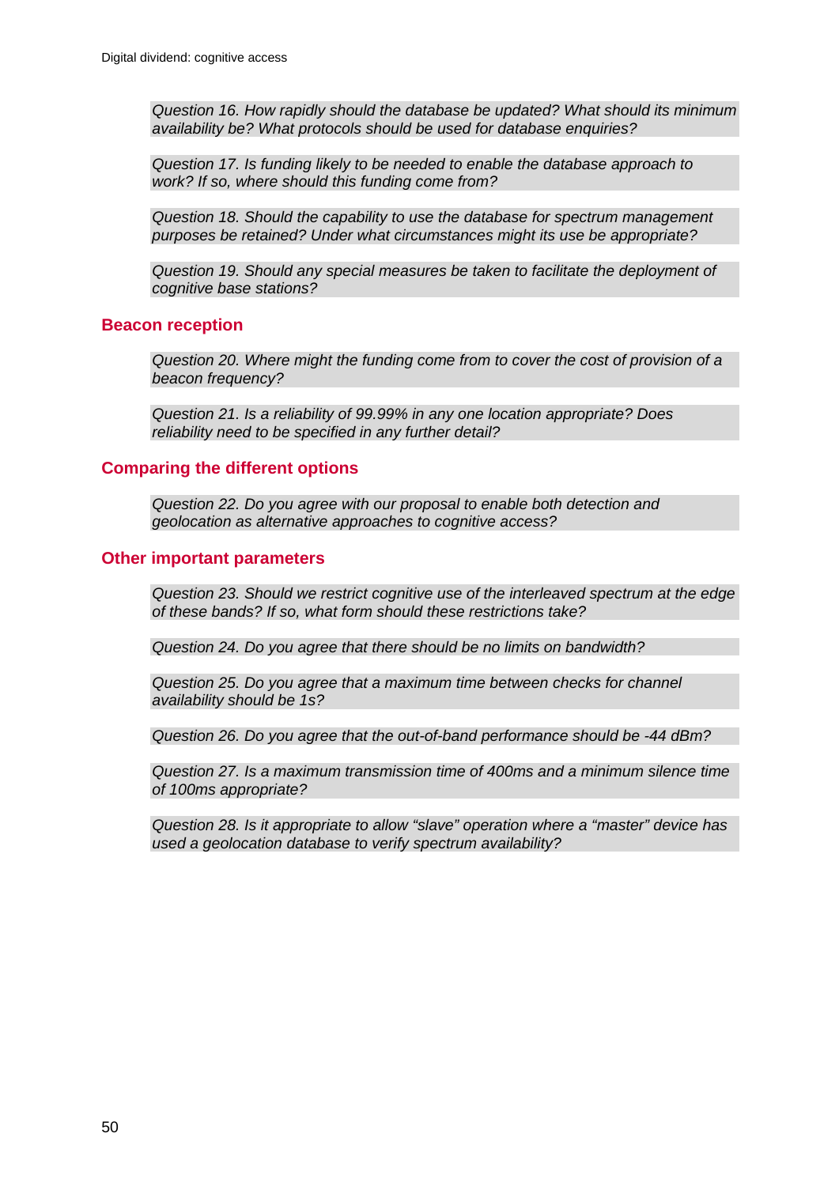*Question 16. How rapidly should the database be updated? What should its minimum availability be? What protocols should be used for database enquiries?*

*Question 17. Is funding likely to be needed to enable the database approach to work? If so, where should this funding come from?*

*Question 18. Should the capability to use the database for spectrum management purposes be retained? Under what circumstances might its use be appropriate?*

*Question 19. Should any special measures be taken to facilitate the deployment of cognitive base stations?*

## Beacon reception

*Question 20. Where might the funding come from to cover the cost of provision of a beacon frequency?*

*Question 21. Is a reliability of 99.99% in any one location appropriate? Does reliability need to be specified in any further detail?*

## Comparing the different options

*Question 22. Do you agree with our proposal to enable both detection and geolocation as alternative approaches to cognitive access?*

## Other important parameters

*Question 23. Should we restrict cognitive use of the interleaved spectrum at the edge of these bands? If so, what form should these restrictions take?*

*Question 24. Do you agree that there should be no limits on bandwidth?*

*Question 25. Do you agree that a maximum time between checks for channel availability should be 1s?*

*Question 26. Do you agree that the out-of-band performance should be -44 dBm?*

*Question 27. Is a maximum transmission time of 400ms and a minimum silence time of 100ms appropriate?*

*Question 28. Is it appropriate to allow “slave” operation where a “master” device has used a geolocation database to verify spectrum availability?*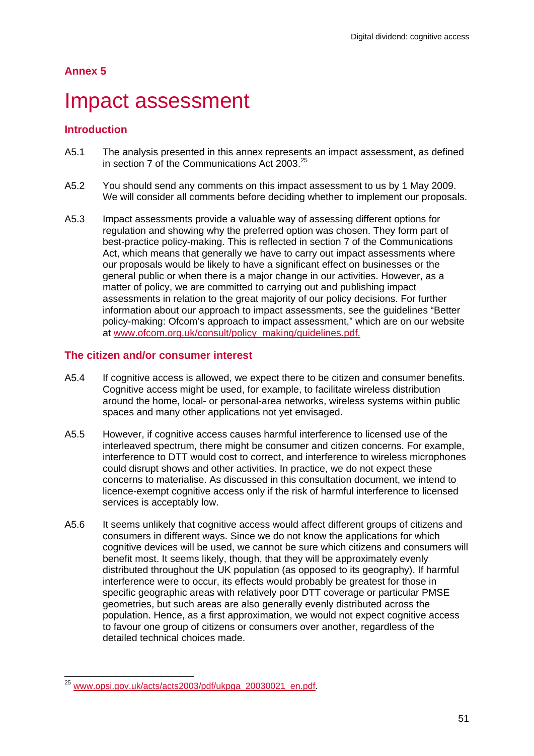## Annex 5

# Impact assessment

### Introduction

A5.1 The analysis presented in this annex represents an impact assessment, as defined in section 7 of the Communications Act 2003.[25]

A5.2 You should send any comments on this impact assessment to us by 1 May 2009. We will consider all comments before deciding whether to implement our proposals.

A5.3 Impact assessments provide a valuable way of assessing different options for regulation and showing why the preferred option was chosen. They form part of best-practice policy-making. This is reflected in section 7 of the Communications Act, which means that generally we have to carry out impact assessments where our proposals would be likely to have a significant effect on businesses or the general public or when there is a major change in our activities. However, as a matter of policy, we are committed to carrying out and publishing impact assessments in relation to the great majority of our policy decisions. For further information about our approach to impact assessments, see the guidelines "Better policy-making: Ofcom's approach to impact assessment," which are on our website at www.ofcom.org.uk/consult/policy_making/guidelines.pdf.

### The citizen and/or consumer interest

A5.4 If cognitive access is allowed, we expect there to be citizen and consumer benefits. Cognitive access might be used, for example, to facilitate wireless distribution around the home, local- or personal-area networks, wireless systems within public spaces and many other applications not yet envisaged.

A5.5 However, if cognitive access causes harmful interference to licensed use of the interleaved spectrum, there might be consumer and citizen concerns. For example, interference to DTT would cost to correct, and interference to wireless microphones could disrupt shows and other activities. In practice, we do not expect these concerns to materialise. As discussed in this consultation document, we intend to licence-exempt cognitive access only if the risk of harmful interference to licensed services is acceptably low.

A5.6 It seems unlikely that cognitive access would affect different groups of citizens and consumers in different ways. Since we do not know the applications for which cognitive devices will be used, we cannot be sure which citizens and consumers will benefit most. It seems likely, though, that they will be approximately evenly distributed throughout the UK population (as opposed to its geography). If harmful interference were to occur, its effects would probably be greatest for those in specific geographic areas with relatively poor DTT coverage or particular PMSE geometries, but such areas are also generally evenly distributed across the population. Hence, as a first approximation, we would not expect cognitive access to favour one group of citizens or consumers over another, regardless of the detailed technical choices made.

---

[25] www.opsi.gov.uk/acts/acts2003/pdf/ukpga_20030021_en.pdf.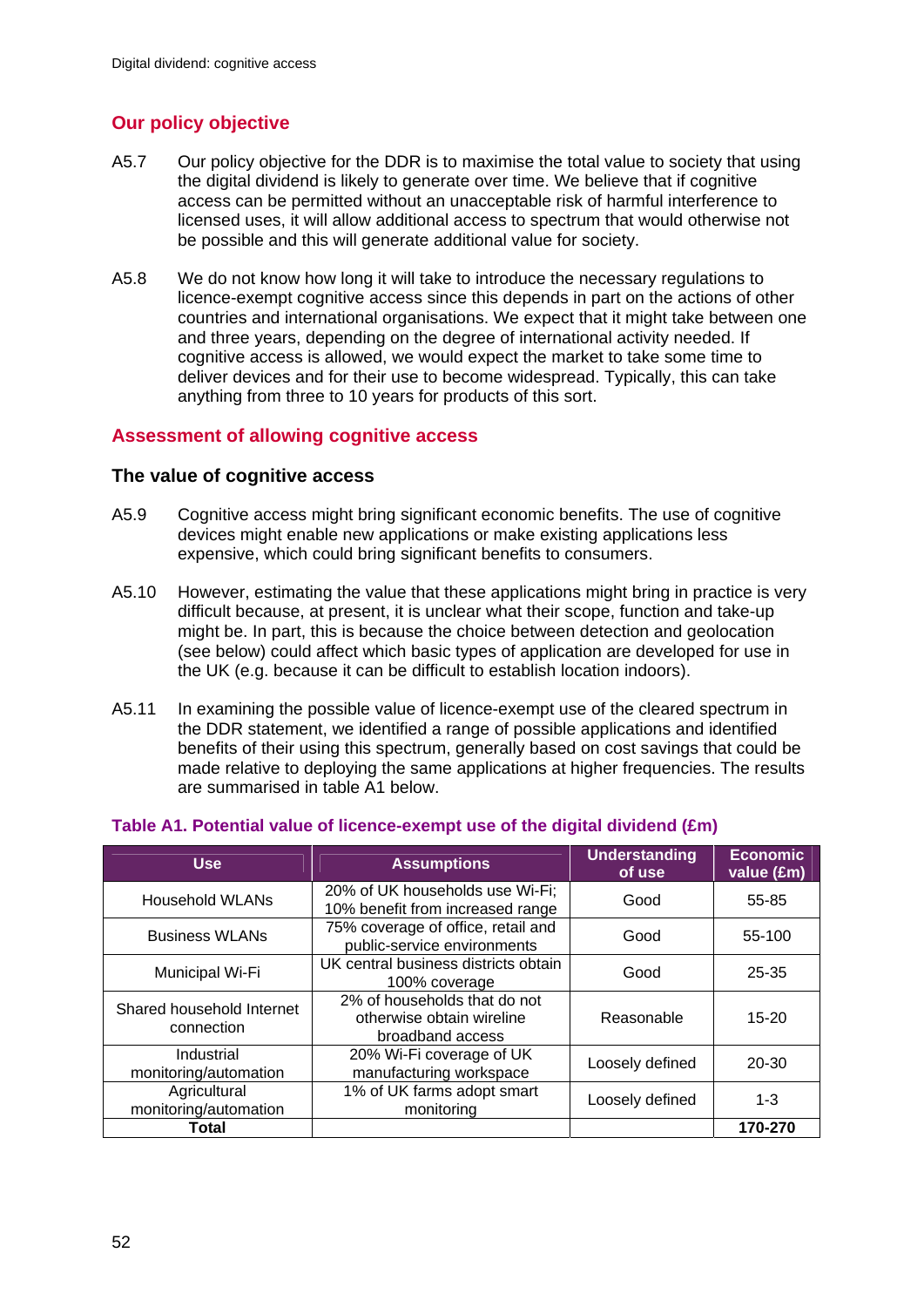## Our policy objective

A5.7 Our policy objective for the DDR is to maximise the total value to society that using the digital dividend is likely to generate over time. We believe that if cognitive access can be permitted without an unacceptable risk of harmful interference to licensed uses, it will allow additional access to spectrum that would otherwise not be possible and this will generate additional value for society.

A5.8 We do not know how long it will take to introduce the necessary regulations to licence-exempt cognitive access since this depends in part on the actions of other countries and international organisations. We expect that it might take between one and three years, depending on the degree of international activity needed. If cognitive access is allowed, we would expect the market to take some time to deliver devices and for their use to become widespread. Typically, this can take anything from three to 10 years for products of this sort.

## Assessment of allowing cognitive access

### The value of cognitive access

A5.9 Cognitive access might bring significant economic benefits. The use of cognitive devices might enable new applications or make existing applications less expensive, which could bring significant benefits to consumers.

A5.10 However, estimating the value that these applications might bring in practice is very difficult because, at present, it is unclear what their scope, function and take-up might be. In part, this is because the choice between detection and geolocation (see below) could affect which basic types of application are developed for use in the UK (e.g. because it can be difficult to establish location indoors).

A5.11 In examining the possible value of licence-exempt use of the cleared spectrum in the DDR statement, we identified a range of possible applications and identified benefits of their using this spectrum, generally based on cost savings that could be made relative to deploying the same applications at higher frequencies. The results are summarised in table A1 below.

**Table A1. Potential value of licence-exempt use of the digital dividend (£m)**

| Use | Assumptions | Understanding of use | Economic value (£m) |
|---|---|---|---|
| Household WLANs | 20% of UK households use Wi-Fi; 10% benefit from increased range | Good | 55-85 |
| Business WLANs | 75% coverage of office, retail and public-service environments | Good | 55-100 |
| Municipal Wi-Fi | UK central business districts obtain 100% coverage | Good | 25-35 |
| Shared household Internet connection | 2% of households that do not otherwise obtain wireline broadband access | Reasonable | 15-20 |
| Industrial monitoring/automation | 20% Wi-Fi coverage of UK manufacturing workspace | Loosely defined | 20-30 |
| Agricultural monitoring/automation | 1% of UK farms adopt smart monitoring | Loosely defined | 1-3 |
| **Total** | | | **170-270** |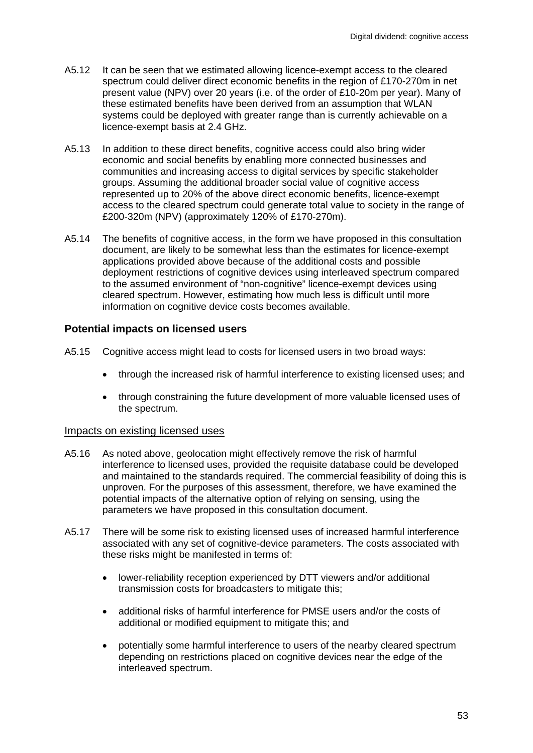A5.12 It can be seen that we estimated allowing licence-exempt access to the cleared spectrum could deliver direct economic benefits in the region of £170-270m in net present value (NPV) over 20 years (i.e. of the order of £10-20m per year). Many of these estimated benefits have been derived from an assumption that WLAN systems could be deployed with greater range than is currently achievable on a licence-exempt basis at 2.4 GHz.

A5.13 In addition to these direct benefits, cognitive access could also bring wider economic and social benefits by enabling more connected businesses and communities and increasing access to digital services by specific stakeholder groups. Assuming the additional broader social value of cognitive access represented up to 20% of the above direct economic benefits, licence-exempt access to the cleared spectrum could generate total value to society in the range of £200-320m (NPV) (approximately 120% of £170-270m).

A5.14 The benefits of cognitive access, in the form we have proposed in this consultation document, are likely to be somewhat less than the estimates for licence-exempt applications provided above because of the additional costs and possible deployment restrictions of cognitive devices using interleaved spectrum compared to the assumed environment of "non-cognitive" licence-exempt devices using cleared spectrum. However, estimating how much less is difficult until more information on cognitive device costs becomes available.

### Potential impacts on licensed users

A5.15 Cognitive access might lead to costs for licensed users in two broad ways:

- through the increased risk of harmful interference to existing licensed uses; and
- through constraining the future development of more valuable licensed uses of the spectrum.

#### Impacts on existing licensed uses

A5.16 As noted above, geolocation might effectively remove the risk of harmful interference to licensed uses, provided the requisite database could be developed and maintained to the standards required. The commercial feasibility of doing this is unproven. For the purposes of this assessment, therefore, we have examined the potential impacts of the alternative option of relying on sensing, using the parameters we have proposed in this consultation document.

A5.17 There will be some risk to existing licensed uses of increased harmful interference associated with any set of cognitive-device parameters. The costs associated with these risks might be manifested in terms of:

- lower-reliability reception experienced by DTT viewers and/or additional transmission costs for broadcasters to mitigate this;
- additional risks of harmful interference for PMSE users and/or the costs of additional or modified equipment to mitigate this; and
- potentially some harmful interference to users of the nearby cleared spectrum depending on restrictions placed on cognitive devices near the edge of the interleaved spectrum.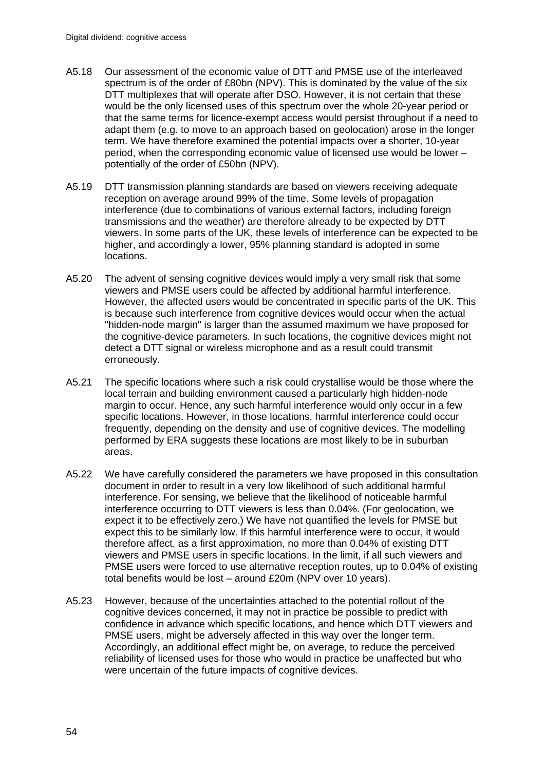A5.18 Our assessment of the economic value of DTT and PMSE use of the interleaved spectrum is of the order of £80bn (NPV). This is dominated by the value of the six DTT multiplexes that will operate after DSO. However, it is not certain that these would be the only licensed uses of this spectrum over the whole 20-year period or that the same terms for licence-exempt access would persist throughout if a need to adapt them (e.g. to move to an approach based on geolocation) arose in the longer term. We have therefore examined the potential impacts over a shorter, 10-year period, when the corresponding economic value of licensed use would be lower – potentially of the order of £50bn (NPV).

A5.19 DTT transmission planning standards are based on viewers receiving adequate reception on average around 99% of the time. Some levels of propagation interference (due to combinations of various external factors, including foreign transmissions and the weather) are therefore already to be expected by DTT viewers. In some parts of the UK, these levels of interference can be expected to be higher, and accordingly a lower, 95% planning standard is adopted in some locations.

A5.20 The advent of sensing cognitive devices would imply a very small risk that some viewers and PMSE users could be affected by additional harmful interference. However, the affected users would be concentrated in specific parts of the UK. This is because such interference from cognitive devices would occur when the actual "hidden-node margin" is larger than the assumed maximum we have proposed for the cognitive-device parameters. In such locations, the cognitive devices might not detect a DTT signal or wireless microphone and as a result could transmit erroneously.

A5.21 The specific locations where such a risk could crystallise would be those where the local terrain and building environment caused a particularly high hidden-node margin to occur. Hence, any such harmful interference would only occur in a few specific locations. However, in those locations, harmful interference could occur frequently, depending on the density and use of cognitive devices. The modelling performed by ERA suggests these locations are most likely to be in suburban areas.

A5.22 We have carefully considered the parameters we have proposed in this consultation document in order to result in a very low likelihood of such additional harmful interference. For sensing, we believe that the likelihood of noticeable harmful interference occurring to DTT viewers is less than 0.04%. (For geolocation, we expect it to be effectively zero.) We have not quantified the levels for PMSE but expect this to be similarly low. If this harmful interference were to occur, it would therefore affect, as a first approximation, no more than 0.04% of existing DTT viewers and PMSE users in specific locations. In the limit, if all such viewers and PMSE users were forced to use alternative reception routes, up to 0.04% of existing total benefits would be lost – around £20m (NPV over 10 years).

A5.23 However, because of the uncertainties attached to the potential rollout of the cognitive devices concerned, it may not in practice be possible to predict with confidence in advance which specific locations, and hence which DTT viewers and PMSE users, might be adversely affected in this way over the longer term. Accordingly, an additional effect might be, on average, to reduce the perceived reliability of licensed uses for those who would in practice be unaffected but who were uncertain of the future impacts of cognitive devices.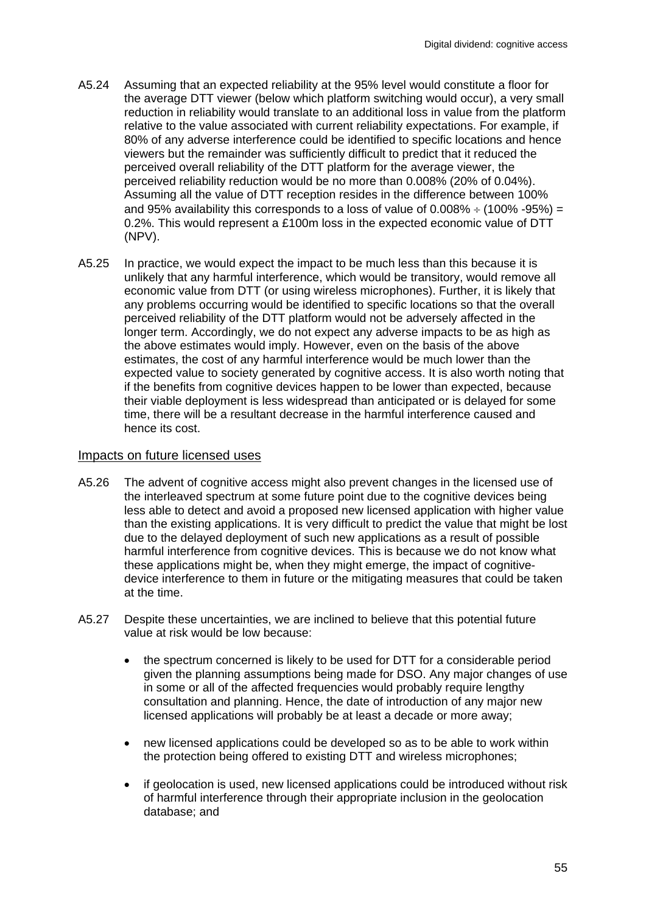A5.24 Assuming that an expected reliability at the 95% level would constitute a floor for the average DTT viewer (below which platform switching would occur), a very small reduction in reliability would translate to an additional loss in value from the platform relative to the value associated with current reliability expectations. For example, if 80% of any adverse interference could be identified to specific locations and hence viewers but the remainder was sufficiently difficult to predict that it reduced the perceived overall reliability of the DTT platform for the average viewer, the perceived reliability reduction would be no more than 0.008% (20% of 0.04%). Assuming all the value of DTT reception resides in the difference between 100% and 95% availability this corresponds to a loss of value of 0.008% ÷ (100% -95%) = 0.2%. This would represent a £100m loss in the expected economic value of DTT (NPV).

A5.25 In practice, we would expect the impact to be much less than this because it is unlikely that any harmful interference, which would be transitory, would remove all economic value from DTT (or using wireless microphones). Further, it is likely that any problems occurring would be identified to specific locations so that the overall perceived reliability of the DTT platform would not be adversely affected in the longer term. Accordingly, we do not expect any adverse impacts to be as high as the above estimates would imply. However, even on the basis of the above estimates, the cost of any harmful interference would be much lower than the expected value to society generated by cognitive access. It is also worth noting that if the benefits from cognitive devices happen to be lower than expected, because their viable deployment is less widespread than anticipated or is delayed for some time, there will be a resultant decrease in the harmful interference caused and hence its cost.

## Impacts on future licensed uses

A5.26 The advent of cognitive access might also prevent changes in the licensed use of the interleaved spectrum at some future point due to the cognitive devices being less able to detect and avoid a proposed new licensed application with higher value than the existing applications. It is very difficult to predict the value that might be lost due to the delayed deployment of such new applications as a result of possible harmful interference from cognitive devices. This is because we do not know what these applications might be, when they might emerge, the impact of cognitive-device interference to them in future or the mitigating measures that could be taken at the time.

A5.27 Despite these uncertainties, we are inclined to believe that this potential future value at risk would be low because:

- the spectrum concerned is likely to be used for DTT for a considerable period given the planning assumptions being made for DSO. Any major changes of use in some or all of the affected frequencies would probably require lengthy consultation and planning. Hence, the date of introduction of any major new licensed applications will probably be at least a decade or more away;
- new licensed applications could be developed so as to be able to work within the protection being offered to existing DTT and wireless microphones;
- if geolocation is used, new licensed applications could be introduced without risk of harmful interference through their appropriate inclusion in the geolocation database; and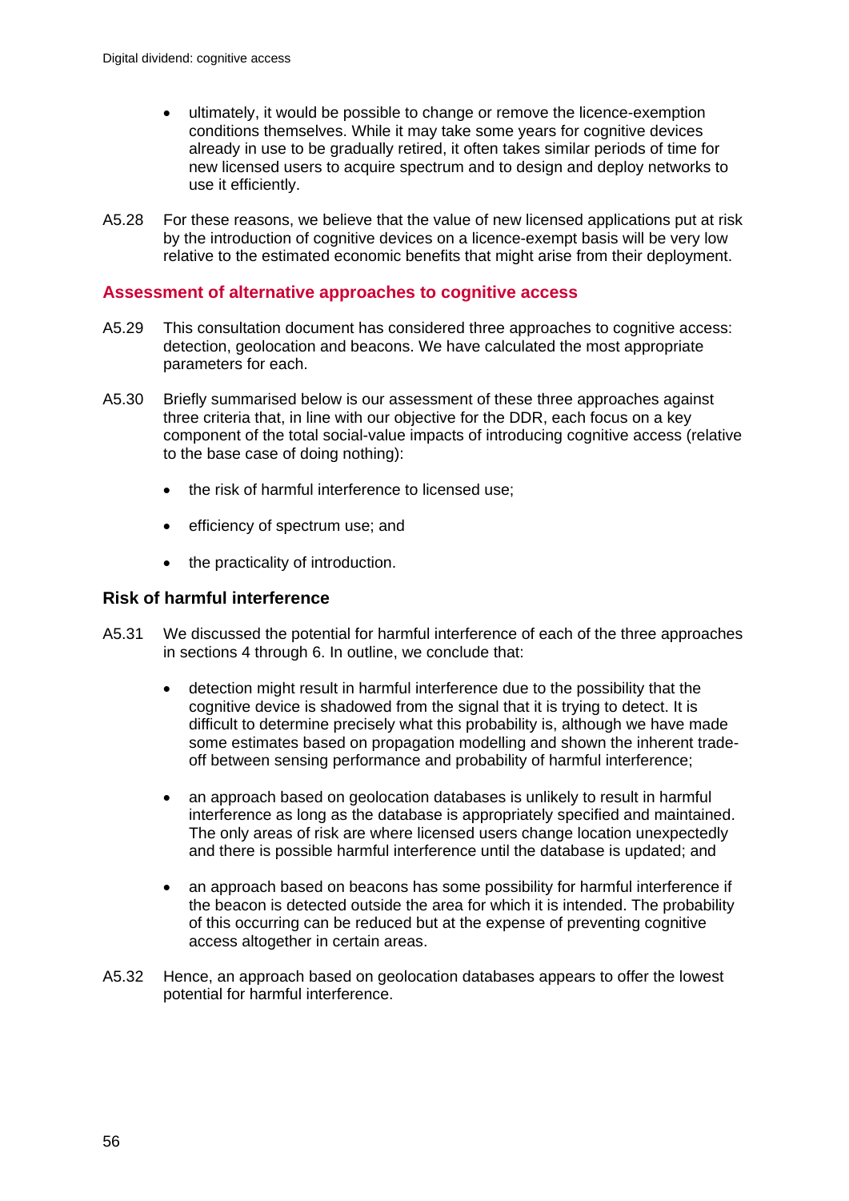- ultimately, it would be possible to change or remove the licence-exemption conditions themselves. While it may take some years for cognitive devices already in use to be gradually retired, it often takes similar periods of time for new licensed users to acquire spectrum and to design and deploy networks to use it efficiently.

A5.28 For these reasons, we believe that the value of new licensed applications put at risk by the introduction of cognitive devices on a licence-exempt basis will be very low relative to the estimated economic benefits that might arise from their deployment.

## Assessment of alternative approaches to cognitive access

A5.29 This consultation document has considered three approaches to cognitive access: detection, geolocation and beacons. We have calculated the most appropriate parameters for each.

A5.30 Briefly summarised below is our assessment of these three approaches against three criteria that, in line with our objective for the DDR, each focus on a key component of the total social-value impacts of introducing cognitive access (relative to the base case of doing nothing):

- the risk of harmful interference to licensed use;
- efficiency of spectrum use; and
- the practicality of introduction.

### Risk of harmful interference

A5.31 We discussed the potential for harmful interference of each of the three approaches in sections 4 through 6. In outline, we conclude that:

- detection might result in harmful interference due to the possibility that the cognitive device is shadowed from the signal that it is trying to detect. It is difficult to determine precisely what this probability is, although we have made some estimates based on propagation modelling and shown the inherent trade-off between sensing performance and probability of harmful interference;
- an approach based on geolocation databases is unlikely to result in harmful interference as long as the database is appropriately specified and maintained. The only areas of risk are where licensed users change location unexpectedly and there is possible harmful interference until the database is updated; and
- an approach based on beacons has some possibility for harmful interference if the beacon is detected outside the area for which it is intended. The probability of this occurring can be reduced but at the expense of preventing cognitive access altogether in certain areas.

A5.32 Hence, an approach based on geolocation databases appears to offer the lowest potential for harmful interference.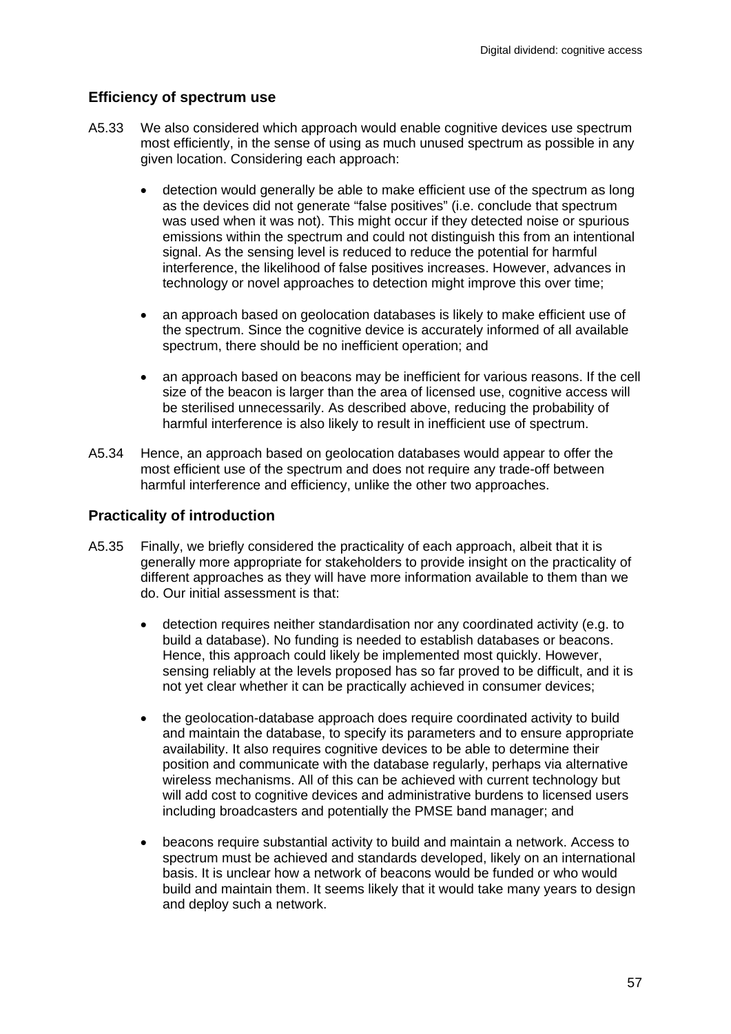## Efficiency of spectrum use

A5.33 We also considered which approach would enable cognitive devices use spectrum most efficiently, in the sense of using as much unused spectrum as possible in any given location. Considering each approach:

- detection would generally be able to make efficient use of the spectrum as long as the devices did not generate "false positives" (i.e. conclude that spectrum was used when it was not). This might occur if they detected noise or spurious emissions within the spectrum and could not distinguish this from an intentional signal. As the sensing level is reduced to reduce the potential for harmful interference, the likelihood of false positives increases. However, advances in technology or novel approaches to detection might improve this over time;

- an approach based on geolocation databases is likely to make efficient use of the spectrum. Since the cognitive device is accurately informed of all available spectrum, there should be no inefficient operation; and

- an approach based on beacons may be inefficient for various reasons. If the cell size of the beacon is larger than the area of licensed use, cognitive access will be sterilised unnecessarily. As described above, reducing the probability of harmful interference is also likely to result in inefficient use of spectrum.

A5.34 Hence, an approach based on geolocation databases would appear to offer the most efficient use of the spectrum and does not require any trade-off between harmful interference and efficiency, unlike the other two approaches.

## Practicality of introduction

A5.35 Finally, we briefly considered the practicality of each approach, albeit that it is generally more appropriate for stakeholders to provide insight on the practicality of different approaches as they will have more information available to them than we do. Our initial assessment is that:

- detection requires neither standardisation nor any coordinated activity (e.g. to build a database). No funding is needed to establish databases or beacons. Hence, this approach could likely be implemented most quickly. However, sensing reliably at the levels proposed has so far proved to be difficult, and it is not yet clear whether it can be practically achieved in consumer devices;

- the geolocation-database approach does require coordinated activity to build and maintain the database, to specify its parameters and to ensure appropriate availability. It also requires cognitive devices to be able to determine their position and communicate with the database regularly, perhaps via alternative wireless mechanisms. All of this can be achieved with current technology but will add cost to cognitive devices and administrative burdens to licensed users including broadcasters and potentially the PMSE band manager; and

- beacons require substantial activity to build and maintain a network. Access to spectrum must be achieved and standards developed, likely on an international basis. It is unclear how a network of beacons would be funded or who would build and maintain them. It seems likely that it would take many years to design and deploy such a network.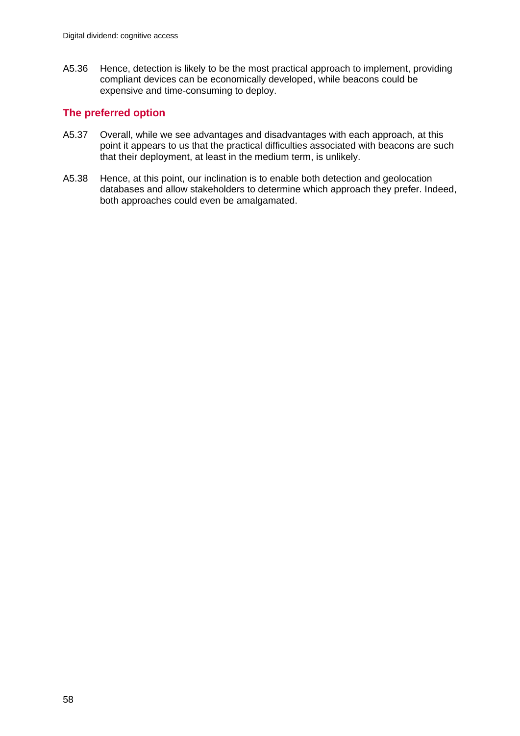A5.36 Hence, detection is likely to be the most practical approach to implement, providing compliant devices can be economically developed, while beacons could be expensive and time-consuming to deploy.

## The preferred option

A5.37 Overall, while we see advantages and disadvantages with each approach, at this point it appears to us that the practical difficulties associated with beacons are such that their deployment, at least in the medium term, is unlikely.

A5.38 Hence, at this point, our inclination is to enable both detection and geolocation databases and allow stakeholders to determine which approach they prefer. Indeed, both approaches could even be amalgamated.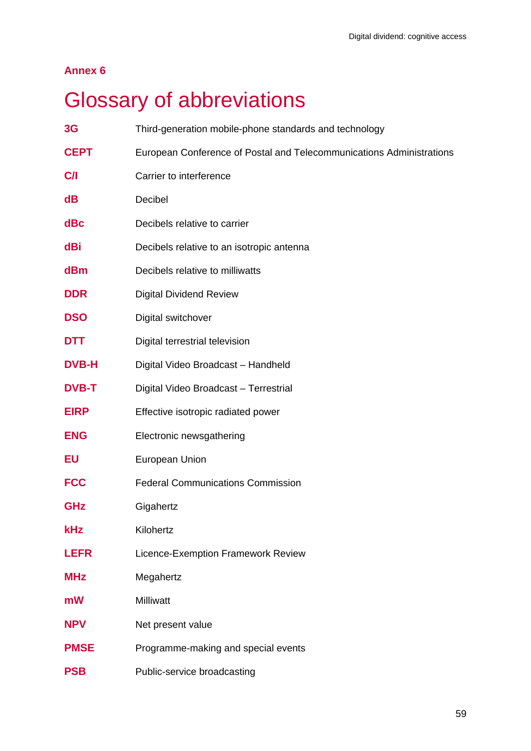**Annex 6**

# Glossary of abbreviations

| | |
|---|---|
| **3G** | Third-generation mobile-phone standards and technology |
| **CEPT** | European Conference of Postal and Telecommunications Administrations |
| **C/I** | Carrier to interference |
| **dB** | Decibel |
| **dBc** | Decibels relative to carrier |
| **dBi** | Decibels relative to an isotropic antenna |
| **dBm** | Decibels relative to milliwatts |
| **DDR** | Digital Dividend Review |
| **DSO** | Digital switchover |
| **DTT** | Digital terrestrial television |
| **DVB-H** | Digital Video Broadcast – Handheld |
| **DVB-T** | Digital Video Broadcast – Terrestrial |
| **EIRP** | Effective isotropic radiated power |
| **ENG** | Electronic newsgathering |
| **EU** | European Union |
| **FCC** | Federal Communications Commission |
| **GHz** | Gigahertz |
| **kHz** | Kilohertz |
| **LEFR** | Licence-Exemption Framework Review |
| **MHz** | Megahertz |
| **mW** | Milliwatt |
| **NPV** | Net present value |
| **PMSE** | Programme-making and special events |
| **PSB** | Public-service broadcasting |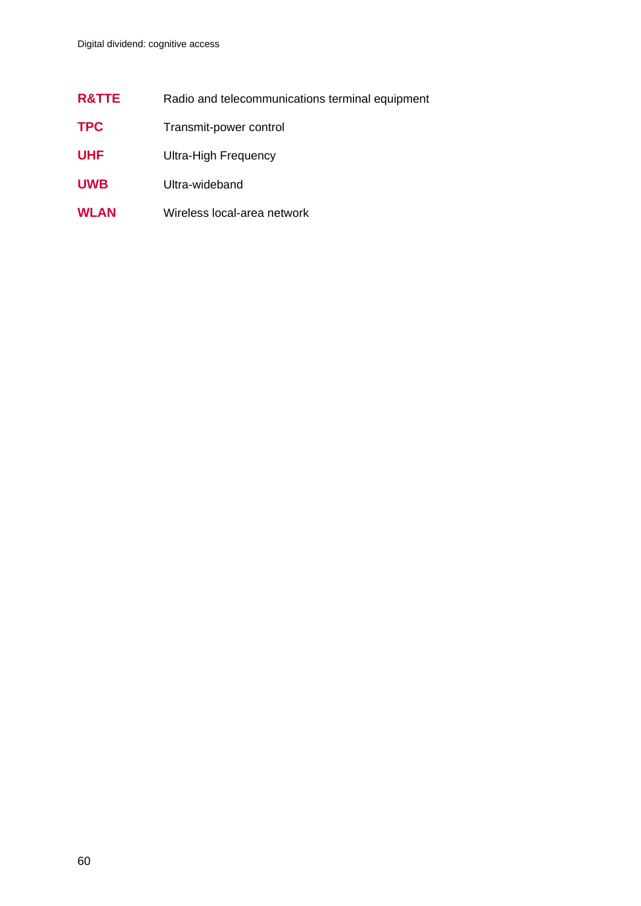**R&TTE** Radio and telecommunications terminal equipment

**TPC** Transmit-power control

**UHF** Ultra-High Frequency

**UWB** Ultra-wideband

**WLAN** Wireless local-area network